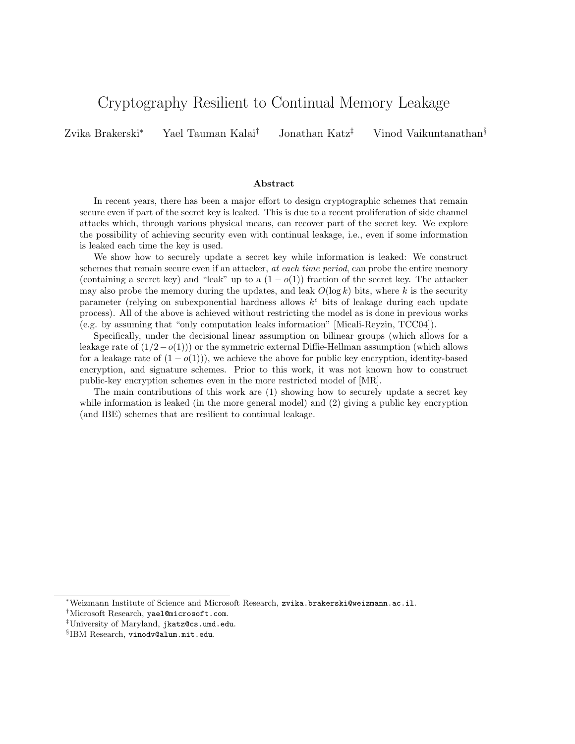# Cryptography Resilient to Continual Memory Leakage

Zvika Brakerski[*] Yael Tauman Kalai[†] Jonathan Katz[‡] Vinod Vaikuntanathan[§]

### Abstract

In recent years, there has been a major effort to design cryptographic schemes that remain secure even if part of the secret key is leaked. This is due to a recent proliferation of side channel attacks which, through various physical means, can recover part of the secret key. We explore the possibility of achieving security even with continual leakage, i.e., even if some information is leaked each time the key is used.

We show how to securely update a secret key while information is leaked: We construct schemes that remain secure even if an attacker, *at each time period*, can probe the entire memory (containing a secret key) and "leak" up to a $(1 - o(1))$ fraction of the secret key. The attacker may also probe the memory during the updates, and leak $O(\log k)$ bits, where $k$ is the security parameter (relying on subexponential hardness allows $k^\epsilon$ bits of leakage during each update process). All of the above is achieved without restricting the model as is done in previous works (e.g. by assuming that "only computation leaks information" [Micali-Reyzin, TCC04]).

Specifically, under the decisional linear assumption on bilinear groups (which allows for a leakage rate of $(1/2 - o(1))$) or the symmetric external Diffie-Hellman assumption (which allows for a leakage rate of $(1 - o(1))$), we achieve the above for public key encryption, identity-based encryption, and signature schemes. Prior to this work, it was not known how to construct public-key encryption schemes even in the more restricted model of [MR].

The main contributions of this work are (1) showing how to securely update a secret key while information is leaked (in the more general model) and (2) giving a public key encryption (and IBE) schemes that are resilient to continual leakage.

---

[*] Weizmann Institute of Science and Microsoft Research, `zvika.brakerski@weizmann.ac.il`.

[†] Microsoft Research, `yael@microsoft.com`.

[‡] University of Maryland, `jkatz@cs.umd.edu`.

[§] IBM Research, `vinodv@alum.mit.edu`.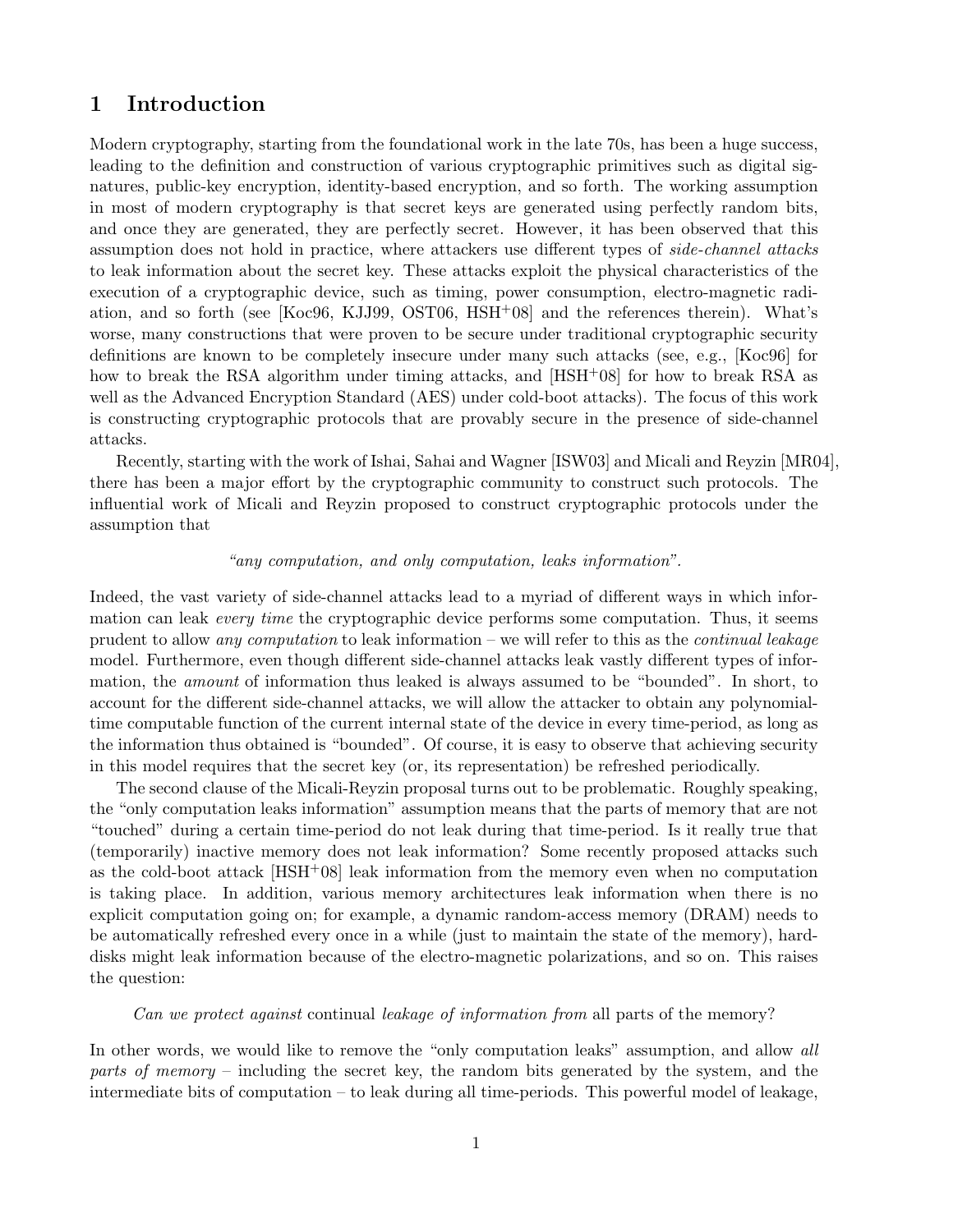# 1 Introduction

Modern cryptography, starting from the foundational work in the late 70s, has been a huge success, leading to the definition and construction of various cryptographic primitives such as digital signatures, public-key encryption, identity-based encryption, and so forth. The working assumption in most of modern cryptography is that secret keys are generated using perfectly random bits, and once they are generated, they are perfectly secret. However, it has been observed that this assumption does not hold in practice, where attackers use different types of *side-channel attacks* to leak information about the secret key. These attacks exploit the physical characteristics of the execution of a cryptographic device, such as timing, power consumption, electro-magnetic radiation, and so forth (see [Koc96, KJJ99, OST06, HSH+08] and the references therein). What's worse, many constructions that were proven to be secure under traditional cryptographic security definitions are known to be completely insecure under many such attacks (see, e.g., [Koc96] for how to break the RSA algorithm under timing attacks, and [HSH+08] for how to break RSA as well as the Advanced Encryption Standard (AES) under cold-boot attacks). The focus of this work is constructing cryptographic protocols that are provably secure in the presence of side-channel attacks.

Recently, starting with the work of Ishai, Sahai and Wagner [ISW03] and Micali and Reyzin [MR04], there has been a major effort by the cryptographic community to construct such protocols. The influential work of Micali and Reyzin proposed to construct cryptographic protocols under the assumption that

*"any computation, and only computation, leaks information".*

Indeed, the vast variety of side-channel attacks lead to a myriad of different ways in which information can leak *every time* the cryptographic device performs some computation. Thus, it seems prudent to allow *any computation* to leak information – we will refer to this as the *continual leakage* model. Furthermore, even though different side-channel attacks leak vastly different types of information, the *amount* of information thus leaked is always assumed to be "bounded". In short, to account for the different side-channel attacks, we will allow the attacker to obtain any polynomial-time computable function of the current internal state of the device in every time-period, as long as the information thus obtained is "bounded". Of course, it is easy to observe that achieving security in this model requires that the secret key (or, its representation) be refreshed periodically.

The second clause of the Micali-Reyzin proposal turns out to be problematic. Roughly speaking, the "only computation leaks information" assumption means that the parts of memory that are not "touched" during a certain time-period do not leak during that time-period. Is it really true that (temporarily) inactive memory does not leak information? Some recently proposed attacks such as the cold-boot attack [HSH+08] leak information from the memory even when no computation is taking place. In addition, various memory architectures leak information when there is no explicit computation going on; for example, a dynamic random-access memory (DRAM) needs to be automatically refreshed every once in a while (just to maintain the state of the memory), hard-disks might leak information because of the electro-magnetic polarizations, and so on. This raises the question:

*Can we protect against* continual *leakage of information from* all parts of the memory?

In other words, we would like to remove the "only computation leaks" assumption, and allow *all parts of memory* – including the secret key, the random bits generated by the system, and the intermediate bits of computation – to leak during all time-periods. This powerful model of leakage,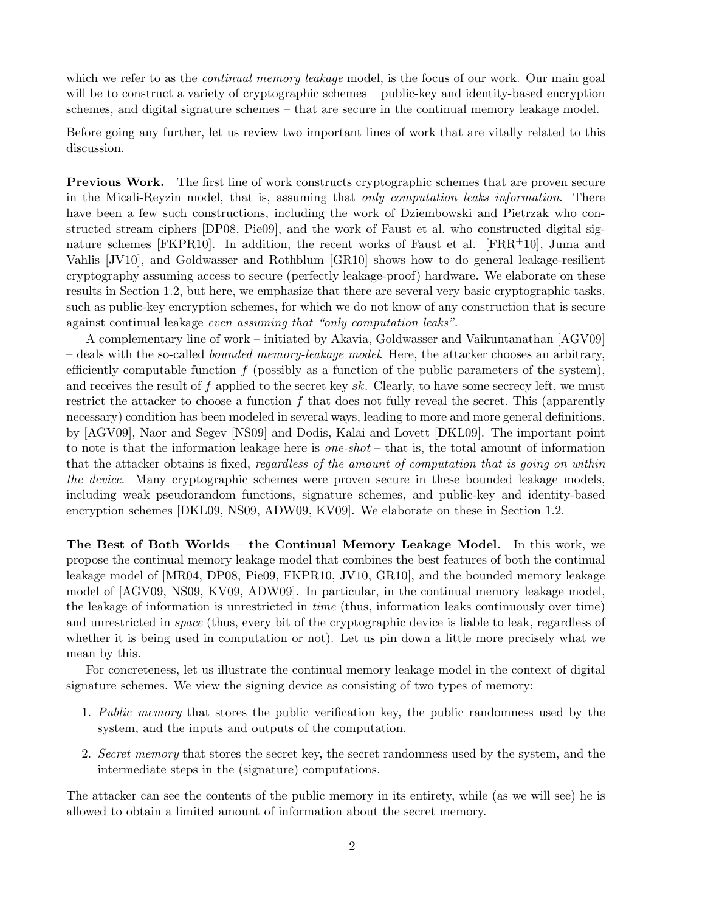which we refer to as the *continual memory leakage* model, is the focus of our work. Our main goal will be to construct a variety of cryptographic schemes – public-key and identity-based encryption schemes, and digital signature schemes – that are secure in the continual memory leakage model.

Before going any further, let us review two important lines of work that are vitally related to this discussion.

**Previous Work.** The first line of work constructs cryptographic schemes that are proven secure in the Micali-Reyzin model, that is, assuming that *only computation leaks information*. There have been a few such constructions, including the work of Dziembowski and Pietrzak who constructed stream ciphers [DP08, Pie09], and the work of Faust et al. who constructed digital signature schemes [FKPR10]. In addition, the recent works of Faust et al. [FRR+10], Juma and Vahlis [JV10], and Goldwasser and Rothblum [GR10] shows how to do general leakage-resilient cryptography assuming access to secure (perfectly leakage-proof) hardware. We elaborate on these results in Section 1.2, but here, we emphasize that there are several very basic cryptographic tasks, such as public-key encryption schemes, for which we do not know of any construction that is secure against continual leakage *even assuming that "only computation leaks"*.

A complementary line of work – initiated by Akavia, Goldwasser and Vaikuntanathan [AGV09] – deals with the so-called *bounded memory-leakage model*. Here, the attacker chooses an arbitrary, efficiently computable function $f$ (possibly as a function of the public parameters of the system), and receives the result of $f$ applied to the secret key $sk$. Clearly, to have some secrecy left, we must restrict the attacker to choose a function $f$ that does not fully reveal the secret. This (apparently necessary) condition has been modeled in several ways, leading to more and more general definitions, by [AGV09], Naor and Segev [NS09] and Dodis, Kalai and Lovett [DKL09]. The important point to note is that the information leakage here is *one-shot* – that is, the total amount of information that the attacker obtains is fixed, *regardless of the amount of computation that is going on within the device*. Many cryptographic schemes were proven secure in these bounded leakage models, including weak pseudorandom functions, signature schemes, and public-key and identity-based encryption schemes [DKL09, NS09, ADW09, KV09]. We elaborate on these in Section 1.2.

**The Best of Both Worlds – the Continual Memory Leakage Model.** In this work, we propose the continual memory leakage model that combines the best features of both the continual leakage model of [MR04, DP08, Pie09, FKPR10, JV10, GR10], and the bounded memory leakage model of [AGV09, NS09, KV09, ADW09]. In particular, in the continual memory leakage model, the leakage of information is unrestricted in *time* (thus, information leaks continuously over time) and unrestricted in *space* (thus, every bit of the cryptographic device is liable to leak, regardless of whether it is being used in computation or not). Let us pin down a little more precisely what we mean by this.

For concreteness, let us illustrate the continual memory leakage model in the context of digital signature schemes. We view the signing device as consisting of two types of memory:

1. *Public memory* that stores the public verification key, the public randomness used by the system, and the inputs and outputs of the computation.
2. *Secret memory* that stores the secret key, the secret randomness used by the system, and the intermediate steps in the (signature) computations.

The attacker can see the contents of the public memory in its entirety, while (as we will see) he is allowed to obtain a limited amount of information about the secret memory.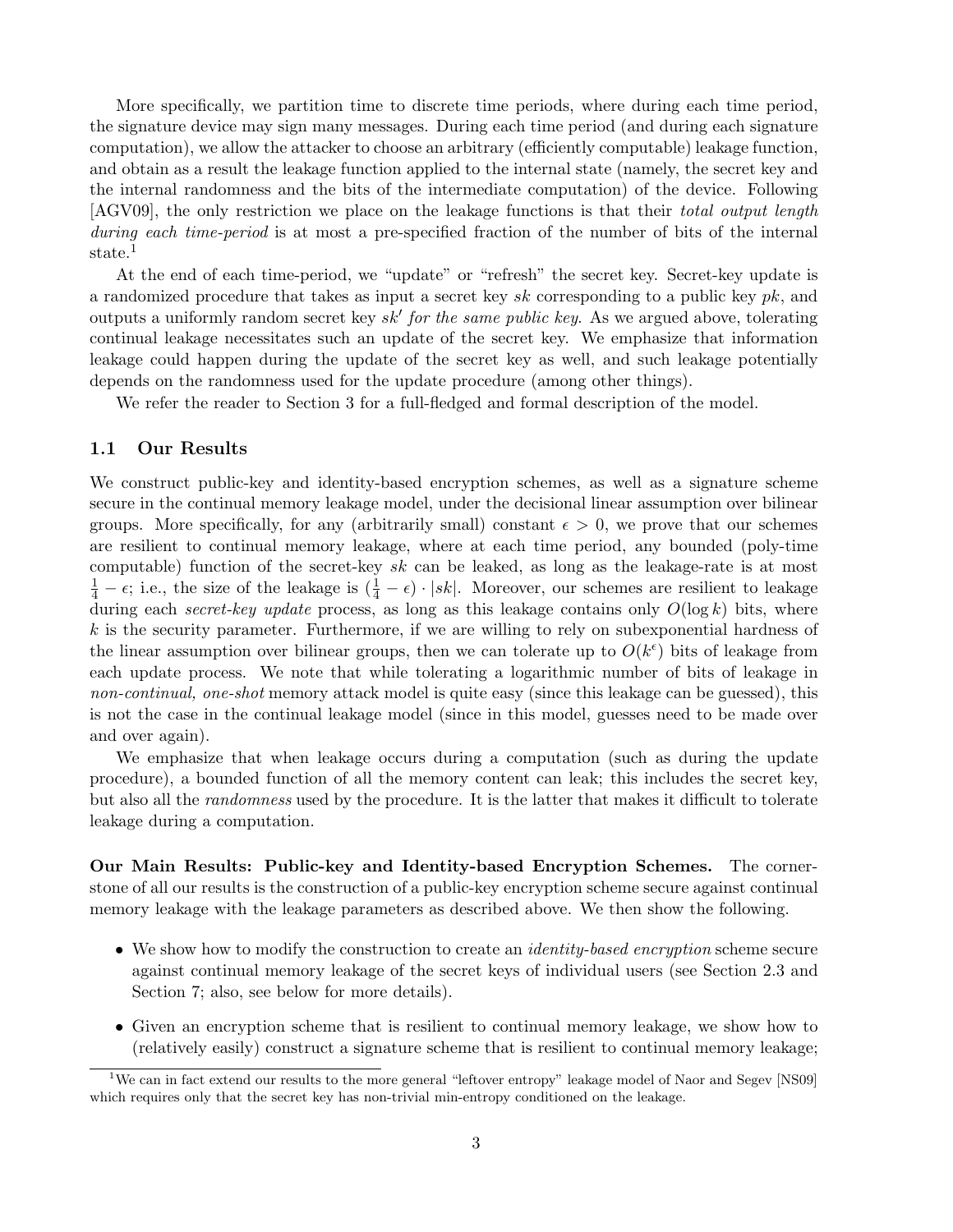More specifically, we partition time to discrete time periods, where during each time period, the signature device may sign many messages. During each time period (and during each signature computation), we allow the attacker to choose an arbitrary (efficiently computable) leakage function, and obtain as a result the leakage function applied to the internal state (namely, the secret key and the internal randomness and the bits of the intermediate computation) of the device. Following [AGV09], the only restriction we place on the leakage functions is that their *total output length during each time-period* is at most a pre-specified fraction of the number of bits of the internal state.[1]

At the end of each time-period, we "update" or "refresh" the secret key. Secret-key update is a randomized procedure that takes as input a secret key $sk$ corresponding to a public key $pk$, and outputs a uniformly random secret key $sk'$ *for the same public key*. As we argued above, tolerating continual leakage necessitates such an update of the secret key. We emphasize that information leakage could happen during the update of the secret key as well, and such leakage potentially depends on the randomness used for the update procedure (among other things).

We refer the reader to Section 3 for a full-fledged and formal description of the model.

## 1.1 Our Results

We construct public-key and identity-based encryption schemes, as well as a signature scheme secure in the continual memory leakage model, under the decisional linear assumption over bilinear groups. More specifically, for any (arbitrarily small) constant $\epsilon > 0$, we prove that our schemes are resilient to continual memory leakage, where at each time period, any bounded (poly-time computable) function of the secret-key $sk$ can be leaked, as long as the leakage-rate is at most $\frac{1}{4} - \epsilon$; i.e., the size of the leakage is $(\frac{1}{4} - \epsilon) \cdot |sk|$. Moreover, our schemes are resilient to leakage during each *secret-key update* process, as long as this leakage contains only $O(\log k)$ bits, where $k$ is the security parameter. Furthermore, if we are willing to rely on subexponential hardness of the linear assumption over bilinear groups, then we can tolerate up to $O(k^{\epsilon})$ bits of leakage from each update process. We note that while tolerating a logarithmic number of bits of leakage in *non-continual, one-shot* memory attack model is quite easy (since this leakage can be guessed), this is not the case in the continual leakage model (since in this model, guesses need to be made over and over again).

We emphasize that when leakage occurs during a computation (such as during the update procedure), a bounded function of all the memory content can leak; this includes the secret key, but also all the *randomness* used by the procedure. It is the latter that makes it difficult to tolerate leakage during a computation.

**Our Main Results: Public-key and Identity-based Encryption Schemes.** The cornerstone of all our results is the construction of a public-key encryption scheme secure against continual memory leakage with the leakage parameters as described above. We then show the following.

- We show how to modify the construction to create an *identity-based encryption* scheme secure against continual memory leakage of the secret keys of individual users (see Section 2.3 and Section 7; also, see below for more details).
- Given an encryption scheme that is resilient to continual memory leakage, we show how to (relatively easily) construct a signature scheme that is resilient to continual memory leakage;

[1] We can in fact extend our results to the more general "leftover entropy" leakage model of Naor and Segev [NS09] which requires only that the secret key has non-trivial min-entropy conditioned on the leakage.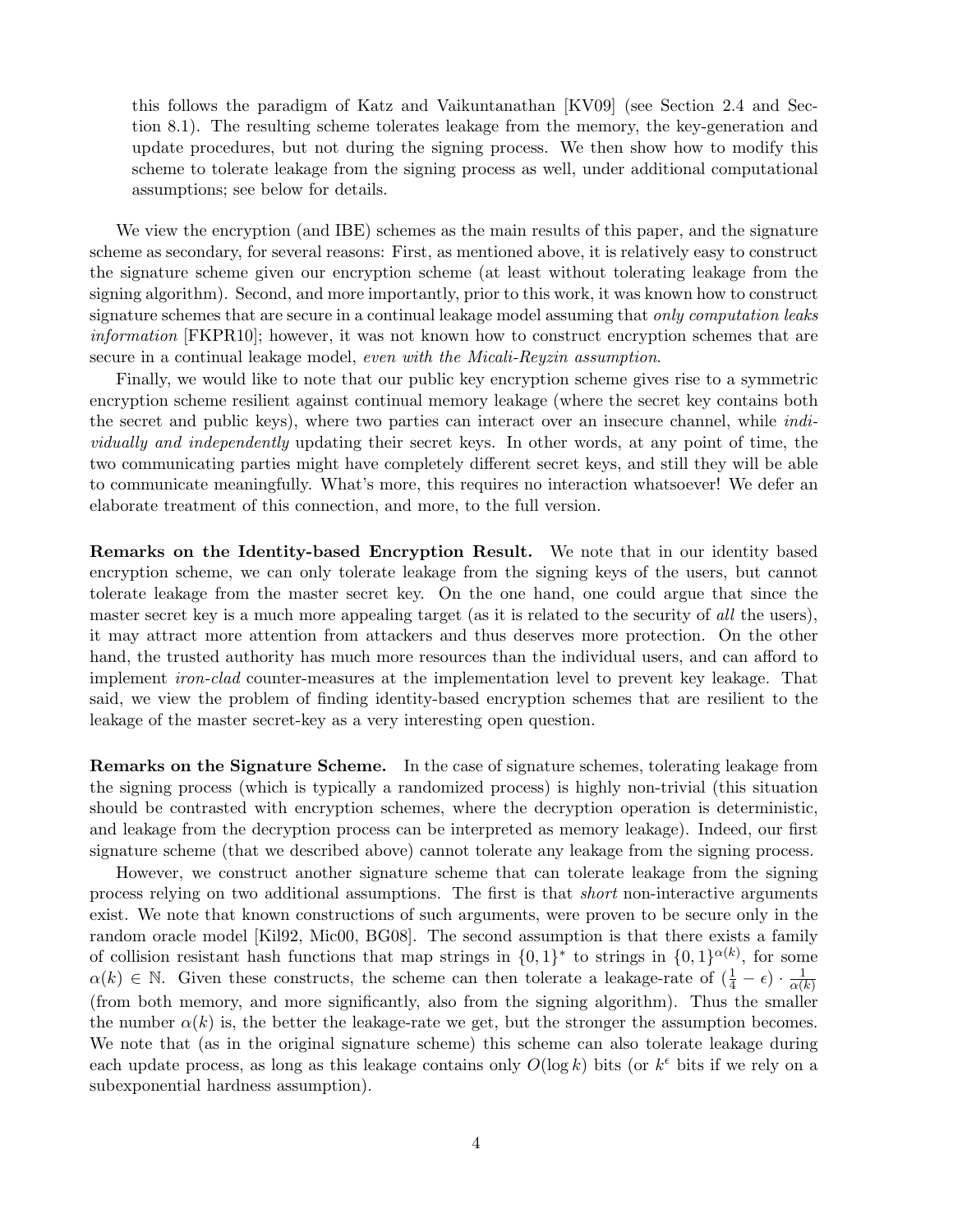this follows the paradigm of Katz and Vaikuntanathan [KV09] (see Section 2.4 and Section 8.1). The resulting scheme tolerates leakage from the memory, the key-generation and update procedures, but not during the signing process. We then show how to modify this scheme to tolerate leakage from the signing process as well, under additional computational assumptions; see below for details.

We view the encryption (and IBE) schemes as the main results of this paper, and the signature scheme as secondary, for several reasons: First, as mentioned above, it is relatively easy to construct the signature scheme given our encryption scheme (at least without tolerating leakage from the signing algorithm). Second, and more importantly, prior to this work, it was known how to construct signature schemes that are secure in a continual leakage model assuming that *only computation leaks information* [FKPR10]; however, it was not known how to construct encryption schemes that are secure in a continual leakage model, *even with the Micali-Reyzin assumption*.

Finally, we would like to note that our public key encryption scheme gives rise to a symmetric encryption scheme resilient against continual memory leakage (where the secret key contains both the secret and public keys), where two parties can interact over an insecure channel, while *individually and independently* updating their secret keys. In other words, at any point of time, the two communicating parties might have completely different secret keys, and still they will be able to communicate meaningfully. What's more, this requires no interaction whatsoever! We defer an elaborate treatment of this connection, and more, to the full version.

**Remarks on the Identity-based Encryption Result.** We note that in our identity based encryption scheme, we can only tolerate leakage from the signing keys of the users, but cannot tolerate leakage from the master secret key. On the one hand, one could argue that since the master secret key is a much more appealing target (as it is related to the security of *all* the users), it may attract more attention from attackers and thus deserves more protection. On the other hand, the trusted authority has much more resources than the individual users, and can afford to implement *iron-clad* counter-measures at the implementation level to prevent key leakage. That said, we view the problem of finding identity-based encryption schemes that are resilient to the leakage of the master secret-key as a very interesting open question.

**Remarks on the Signature Scheme.** In the case of signature schemes, tolerating leakage from the signing process (which is typically a randomized process) is highly non-trivial (this situation should be contrasted with encryption schemes, where the decryption operation is deterministic, and leakage from the decryption process can be interpreted as memory leakage). Indeed, our first signature scheme (that we described above) cannot tolerate any leakage from the signing process.

However, we construct another signature scheme that can tolerate leakage from the signing process relying on two additional assumptions. The first is that *short* non-interactive arguments exist. We note that known constructions of such arguments, were proven to be secure only in the random oracle model [Kil92, Mic00, BG08]. The second assumption is that there exists a family of collision resistant hash functions that map strings in $\{0,1\}^*$ to strings in $\{0,1\}^{\alpha(k)}$, for some $\alpha(k) \in \mathbb{N}$. Given these constructs, the scheme can then tolerate a leakage-rate of $(\frac{1}{4} - \epsilon) \cdot \frac{1}{\alpha(k)}$ (from both memory, and more significantly, also from the signing algorithm). Thus the smaller the number $\alpha(k)$ is, the better the leakage-rate we get, but the stronger the assumption becomes. We note that (as in the original signature scheme) this scheme can also tolerate leakage during each update process, as long as this leakage contains only $O(\log k)$ bits (or $k^{\epsilon}$ bits if we rely on a subexponential hardness assumption).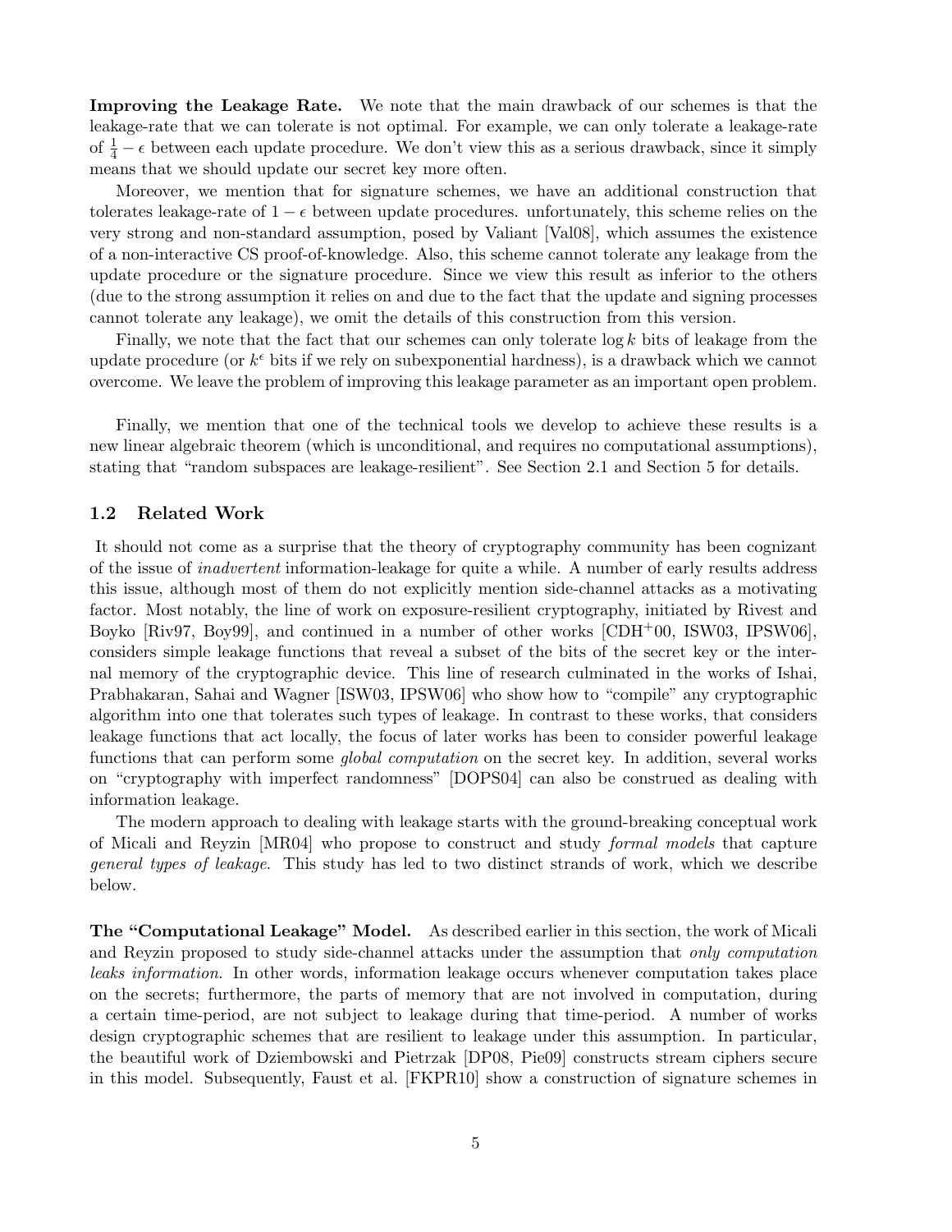**Improving the Leakage Rate.** We note that the main drawback of our schemes is that the leakage-rate that we can tolerate is not optimal. For example, we can only tolerate a leakage-rate of $\frac{1}{4} - \epsilon$ between each update procedure. We don't view this as a serious drawback, since it simply means that we should update our secret key more often.

Moreover, we mention that for signature schemes, we have an additional construction that tolerates leakage-rate of $1 - \epsilon$ between update procedures. unfortunately, this scheme relies on the very strong and non-standard assumption, posed by Valiant [Val08], which assumes the existence of a non-interactive CS proof-of-knowledge. Also, this scheme cannot tolerate any leakage from the update procedure or the signature procedure. Since we view this result as inferior to the others (due to the strong assumption it relies on and due to the fact that the update and signing processes cannot tolerate any leakage), we omit the details of this construction from this version.

Finally, we note that the fact that our schemes can only tolerate $\log k$ bits of leakage from the update procedure (or $k^\epsilon$ bits if we rely on subexponential hardness), is a drawback which we cannot overcome. We leave the problem of improving this leakage parameter as an important open problem.

Finally, we mention that one of the technical tools we develop to achieve these results is a new linear algebraic theorem (which is unconditional, and requires no computational assumptions), stating that "random subspaces are leakage-resilient". See Section 2.1 and Section 5 for details.

## 1.2 Related Work

It should not come as a surprise that the theory of cryptography community has been cognizant of the issue of *inadvertent* information-leakage for quite a while. A number of early results address this issue, although most of them do not explicitly mention side-channel attacks as a motivating factor. Most notably, the line of work on exposure-resilient cryptography, initiated by Rivest and Boyko [Riv97, Boy99], and continued in a number of other works [CDH+00, ISW03, IPSW06], considers simple leakage functions that reveal a subset of the bits of the secret key or the internal memory of the cryptographic device. This line of research culminated in the works of Ishai, Prabhakaran, Sahai and Wagner [ISW03, IPSW06] who show how to "compile" any cryptographic algorithm into one that tolerates such types of leakage. In contrast to these works, that considers leakage functions that act locally, the focus of later works has been to consider powerful leakage functions that can perform some *global computation* on the secret key. In addition, several works on "cryptography with imperfect randomness" [DOPS04] can also be construed as dealing with information leakage.

The modern approach to dealing with leakage starts with the ground-breaking conceptual work of Micali and Reyzin [MR04] who propose to construct and study *formal models* that capture *general types of leakage*. This study has led to two distinct strands of work, which we describe below.

**The "Computational Leakage" Model.** As described earlier in this section, the work of Micali and Reyzin proposed to study side-channel attacks under the assumption that *only computation leaks information*. In other words, information leakage occurs whenever computation takes place on the secrets; furthermore, the parts of memory that are not involved in computation, during a certain time-period, are not subject to leakage during that time-period. A number of works design cryptographic schemes that are resilient to leakage under this assumption. In particular, the beautiful work of Dziembowski and Pietrzak [DP08, Pie09] constructs stream ciphers secure in this model. Subsequently, Faust et al. [FKPR10] show a construction of signature schemes in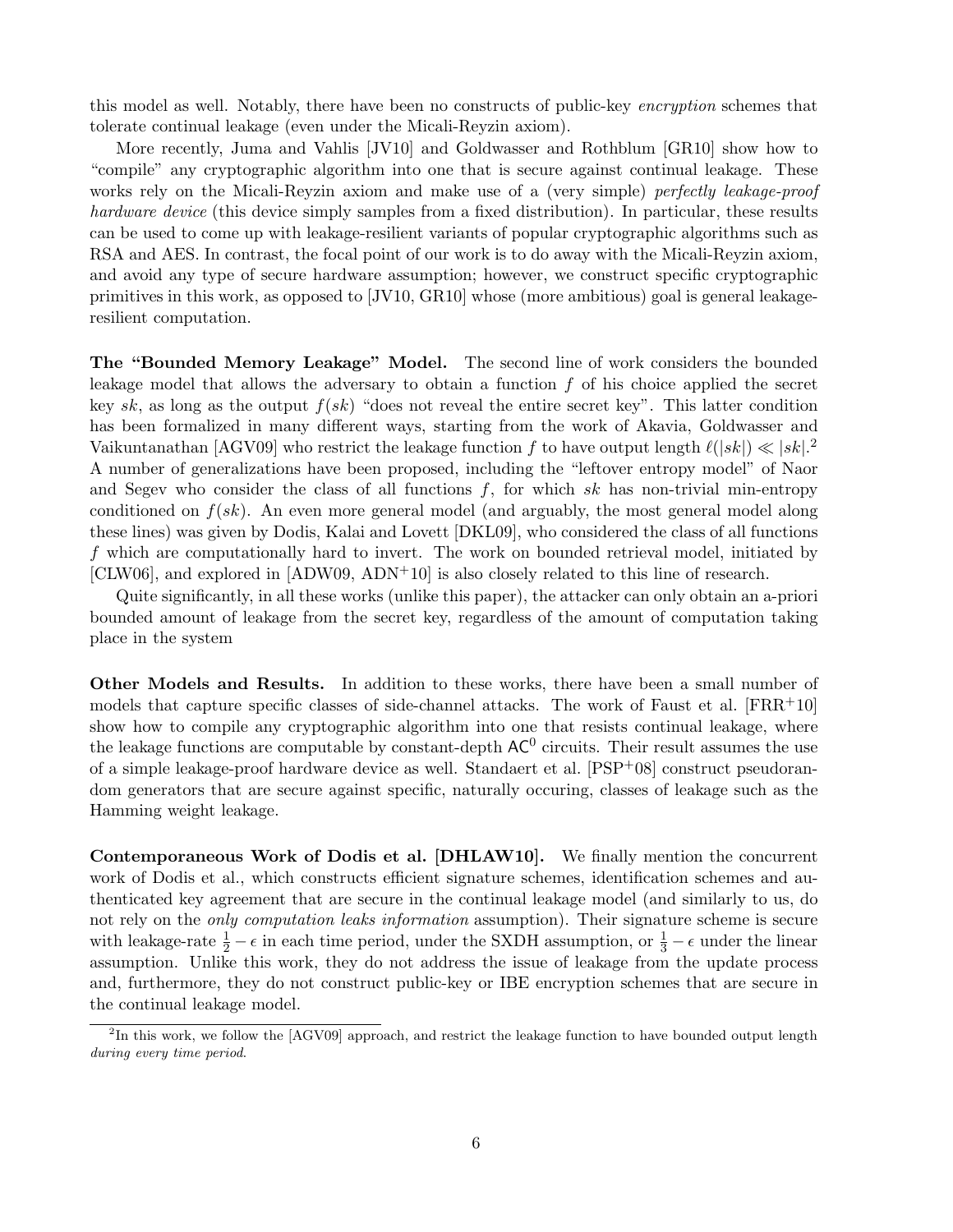this model as well. Notably, there have been no constructs of public-key *encryption* schemes that tolerate continual leakage (even under the Micali-Reyzin axiom).

More recently, Juma and Vahlis [JV10] and Goldwasser and Rothblum [GR10] show how to "compile" any cryptographic algorithm into one that is secure against continual leakage. These works rely on the Micali-Reyzin axiom and make use of a (very simple) *perfectly leakage-proof hardware device* (this device simply samples from a fixed distribution). In particular, these results can be used to come up with leakage-resilient variants of popular cryptographic algorithms such as RSA and AES. In contrast, the focal point of our work is to do away with the Micali-Reyzin axiom, and avoid any type of secure hardware assumption; however, we construct specific cryptographic primitives in this work, as opposed to [JV10, GR10] whose (more ambitious) goal is general leakage-resilient computation.

**The "Bounded Memory Leakage" Model.** The second line of work considers the bounded leakage model that allows the adversary to obtain a function $f$ of his choice applied the secret key $sk$, as long as the output $f(sk)$ "does not reveal the entire secret key". This latter condition has been formalized in many different ways, starting from the work of Akavia, Goldwasser and Vaikuntanathan [AGV09] who restrict the leakage function $f$ to have output length $\ell(|sk|) \ll |sk|$.[2] A number of generalizations have been proposed, including the "leftover entropy model" of Naor and Segev who consider the class of all functions $f$, for which $sk$ has non-trivial min-entropy conditioned on $f(sk)$. An even more general model (and arguably, the most general model along these lines) was given by Dodis, Kalai and Lovett [DKL09], who considered the class of all functions $f$ which are computationally hard to invert. The work on bounded retrieval model, initiated by [CLW06], and explored in [ADW09, ADN+10] is also closely related to this line of research.

Quite significantly, in all these works (unlike this paper), the attacker can only obtain an a-priori bounded amount of leakage from the secret key, regardless of the amount of computation taking place in the system

**Other Models and Results.** In addition to these works, there have been a small number of models that capture specific classes of side-channel attacks. The work of Faust et al. [FRR+10] show how to compile any cryptographic algorithm into one that resists continual leakage, where the leakage functions are computable by constant-depth $\mathsf{AC}^0$ circuits. Their result assumes the use of a simple leakage-proof hardware device as well. Standaert et al. [PSP+08] construct pseudorandom generators that are secure against specific, naturally occuring, classes of leakage such as the Hamming weight leakage.

**Contemporaneous Work of Dodis et al. [DHLAW10].** We finally mention the concurrent work of Dodis et al., which constructs efficient signature schemes, identification schemes and authenticated key agreement that are secure in the continual leakage model (and similarly to us, do not rely on the *only computation leaks information* assumption). Their signature scheme is secure with leakage-rate $\frac{1}{2} - \epsilon$ in each time period, under the SXDH assumption, or $\frac{1}{3} - \epsilon$ under the linear assumption. Unlike this work, they do not address the issue of leakage from the update process and, furthermore, they do not construct public-key or IBE encryption schemes that are secure in the continual leakage model.

[2] In this work, we follow the [AGV09] approach, and restrict the leakage function to have bounded output length *during every time period*.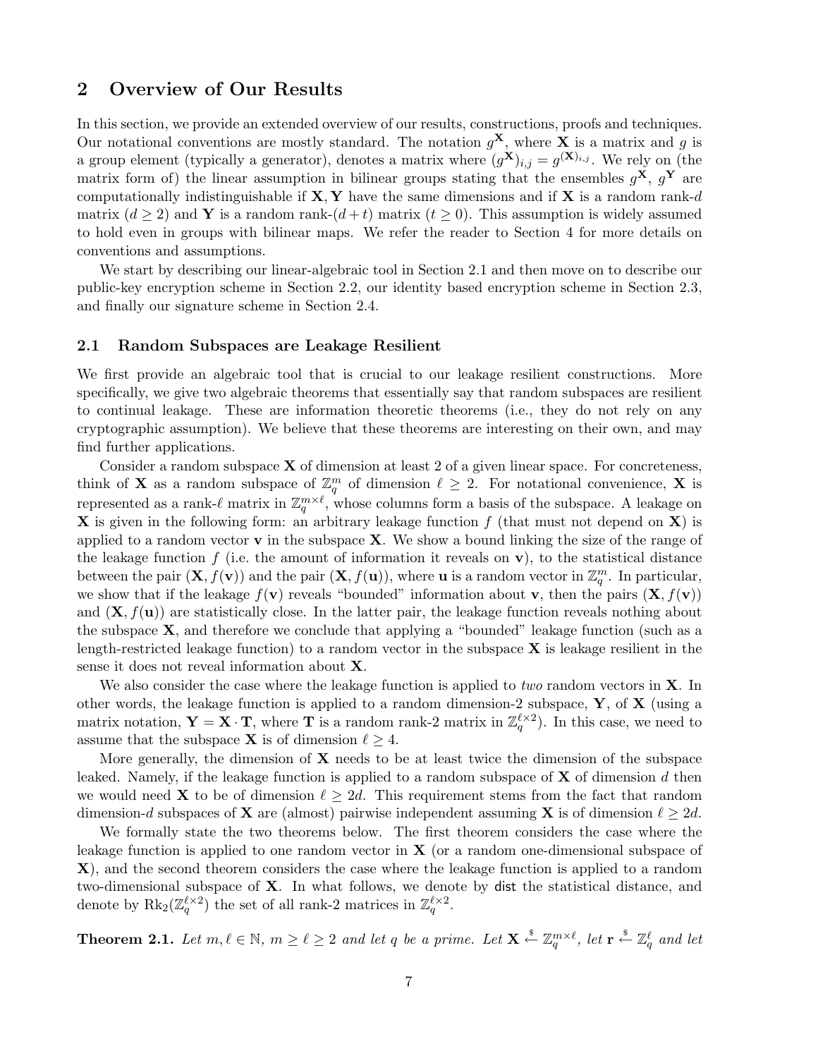## 2 Overview of Our Results

In this section, we provide an extended overview of our results, constructions, proofs and techniques. Our notational conventions are mostly standard. The notation $g^{\mathbf{X}}$, where $\mathbf{X}$ is a matrix and $g$ is a group element (typically a generator), denotes a matrix where $(g^{\mathbf{X}})_{i,j} = g^{(\mathbf{X})_{i,j}}$. We rely on (the matrix form of) the linear assumption in bilinear groups stating that the ensembles $g^{\mathbf{X}}$, $g^{\mathbf{Y}}$ are computationally indistinguishable if $\mathbf{X}, \mathbf{Y}$ have the same dimensions and if $\mathbf{X}$ is a random rank-$d$ matrix ($d \geq 2$) and $\mathbf{Y}$ is a random rank-$(d+t)$ matrix ($t \geq 0$). This assumption is widely assumed to hold even in groups with bilinear maps. We refer the reader to Section 4 for more details on conventions and assumptions.

We start by describing our linear-algebraic tool in Section 2.1 and then move on to describe our public-key encryption scheme in Section 2.2, our identity based encryption scheme in Section 2.3, and finally our signature scheme in Section 2.4.

### 2.1 Random Subspaces are Leakage Resilient

We first provide an algebraic tool that is crucial to our leakage resilient constructions. More specifically, we give two algebraic theorems that essentially say that random subspaces are resilient to continual leakage. These are information theoretic theorems (i.e., they do not rely on any cryptographic assumption). We believe that these theorems are interesting on their own, and may find further applications.

Consider a random subspace $\mathbf{X}$ of dimension at least 2 of a given linear space. For concreteness, think of $\mathbf{X}$ as a random subspace of $\mathbb{Z}_q^m$ of dimension $\ell \geq 2$. For notational convenience, $\mathbf{X}$ is represented as a rank-$\ell$ matrix in $\mathbb{Z}_q^{m \times \ell}$, whose columns form a basis of the subspace. A leakage on $\mathbf{X}$ is given in the following form: an arbitrary leakage function $f$ (that must not depend on $\mathbf{X}$) is applied to a random vector $\mathbf{v}$ in the subspace $\mathbf{X}$. We show a bound linking the size of the range of the leakage function $f$ (i.e. the amount of information it reveals on $\mathbf{v}$), to the statistical distance between the pair $(\mathbf{X}, f(\mathbf{v}))$ and the pair $(\mathbf{X}, f(\mathbf{u}))$, where $\mathbf{u}$ is a random vector in $\mathbb{Z}_q^m$. In particular, we show that if the leakage $f(\mathbf{v})$ reveals "bounded" information about $\mathbf{v}$, then the pairs $(\mathbf{X}, f(\mathbf{v}))$ and $(\mathbf{X}, f(\mathbf{u}))$ are statistically close. In the latter pair, the leakage function reveals nothing about the subspace $\mathbf{X}$, and therefore we conclude that applying a "bounded" leakage function (such as a length-restricted leakage function) to a random vector in the subspace $\mathbf{X}$ is leakage resilient in the sense it does not reveal information about $\mathbf{X}$.

We also consider the case where the leakage function is applied to *two* random vectors in $\mathbf{X}$. In other words, the leakage function is applied to a random dimension-2 subspace, $\mathbf{Y}$, of $\mathbf{X}$ (using a matrix notation, $\mathbf{Y} = \mathbf{X} \cdot \mathbf{T}$, where $\mathbf{T}$ is a random rank-2 matrix in $\mathbb{Z}_q^{\ell \times 2}$). In this case, we need to assume that the subspace $\mathbf{X}$ is of dimension $\ell \geq 4$.

More generally, the dimension of $\mathbf{X}$ needs to be at least twice the dimension of the subspace leaked. Namely, if the leakage function is applied to a random subspace of $\mathbf{X}$ of dimension $d$ then we would need $\mathbf{X}$ to be of dimension $\ell \geq 2d$. This requirement stems from the fact that random dimension-$d$ subspaces of $\mathbf{X}$ are (almost) pairwise independent assuming $\mathbf{X}$ is of dimension $\ell \geq 2d$.

We formally state the two theorems below. The first theorem considers the case where the leakage function is applied to one random vector in $\mathbf{X}$ (or a random one-dimensional subspace of $\mathbf{X}$), and the second theorem considers the case where the leakage function is applied to a random two-dimensional subspace of $\mathbf{X}$. In what follows, we denote by $\mathsf{dist}$ the statistical distance, and denote by $\mathrm{Rk}_2(\mathbb{Z}_q^{\ell \times 2})$ the set of all rank-2 matrices in $\mathbb{Z}_q^{\ell \times 2}$.

**Theorem 2.1.** *Let $m, \ell \in \mathbb{N}$, $m \geq \ell \geq 2$ and let $q$ be a prime. Let $\mathbf{X} \xleftarrow{\$} \mathbb{Z}_q^{m \times \ell}$, let $\mathbf{r} \xleftarrow{\$} \mathbb{Z}_q^{\ell}$ and let*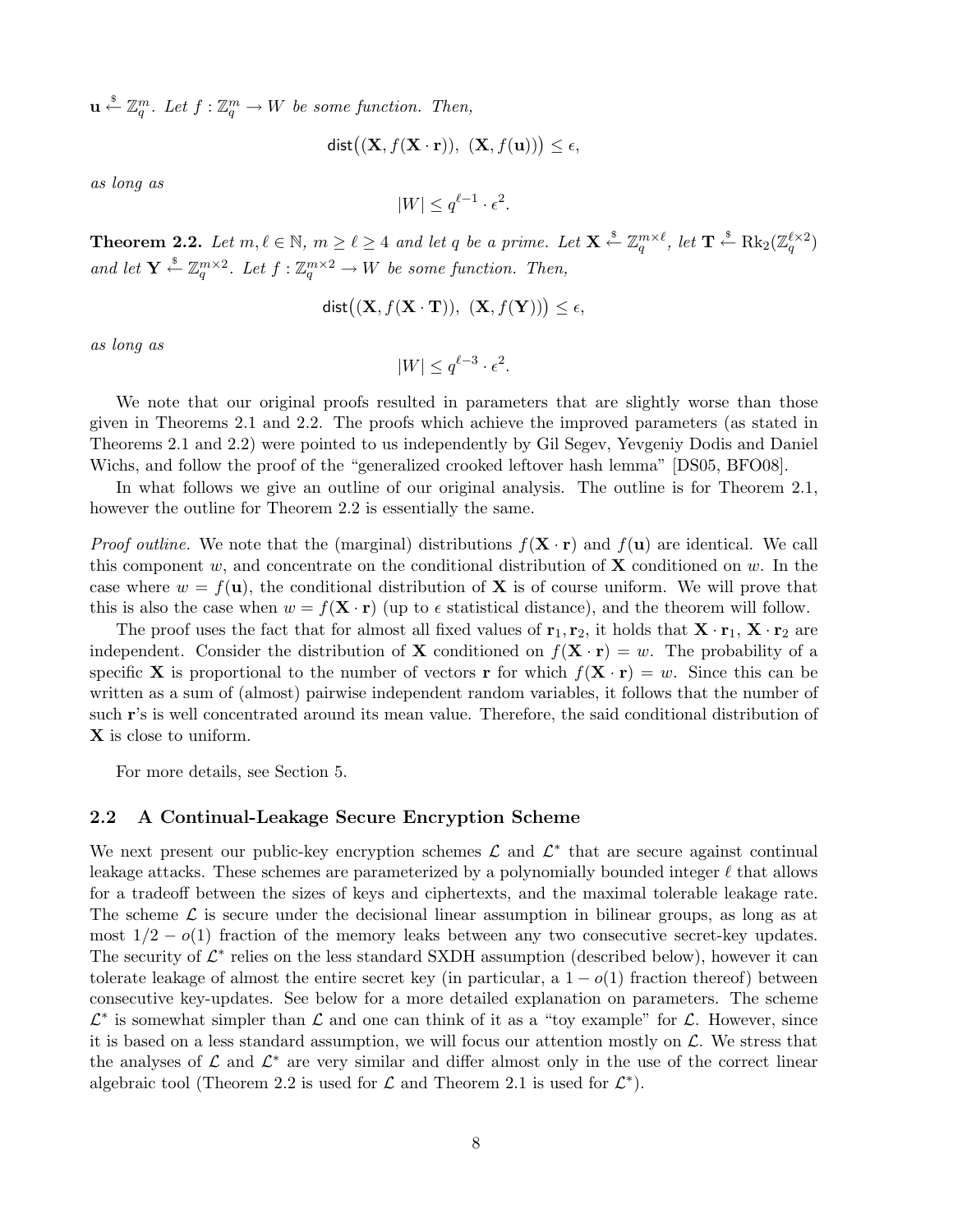$\mathbf{u} \stackrel{\$}{\leftarrow} \mathbb{Z}_q^m$. *Let* $f : \mathbb{Z}_q^m \to W$ *be some function. Then,*

$$\mathsf{dist}\big((\mathbf{X}, f(\mathbf{X}\cdot\mathbf{r})),\ (\mathbf{X}, f(\mathbf{u}))\big) \leq \epsilon,$$

*as long as*

$$|W| \leq q^{\ell-1}\cdot\epsilon^2.$$

**Theorem 2.2.** *Let* $m, \ell \in \mathbb{N}$, $m \geq \ell \geq 4$ *and let* $q$ *be a prime. Let* $\mathbf{X} \stackrel{\$}{\leftarrow} \mathbb{Z}_q^{m\times\ell}$, *let* $\mathbf{T} \stackrel{\$}{\leftarrow} \mathrm{Rk}_2(\mathbb{Z}_q^{\ell\times 2})$ *and let* $\mathbf{Y} \stackrel{\$}{\leftarrow} \mathbb{Z}_q^{m\times 2}$. *Let* $f : \mathbb{Z}_q^{m\times 2} \to W$ *be some function. Then,*

$$\mathsf{dist}\big((\mathbf{X}, f(\mathbf{X}\cdot\mathbf{T})),\ (\mathbf{X}, f(\mathbf{Y}))\big) \leq \epsilon,$$

*as long as*

$$|W| \leq q^{\ell-3}\cdot\epsilon^2.$$

We note that our original proofs resulted in parameters that are slightly worse than those given in Theorems 2.1 and 2.2. The proofs which achieve the improved parameters (as stated in Theorems 2.1 and 2.2) were pointed to us independently by Gil Segev, Yevgeniy Dodis and Daniel Wichs, and follow the proof of the "generalized crooked leftover hash lemma" [DS05, BFO08].

In what follows we give an outline of our original analysis. The outline is for Theorem 2.1, however the outline for Theorem 2.2 is essentially the same.

*Proof outline.* We note that the (marginal) distributions $f(\mathbf{X}\cdot\mathbf{r})$ and $f(\mathbf{u})$ are identical. We call this component $w$, and concentrate on the conditional distribution of $\mathbf{X}$ conditioned on $w$. In the case where $w = f(\mathbf{u})$, the conditional distribution of $\mathbf{X}$ is of course uniform. We will prove that this is also the case when $w = f(\mathbf{X}\cdot\mathbf{r})$ (up to $\epsilon$ statistical distance), and the theorem will follow.

The proof uses the fact that for almost all fixed values of $\mathbf{r}_1, \mathbf{r}_2$, it holds that $\mathbf{X}\cdot\mathbf{r}_1$, $\mathbf{X}\cdot\mathbf{r}_2$ are independent. Consider the distribution of $\mathbf{X}$ conditioned on $f(\mathbf{X}\cdot\mathbf{r}) = w$. The probability of a specific $\mathbf{X}$ is proportional to the number of vectors $\mathbf{r}$ for which $f(\mathbf{X}\cdot\mathbf{r}) = w$. Since this can be written as a sum of (almost) pairwise independent random variables, it follows that the number of such $\mathbf{r}$'s is well concentrated around its mean value. Therefore, the said conditional distribution of $\mathbf{X}$ is close to uniform.

For more details, see Section 5.

## 2.2 A Continual-Leakage Secure Encryption Scheme

We next present our public-key encryption schemes $\mathcal{L}$ and $\mathcal{L}^*$ that are secure against continual leakage attacks. These schemes are parameterized by a polynomially bounded integer $\ell$ that allows for a tradeoff between the sizes of keys and ciphertexts, and the maximal tolerable leakage rate. The scheme $\mathcal{L}$ is secure under the decisional linear assumption in bilinear groups, as long as at most $1/2 - o(1)$ fraction of the memory leaks between any two consecutive secret-key updates. The security of $\mathcal{L}^*$ relies on the less standard SXDH assumption (described below), however it can tolerate leakage of almost the entire secret key (in particular, a $1 - o(1)$ fraction thereof) between consecutive key-updates. See below for a more detailed explanation on parameters. The scheme $\mathcal{L}^*$ is somewhat simpler than $\mathcal{L}$ and one can think of it as a "toy example" for $\mathcal{L}$. However, since it is based on a less standard assumption, we will focus our attention mostly on $\mathcal{L}$. We stress that the analyses of $\mathcal{L}$ and $\mathcal{L}^*$ are very similar and differ almost only in the use of the correct linear algebraic tool (Theorem 2.2 is used for $\mathcal{L}$ and Theorem 2.1 is used for $\mathcal{L}^*$).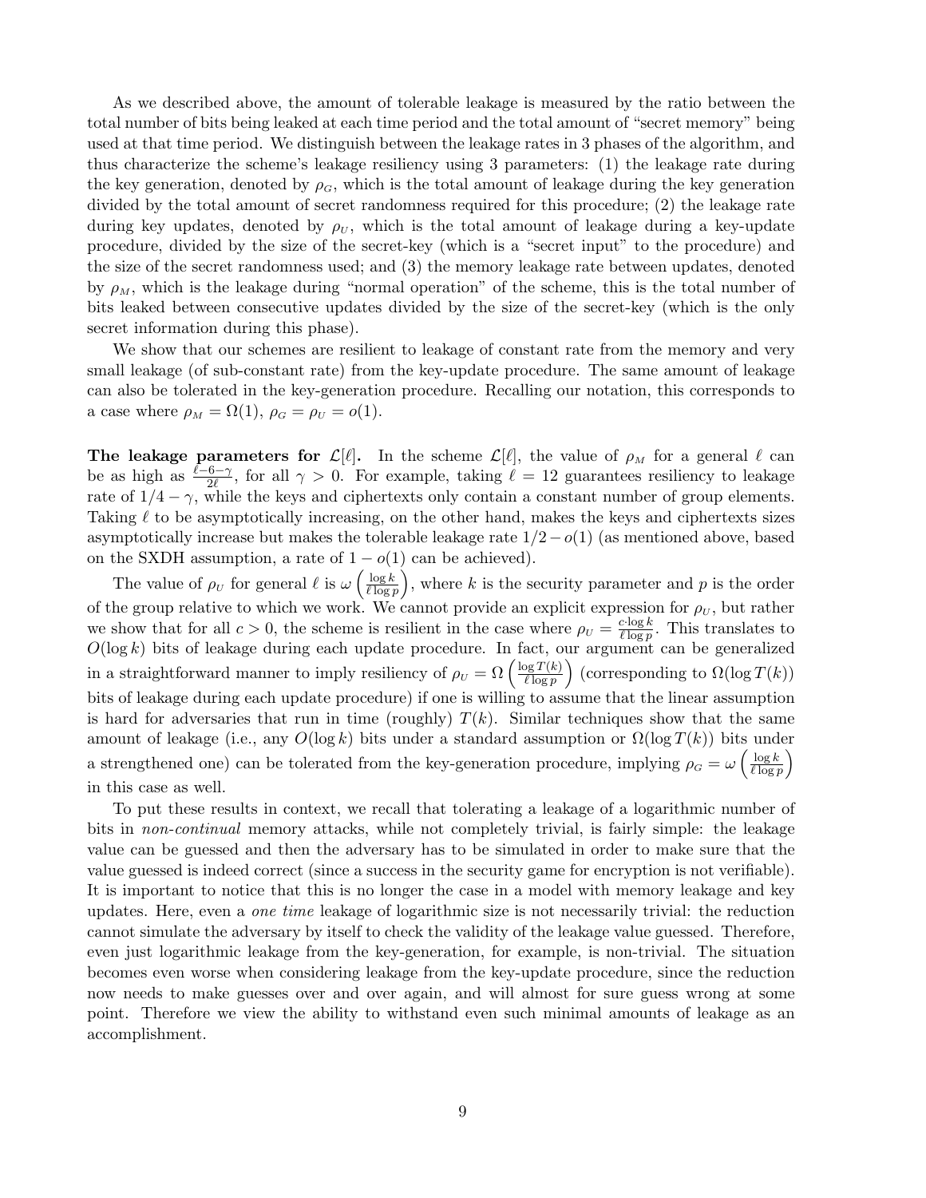As we described above, the amount of tolerable leakage is measured by the ratio between the total number of bits being leaked at each time period and the total amount of "secret memory" being used at that time period. We distinguish between the leakage rates in 3 phases of the algorithm, and thus characterize the scheme's leakage resiliency using 3 parameters: (1) the leakage rate during the key generation, denoted by $\rho_G$, which is the total amount of leakage during the key generation divided by the total amount of secret randomness required for this procedure; (2) the leakage rate during key updates, denoted by $\rho_U$, which is the total amount of leakage during a key-update procedure, divided by the size of the secret-key (which is a "secret input" to the procedure) and the size of the secret randomness used; and (3) the memory leakage rate between updates, denoted by $\rho_M$, which is the leakage during "normal operation" of the scheme, this is the total number of bits leaked between consecutive updates divided by the size of the secret-key (which is the only secret information during this phase).

We show that our schemes are resilient to leakage of constant rate from the memory and very small leakage (of sub-constant rate) from the key-update procedure. The same amount of leakage can also be tolerated in the key-generation procedure. Recalling our notation, this corresponds to a case where $\rho_M = \Omega(1)$, $\rho_G = \rho_U = o(1)$.

**The leakage parameters for $\mathcal{L}[\ell]$.** In the scheme $\mathcal{L}[\ell]$, the value of $\rho_M$ for a general $\ell$ can be as high as $\frac{\ell-6-\gamma}{2\ell}$, for all $\gamma > 0$. For example, taking $\ell = 12$ guarantees resiliency to leakage rate of $1/4 - \gamma$, while the keys and ciphertexts only contain a constant number of group elements. Taking $\ell$ to be asymptotically increasing, on the other hand, makes the keys and ciphertexts sizes asymptotically increase but makes the tolerable leakage rate $1/2 - o(1)$ (as mentioned above, based on the SXDH assumption, a rate of $1 - o(1)$ can be achieved).

The value of $\rho_U$ for general $\ell$ is $\omega\left(\frac{\log k}{\ell \log p}\right)$, where $k$ is the security parameter and $p$ is the order of the group relative to which we work. We cannot provide an explicit expression for $\rho_U$, but rather we show that for all $c > 0$, the scheme is resilient in the case where $\rho_U = \frac{c \cdot \log k}{\ell \log p}$. This translates to $O(\log k)$ bits of leakage during each update procedure. In fact, our argument can be generalized in a straightforward manner to imply resiliency of $\rho_U = \Omega\left(\frac{\log T(k)}{\ell \log p}\right)$ (corresponding to $\Omega(\log T(k))$ bits of leakage during each update procedure) if one is willing to assume that the linear assumption is hard for adversaries that run in time (roughly) $T(k)$. Similar techniques show that the same amount of leakage (i.e., any $O(\log k)$ bits under a standard assumption or $\Omega(\log T(k))$ bits under a strengthened one) can be tolerated from the key-generation procedure, implying $\rho_G = \omega\left(\frac{\log k}{\ell \log p}\right)$ in this case as well.

To put these results in context, we recall that tolerating a leakage of a logarithmic number of bits in *non-continual* memory attacks, while not completely trivial, is fairly simple: the leakage value can be guessed and then the adversary has to be simulated in order to make sure that the value guessed is indeed correct (since a success in the security game for encryption is not verifiable). It is important to notice that this is no longer the case in a model with memory leakage and key updates. Here, even a *one time* leakage of logarithmic size is not necessarily trivial: the reduction cannot simulate the adversary by itself to check the validity of the leakage value guessed. Therefore, even just logarithmic leakage from the key-generation, for example, is non-trivial. The situation becomes even worse when considering leakage from the key-update procedure, since the reduction now needs to make guesses over and over again, and will almost for sure guess wrong at some point. Therefore we view the ability to withstand even such minimal amounts of leakage as an accomplishment.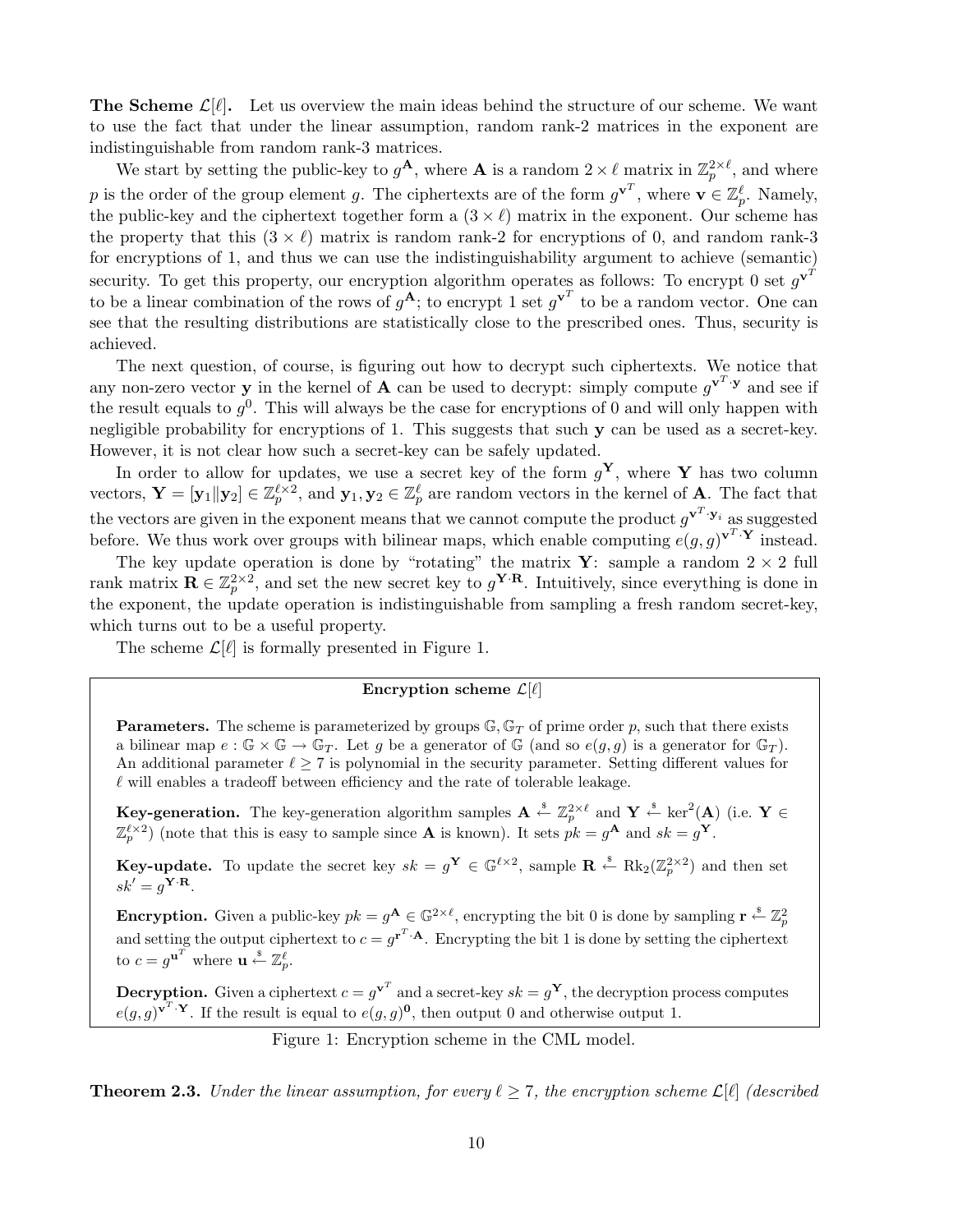**The Scheme $\mathcal{L}[\ell]$.** Let us overview the main ideas behind the structure of our scheme. We want to use the fact that under the linear assumption, random rank-2 matrices in the exponent are indistinguishable from random rank-3 matrices.

We start by setting the public-key to $g^{\mathbf{A}}$, where $\mathbf{A}$ is a random $2 \times \ell$ matrix in $\mathbb{Z}_p^{2\times\ell}$, and where $p$ is the order of the group element $g$. The ciphertexts are of the form $g^{\mathbf{v}^T}$, where $\mathbf{v} \in \mathbb{Z}_p^{\ell}$. Namely, the public-key and the ciphertext together form a $(3 \times \ell)$ matrix in the exponent. Our scheme has the property that this $(3 \times \ell)$ matrix is random rank-2 for encryptions of 0, and random rank-3 for encryptions of 1, and thus we can use the indistinguishability argument to achieve (semantic) security. To get this property, our encryption algorithm operates as follows: To encrypt 0 set $g^{\mathbf{v}^T}$ to be a linear combination of the rows of $g^{\mathbf{A}}$; to encrypt 1 set $g^{\mathbf{v}^T}$ to be a random vector. One can see that the resulting distributions are statistically close to the prescribed ones. Thus, security is achieved.

The next question, of course, is figuring out how to decrypt such ciphertexts. We notice that any non-zero vector $\mathbf{y}$ in the kernel of $\mathbf{A}$ can be used to decrypt: simply compute $g^{\mathbf{v}^T \cdot \mathbf{y}}$ and see if the result equals to $g^0$. This will always be the case for encryptions of 0 and will only happen with negligible probability for encryptions of 1. This suggests that such $\mathbf{y}$ can be used as a secret-key. However, it is not clear how such a secret-key can be safely updated.

In order to allow for updates, we use a secret key of the form $g^{\mathbf{Y}}$, where $\mathbf{Y}$ has two column vectors, $\mathbf{Y} = [\mathbf{y}_1 \| \mathbf{y}_2] \in \mathbb{Z}_p^{\ell\times 2}$, and $\mathbf{y}_1, \mathbf{y}_2 \in \mathbb{Z}_p^{\ell}$ are random vectors in the kernel of $\mathbf{A}$. The fact that the vectors are given in the exponent means that we cannot compute the product $g^{\mathbf{v}^T \cdot \mathbf{y}_i}$ as suggested before. We thus work over groups with bilinear maps, which enable computing $e(g,g)^{\mathbf{v}^T \cdot \mathbf{Y}}$ instead.

The key update operation is done by "rotating" the matrix $\mathbf{Y}$: sample a random $2 \times 2$ full rank matrix $\mathbf{R} \in \mathbb{Z}_p^{2\times 2}$, and set the new secret key to $g^{\mathbf{Y}\cdot\mathbf{R}}$. Intuitively, since everything is done in the exponent, the update operation is indistinguishable from sampling a fresh random secret-key, which turns out to be a useful property.

The scheme $\mathcal{L}[\ell]$ is formally presented in Figure 1.

**Encryption scheme $\mathcal{L}[\ell]$**

**Parameters.** The scheme is parameterized by groups $\mathbb{G}, \mathbb{G}_T$ of prime order $p$, such that there exists a bilinear map $e : \mathbb{G} \times \mathbb{G} \to \mathbb{G}_T$. Let $g$ be a generator of $\mathbb{G}$ (and so $e(g,g)$ is a generator for $\mathbb{G}_T$). An additional parameter $\ell \geq 7$ is polynomial in the security parameter. Setting different values for $\ell$ will enables a tradeoff between efficiency and the rate of tolerable leakage.

**Key-generation.** The key-generation algorithm samples $\mathbf{A} \xleftarrow{\$} \mathbb{Z}_p^{2\times\ell}$ and $\mathbf{Y} \xleftarrow{\$} \ker^2(\mathbf{A})$ (i.e. $\mathbf{Y} \in \mathbb{Z}_p^{\ell\times 2}$) (note that this is easy to sample since $\mathbf{A}$ is known). It sets $pk = g^{\mathbf{A}}$ and $sk = g^{\mathbf{Y}}$.

**Key-update.** To update the secret key $sk = g^{\mathbf{Y}} \in \mathbb{G}^{\ell\times 2}$, sample $\mathbf{R} \xleftarrow{\$} \mathrm{Rk}_2(\mathbb{Z}_p^{2\times 2})$ and then set $sk' = g^{\mathbf{Y}\cdot\mathbf{R}}$.

**Encryption.** Given a public-key $pk = g^{\mathbf{A}} \in \mathbb{G}^{2\times\ell}$, encrypting the bit 0 is done by sampling $\mathbf{r} \xleftarrow{\$} \mathbb{Z}_p^2$ and setting the output ciphertext to $c = g^{\mathbf{r}^T\cdot\mathbf{A}}$. Encrypting the bit 1 is done by setting the ciphertext to $c = g^{\mathbf{u}^T}$ where $\mathbf{u} \xleftarrow{\$} \mathbb{Z}_p^{\ell}$.

**Decryption.** Given a ciphertext $c = g^{\mathbf{v}^T}$ and a secret-key $sk = g^{\mathbf{Y}}$, the decryption process computes $e(g,g)^{\mathbf{v}^T\cdot\mathbf{Y}}$. If the result is equal to $e(g,g)^{\mathbf{0}}$, then output 0 and otherwise output 1.

Figure 1: Encryption scheme in the CML model.

**Theorem 2.3.** *Under the linear assumption, for every $\ell \geq 7$, the encryption scheme $\mathcal{L}[\ell]$ (described*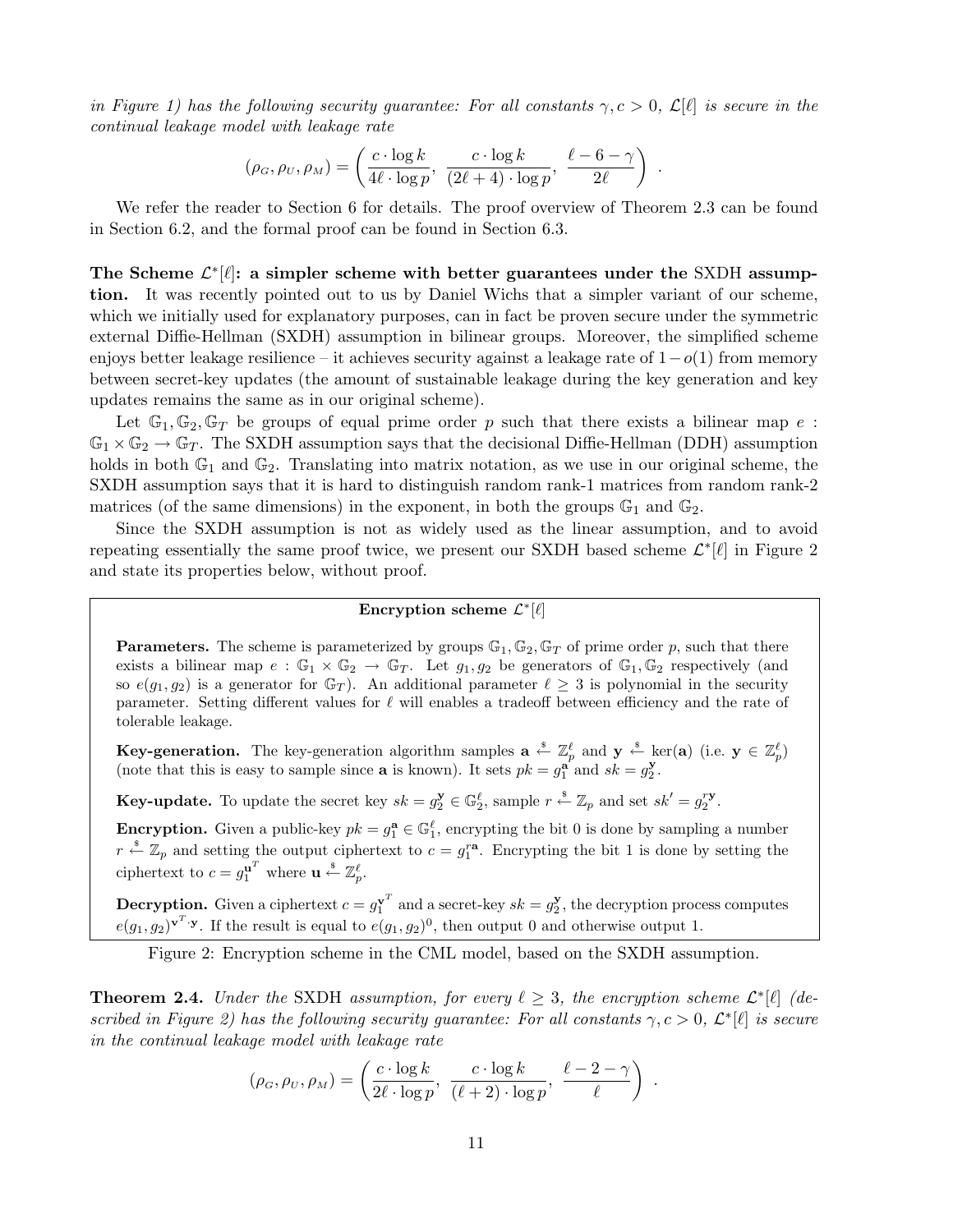*in Figure 1) has the following security guarantee: For all constants $\gamma, c > 0$, $\mathcal{L}[\ell]$ is secure in the continual leakage model with leakage rate*

$$(\rho_G, \rho_U, \rho_M) = \left( \frac{c \cdot \log k}{4\ell \cdot \log p},\ \frac{c \cdot \log k}{(2\ell + 4) \cdot \log p},\ \frac{\ell - 6 - \gamma}{2\ell} \right) .$$

We refer the reader to Section 6 for details. The proof overview of Theorem 2.3 can be found in Section 6.2, and the formal proof can be found in Section 6.3.

**The Scheme $\mathcal{L}^*[\ell]$: a simpler scheme with better guarantees under the SXDH assumption.** It was recently pointed out to us by Daniel Wichs that a simpler variant of our scheme, which we initially used for explanatory purposes, can in fact be proven secure under the symmetric external Diffie-Hellman (SXDH) assumption in bilinear groups. Moreover, the simplified scheme enjoys better leakage resilience – it achieves security against a leakage rate of $1 - o(1)$ from memory between secret-key updates (the amount of sustainable leakage during the key generation and key updates remains the same as in our original scheme).

Let $\mathbb{G}_1, \mathbb{G}_2, \mathbb{G}_T$ be groups of equal prime order $p$ such that there exists a bilinear map $e : \mathbb{G}_1 \times \mathbb{G}_2 \to \mathbb{G}_T$. The SXDH assumption says that the decisional Diffie-Hellman (DDH) assumption holds in both $\mathbb{G}_1$ and $\mathbb{G}_2$. Translating into matrix notation, as we use in our original scheme, the SXDH assumption says that it is hard to distinguish random rank-1 matrices from random rank-2 matrices (of the same dimensions) in the exponent, in both the groups $\mathbb{G}_1$ and $\mathbb{G}_2$.

Since the SXDH assumption is not as widely used as the linear assumption, and to avoid repeating essentially the same proof twice, we present our SXDH based scheme $\mathcal{L}^*[\ell]$ in Figure 2 and state its properties below, without proof.

**Encryption scheme $\mathcal{L}^*[\ell]$**

**Parameters.** The scheme is parameterized by groups $\mathbb{G}_1, \mathbb{G}_2, \mathbb{G}_T$ of prime order $p$, such that there exists a bilinear map $e : \mathbb{G}_1 \times \mathbb{G}_2 \to \mathbb{G}_T$. Let $g_1, g_2$ be generators of $\mathbb{G}_1, \mathbb{G}_2$ respectively (and so $e(g_1, g_2)$ is a generator for $\mathbb{G}_T$). An additional parameter $\ell \geq 3$ is polynomial in the security parameter. Setting different values for $\ell$ will enables a tradeoff between efficiency and the rate of tolerable leakage.

**Key-generation.** The key-generation algorithm samples $\mathbf{a} \xleftarrow{\$} \mathbb{Z}_p^\ell$ and $\mathbf{y} \xleftarrow{\$} \ker(\mathbf{a})$ (i.e. $\mathbf{y} \in \mathbb{Z}_p^\ell$) (note that this is easy to sample since $\mathbf{a}$ is known). It sets $pk = g_1^{\mathbf{a}}$ and $sk = g_2^{\mathbf{y}}$.

**Key-update.** To update the secret key $sk = g_2^{\mathbf{y}} \in \mathbb{G}_2^\ell$, sample $r \xleftarrow{\$} \mathbb{Z}_p$ and set $sk' = g_2^{r\mathbf{y}}$.

**Encryption.** Given a public-key $pk = g_1^{\mathbf{a}} \in \mathbb{G}_1^\ell$, encrypting the bit 0 is done by sampling a number $r \xleftarrow{\$} \mathbb{Z}_p$ and setting the output ciphertext to $c = g_1^{r\mathbf{a}}$. Encrypting the bit 1 is done by setting the ciphertext to $c = g_1^{\mathbf{u}^T}$ where $\mathbf{u} \xleftarrow{\$} \mathbb{Z}_p^\ell$.

**Decryption.** Given a ciphertext $c = g_1^{\mathbf{v}^T}$ and a secret-key $sk = g_2^{\mathbf{y}}$, the decryption process computes $e(g_1, g_2)^{\mathbf{v}^T \cdot \mathbf{y}}$. If the result is equal to $e(g_1, g_2)^0$, then output 0 and otherwise output 1.

Figure 2: Encryption scheme in the CML model, based on the SXDH assumption.

**Theorem 2.4.** *Under the SXDH assumption, for every $\ell \geq 3$, the encryption scheme $\mathcal{L}^*[\ell]$ (described in Figure 2) has the following security guarantee: For all constants $\gamma, c > 0$, $\mathcal{L}^*[\ell]$ is secure in the continual leakage model with leakage rate*

$$(\rho_G, \rho_U, \rho_M) = \left( \frac{c \cdot \log k}{2\ell \cdot \log p},\ \frac{c \cdot \log k}{(\ell + 2) \cdot \log p},\ \frac{\ell - 2 - \gamma}{\ell} \right) .$$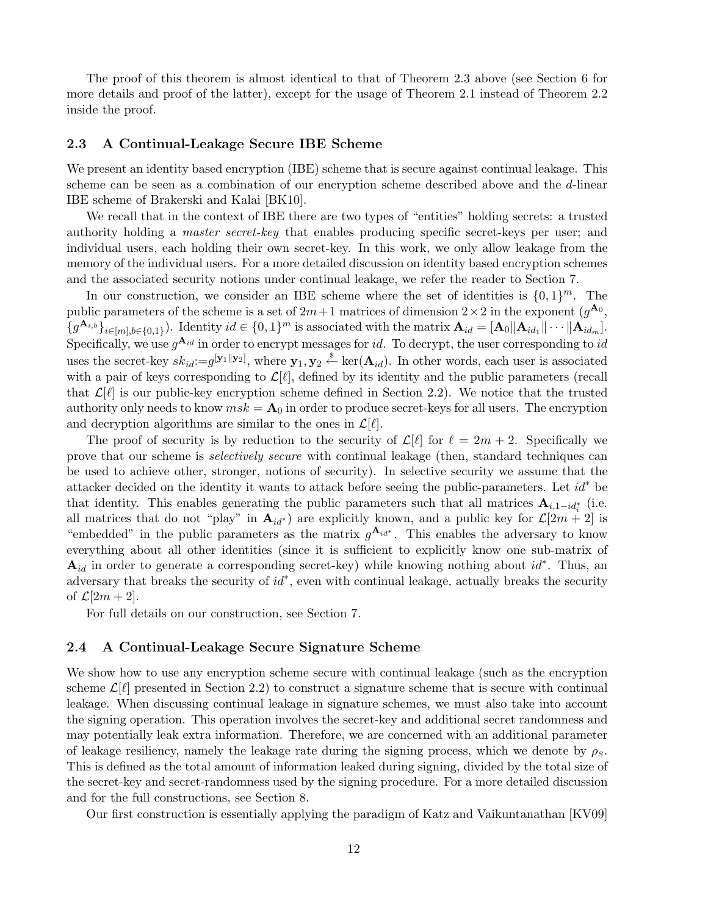The proof of this theorem is almost identical to that of Theorem 2.3 above (see Section 6 for more details and proof of the latter), except for the usage of Theorem 2.1 instead of Theorem 2.2 inside the proof.

### 2.3 A Continual-Leakage Secure IBE Scheme

We present an identity based encryption (IBE) scheme that is secure against continual leakage. This scheme can be seen as a combination of our encryption scheme described above and the $d$-linear IBE scheme of Brakerski and Kalai [BK10].

We recall that in the context of IBE there are two types of "entities" holding secrets: a trusted authority holding a *master secret-key* that enables producing specific secret-keys per user; and individual users, each holding their own secret-key. In this work, we only allow leakage from the memory of the individual users. For a more detailed discussion on identity based encryption schemes and the associated security notions under continual leakage, we refer the reader to Section 7.

In our construction, we consider an IBE scheme where the set of identities is $\{0,1\}^m$. The public parameters of the scheme is a set of $2m+1$ matrices of dimension $2 \times 2$ in the exponent ($g^{\mathbf{A}_0}$, $\{g^{\mathbf{A}_{i,b}}\}_{i \in [m], b \in \{0,1\}}$). Identity $id \in \{0,1\}^m$ is associated with the matrix $\mathbf{A}_{id} = [\mathbf{A}_0 \| \mathbf{A}_{id_1} \| \cdots \| \mathbf{A}_{id_m}]$. Specifically, we use $g^{\mathbf{A}_{id}}$ in order to encrypt messages for $id$. To decrypt, the user corresponding to $id$ uses the secret-key $sk_{id} := g^{[\mathbf{y}_1 \| \mathbf{y}_2]}$, where $\mathbf{y}_1, \mathbf{y}_2 \stackrel{\$}{\leftarrow} \ker(\mathbf{A}_{id})$. In other words, each user is associated with a pair of keys corresponding to $\mathcal{L}[\ell]$, defined by its identity and the public parameters (recall that $\mathcal{L}[\ell]$ is our public-key encryption scheme defined in Section 2.2). We notice that the trusted authority only needs to know $msk = \mathbf{A}_0$ in order to produce secret-keys for all users. The encryption and decryption algorithms are similar to the ones in $\mathcal{L}[\ell]$.

The proof of security is by reduction to the security of $\mathcal{L}[\ell]$ for $\ell = 2m+2$. Specifically we prove that our scheme is *selectively secure* with continual leakage (then, standard techniques can be used to achieve other, stronger, notions of security). In selective security we assume that the attacker decided on the identity it wants to attack before seeing the public-parameters. Let $id^*$ be that identity. This enables generating the public parameters such that all matrices $\mathbf{A}_{i,1-id^*_i}$ (i.e. all matrices that do not "play" in $\mathbf{A}_{id^*}$) are explicitly known, and a public key for $\mathcal{L}[2m+2]$ is "embedded" in the public parameters as the matrix $g^{\mathbf{A}_{id^*}}$. This enables the adversary to know everything about all other identities (since it is sufficient to explicitly know one sub-matrix of $\mathbf{A}_{id}$ in order to generate a corresponding secret-key) while knowing nothing about $id^*$. Thus, an adversary that breaks the security of $id^*$, even with continual leakage, actually breaks the security of $\mathcal{L}[2m+2]$.

For full details on our construction, see Section 7.

### 2.4 A Continual-Leakage Secure Signature Scheme

We show how to use any encryption scheme secure with continual leakage (such as the encryption scheme $\mathcal{L}[\ell]$ presented in Section 2.2) to construct a signature scheme that is secure with continual leakage. When discussing continual leakage in signature schemes, we must also take into account the signing operation. This operation involves the secret-key and additional secret randomness and may potentially leak extra information. Therefore, we are concerned with an additional parameter of leakage resiliency, namely the leakage rate during the signing process, which we denote by $\rho_S$. This is defined as the total amount of information leaked during signing, divided by the total size of the secret-key and secret-randomness used by the signing procedure. For a more detailed discussion and for the full constructions, see Section 8.

Our first construction is essentially applying the paradigm of Katz and Vaikuntanathan [KV09]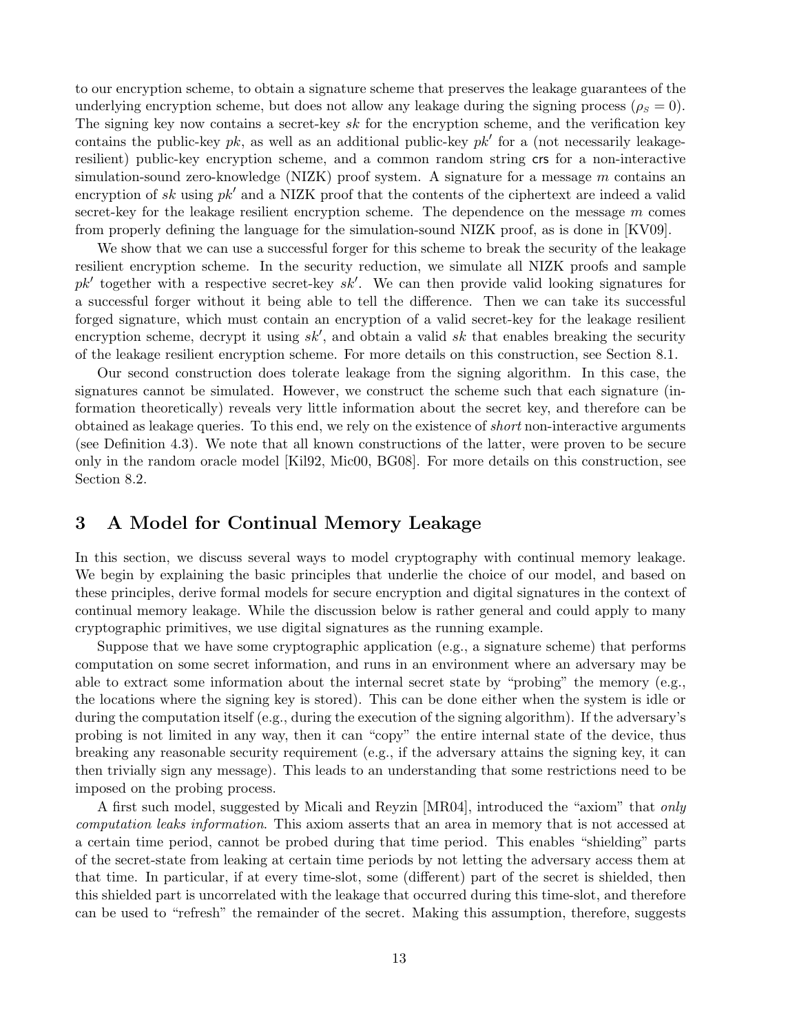to our encryption scheme, to obtain a signature scheme that preserves the leakage guarantees of the underlying encryption scheme, but does not allow any leakage during the signing process ($\rho_S = 0$). The signing key now contains a secret-key $sk$ for the encryption scheme, and the verification key contains the public-key $pk$, as well as an additional public-key $pk'$ for a (not necessarily leakage-resilient) public-key encryption scheme, and a common random string $\mathsf{crs}$ for a non-interactive simulation-sound zero-knowledge (NIZK) proof system. A signature for a message $m$ contains an encryption of $sk$ using $pk'$ and a NIZK proof that the contents of the ciphertext are indeed a valid secret-key for the leakage resilient encryption scheme. The dependence on the message $m$ comes from properly defining the language for the simulation-sound NIZK proof, as is done in [KV09].

We show that we can use a successful forger for this scheme to break the security of the leakage resilient encryption scheme. In the security reduction, we simulate all NIZK proofs and sample $pk'$ together with a respective secret-key $sk'$. We can then provide valid looking signatures for a successful forger without it being able to tell the difference. Then we can take its successful forged signature, which must contain an encryption of a valid secret-key for the leakage resilient encryption scheme, decrypt it using $sk'$, and obtain a valid $sk$ that enables breaking the security of the leakage resilient encryption scheme. For more details on this construction, see Section 8.1.

Our second construction does tolerate leakage from the signing algorithm. In this case, the signatures cannot be simulated. However, we construct the scheme such that each signature (information theoretically) reveals very little information about the secret key, and therefore can be obtained as leakage queries. To this end, we rely on the existence of *short* non-interactive arguments (see Definition 4.3). We note that all known constructions of the latter, were proven to be secure only in the random oracle model [Kil92, Mic00, BG08]. For more details on this construction, see Section 8.2.

# 3 A Model for Continual Memory Leakage

In this section, we discuss several ways to model cryptography with continual memory leakage. We begin by explaining the basic principles that underlie the choice of our model, and based on these principles, derive formal models for secure encryption and digital signatures in the context of continual memory leakage. While the discussion below is rather general and could apply to many cryptographic primitives, we use digital signatures as the running example.

Suppose that we have some cryptographic application (e.g., a signature scheme) that performs computation on some secret information, and runs in an environment where an adversary may be able to extract some information about the internal secret state by "probing" the memory (e.g., the locations where the signing key is stored). This can be done either when the system is idle or during the computation itself (e.g., during the execution of the signing algorithm). If the adversary's probing is not limited in any way, then it can "copy" the entire internal state of the device, thus breaking any reasonable security requirement (e.g., if the adversary attains the signing key, it can then trivially sign any message). This leads to an understanding that some restrictions need to be imposed on the probing process.

A first such model, suggested by Micali and Reyzin [MR04], introduced the "axiom" that *only computation leaks information*. This axiom asserts that an area in memory that is not accessed at a certain time period, cannot be probed during that time period. This enables "shielding" parts of the secret-state from leaking at certain time periods by not letting the adversary access them at that time. In particular, if at every time-slot, some (different) part of the secret is shielded, then this shielded part is uncorrelated with the leakage that occurred during this time-slot, and therefore can be used to "refresh" the remainder of the secret. Making this assumption, therefore, suggests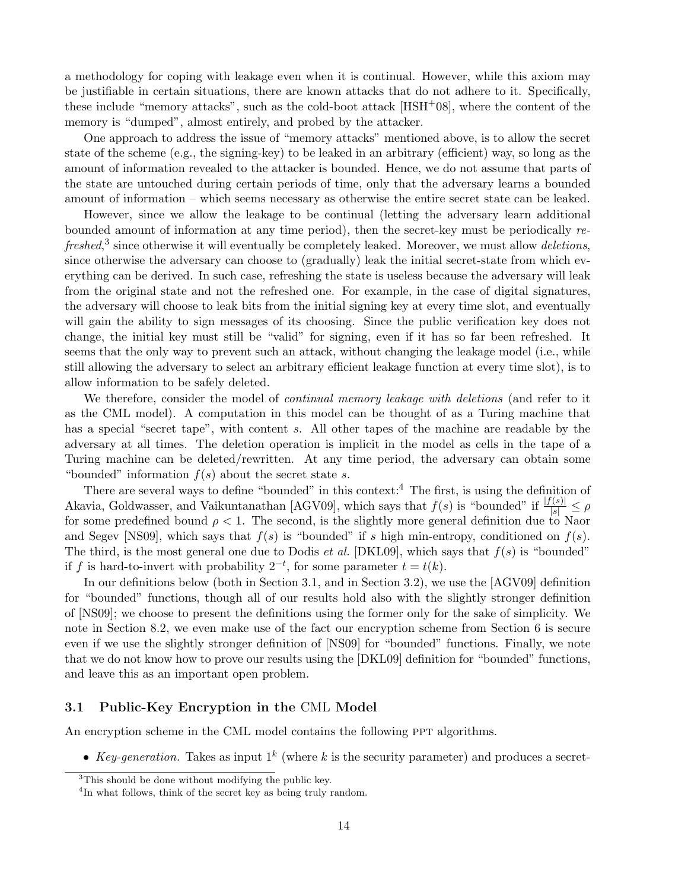a methodology for coping with leakage even when it is continual. However, while this axiom may be justifiable in certain situations, there are known attacks that do not adhere to it. Specifically, these include "memory attacks", such as the cold-boot attack [HSH+08], where the content of the memory is "dumped", almost entirely, and probed by the attacker.

One approach to address the issue of "memory attacks" mentioned above, is to allow the secret state of the scheme (e.g., the signing-key) to be leaked in an arbitrary (efficient) way, so long as the amount of information revealed to the attacker is bounded. Hence, we do not assume that parts of the state are untouched during certain periods of time, only that the adversary learns a bounded amount of information – which seems necessary as otherwise the entire secret state can be leaked.

However, since we allow the leakage to be continual (letting the adversary learn additional bounded amount of information at any time period), then the secret-key must be periodically *refreshed*,[3] since otherwise it will eventually be completely leaked. Moreover, we must allow *deletions*, since otherwise the adversary can choose to (gradually) leak the initial secret-state from which everything can be derived. In such case, refreshing the state is useless because the adversary will leak from the original state and not the refreshed one. For example, in the case of digital signatures, the adversary will choose to leak bits from the initial signing key at every time slot, and eventually will gain the ability to sign messages of its choosing. Since the public verification key does not change, the initial key must still be "valid" for signing, even if it has so far been refreshed. It seems that the only way to prevent such an attack, without changing the leakage model (i.e., while still allowing the adversary to select an arbitrary efficient leakage function at every time slot), is to allow information to be safely deleted.

We therefore, consider the model of *continual memory leakage with deletions* (and refer to it as the CML model). A computation in this model can be thought of as a Turing machine that has a special "secret tape", with content $s$. All other tapes of the machine are readable by the adversary at all times. The deletion operation is implicit in the model as cells in the tape of a Turing machine can be deleted/rewritten. At any time period, the adversary can obtain some "bounded" information $f(s)$ about the secret state $s$.

There are several ways to define "bounded" in this context:[4] The first, is using the definition of Akavia, Goldwasser, and Vaikuntanathan [AGV09], which says that $f(s)$ is "bounded" if $\frac{|f(s)|}{|s|} \leq \rho$ for some predefined bound $\rho < 1$. The second, is the slightly more general definition due to Naor and Segev [NS09], which says that $f(s)$ is "bounded" if $s$ high min-entropy, conditioned on $f(s)$. The third, is the most general one due to Dodis *et al.* [DKL09], which says that $f(s)$ is "bounded" if $f$ is hard-to-invert with probability $2^{-t}$, for some parameter $t = t(k)$.

In our definitions below (both in Section 3.1, and in Section 3.2), we use the [AGV09] definition for "bounded" functions, though all of our results hold also with the slightly stronger definition of [NS09]; we choose to present the definitions using the former only for the sake of simplicity. We note in Section 8.2, we even make use of the fact our encryption scheme from Section 6 is secure even if we use the slightly stronger definition of [NS09] for "bounded" functions. Finally, we note that we do not know how to prove our results using the [DKL09] definition for "bounded" functions, and leave this as an important open problem.

### 3.1 Public-Key Encryption in the CML Model

An encryption scheme in the CML model contains the following PPT algorithms.

- *Key-generation.* Takes as input $1^k$ (where $k$ is the security parameter) and produces a secret-

[3] This should be done without modifying the public key.

[4] In what follows, think of the secret key as being truly random.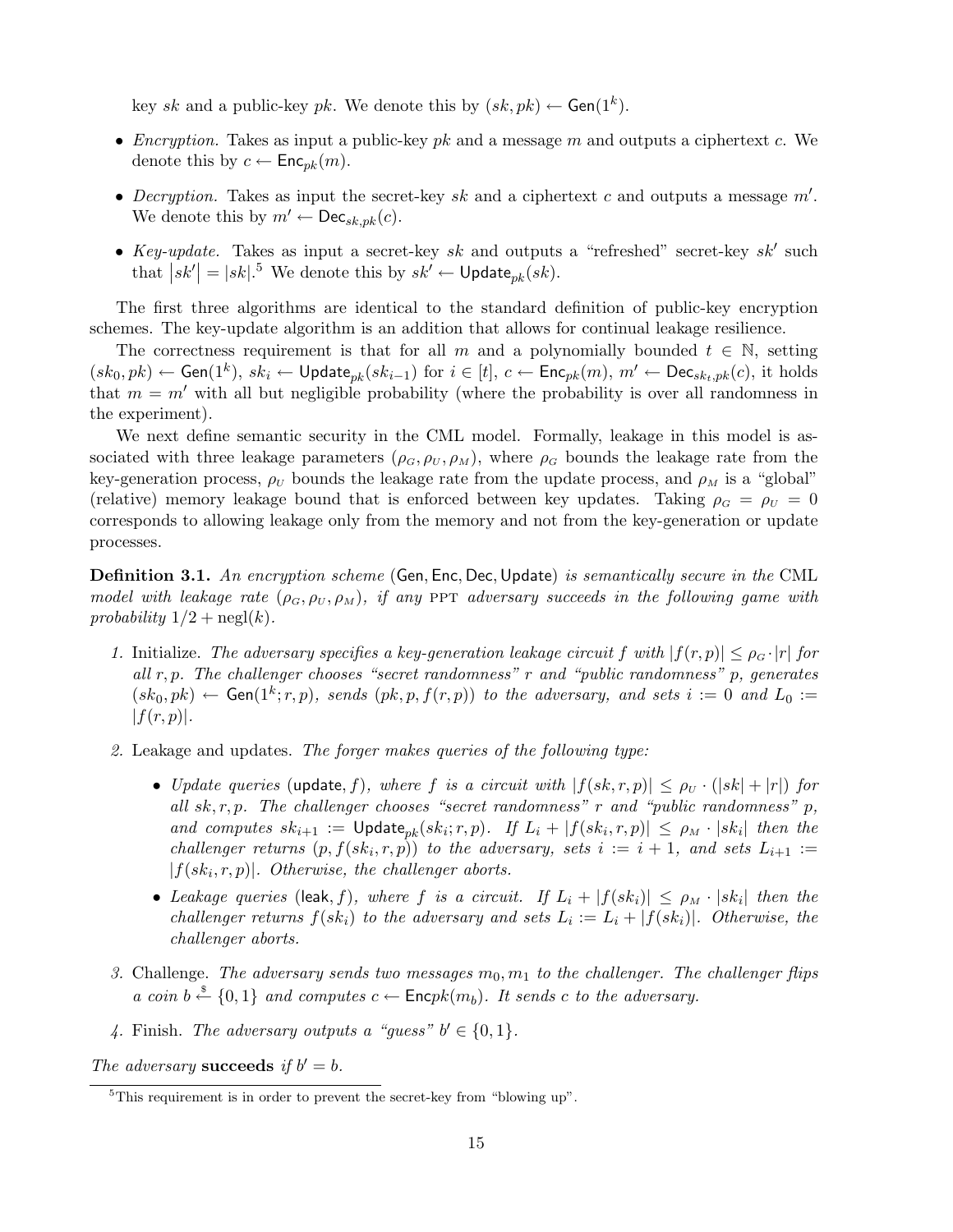key $sk$ and a public-key $pk$. We denote this by $(sk, pk) \leftarrow \mathsf{Gen}(1^k)$.

- *Encryption.* Takes as input a public-key $pk$ and a message $m$ and outputs a ciphertext $c$. We denote this by $c \leftarrow \mathsf{Enc}_{pk}(m)$.
- *Decryption.* Takes as input the secret-key $sk$ and a ciphertext $c$ and outputs a message $m'$. We denote this by $m' \leftarrow \mathsf{Dec}_{sk,pk}(c)$.
- *Key-update.* Takes as input a secret-key $sk$ and outputs a "refreshed" secret-key $sk'$ such that $|sk'| = |sk|$.[5] We denote this by $sk' \leftarrow \mathsf{Update}_{pk}(sk)$.

The first three algorithms are identical to the standard definition of public-key encryption schemes. The key-update algorithm is an addition that allows for continual leakage resilience.

The correctness requirement is that for all $m$ and a polynomially bounded $t \in \mathbb{N}$, setting $(sk_0, pk) \leftarrow \mathsf{Gen}(1^k)$, $sk_i \leftarrow \mathsf{Update}_{pk}(sk_{i-1})$ for $i \in [t]$, $c \leftarrow \mathsf{Enc}_{pk}(m)$, $m' \leftarrow \mathsf{Dec}_{sk_t,pk}(c)$, it holds that $m = m'$ with all but negligible probability (where the probability is over all randomness in the experiment).

We next define semantic security in the CML model. Formally, leakage in this model is associated with three leakage parameters $(\rho_G, \rho_U, \rho_M)$, where $\rho_G$ bounds the leakage rate from the key-generation process, $\rho_U$ bounds the leakage rate from the update process, and $\rho_M$ is a "global" (relative) memory leakage bound that is enforced between key updates. Taking $\rho_G = \rho_U = 0$ corresponds to allowing leakage only from the memory and not from the key-generation or update processes.

**Definition 3.1.** *An encryption scheme* $(\mathsf{Gen}, \mathsf{Enc}, \mathsf{Dec}, \mathsf{Update})$ *is semantically secure in the* CML *model with leakage rate* $(\rho_G, \rho_U, \rho_M)$*, if any* PPT *adversary succeeds in the following game with probability* $1/2 + \mathrm{negl}(k)$.

1. Initialize. *The adversary specifies a key-generation leakage circuit $f$ with $|f(r,p)| \leq \rho_G \cdot |r|$ for all $r, p$. The challenger chooses "secret randomness" $r$ and "public randomness" $p$, generates $(sk_0, pk) \leftarrow \mathsf{Gen}(1^k; r, p)$, sends $(pk, p, f(r,p))$ to the adversary, and sets $i := 0$ and $L_0 := |f(r,p)|$.*
2. Leakage and updates. *The forger makes queries of the following type:*
   - *Update queries* $(\mathsf{update}, f)$*, where $f$ is a circuit with $|f(sk, r, p)| \leq \rho_U \cdot (|sk| + |r|)$ for all $sk, r, p$. The challenger chooses "secret randomness" $r$ and "public randomness" $p$, and computes $sk_{i+1} := \mathsf{Update}_{pk}(sk_i; r, p)$. If $L_i + |f(sk_i, r, p)| \leq \rho_M \cdot |sk_i|$ then the challenger returns $(p, f(sk_i, r, p))$ to the adversary, sets $i := i + 1$, and sets $L_{i+1} := |f(sk_i, r, p)|$. Otherwise, the challenger aborts.*
   - *Leakage queries* $(\mathsf{leak}, f)$*, where $f$ is a circuit. If $L_i + |f(sk_i)| \leq \rho_M \cdot |sk_i|$ then the challenger returns $f(sk_i)$ to the adversary and sets $L_i := L_i + |f(sk_i)|$. Otherwise, the challenger aborts.*
3. Challenge. *The adversary sends two messages $m_0, m_1$ to the challenger. The challenger flips a coin $b \xleftarrow{\$} \{0,1\}$ and computes $c \leftarrow \mathsf{Enc}pk(m_b)$. It sends $c$ to the adversary.*
4. Finish. *The adversary outputs a "guess" $b' \in \{0,1\}$.*

*The adversary* **succeeds** *if $b' = b$.*

[5] This requirement is in order to prevent the secret-key from "blowing up".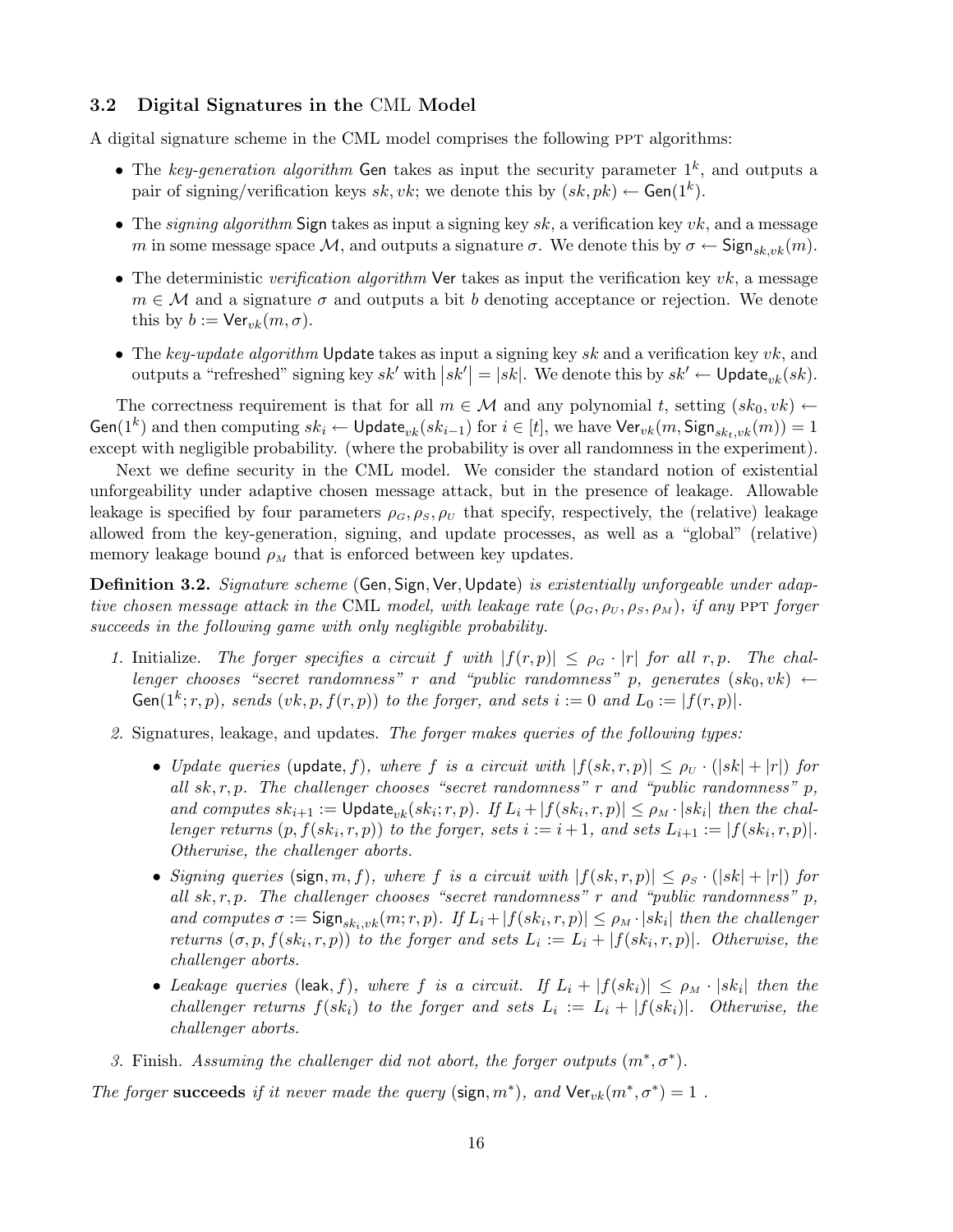### 3.2 Digital Signatures in the CML Model

A digital signature scheme in the CML model comprises the following PPT algorithms:

- The *key-generation algorithm* $\mathsf{Gen}$ takes as input the security parameter $1^k$, and outputs a pair of signing/verification keys $sk, vk$; we denote this by $(sk, pk) \leftarrow \mathsf{Gen}(1^k)$.
- The *signing algorithm* $\mathsf{Sign}$ takes as input a signing key $sk$, a verification key $vk$, and a message $m$ in some message space $\mathcal{M}$, and outputs a signature $\sigma$. We denote this by $\sigma \leftarrow \mathsf{Sign}_{sk,vk}(m)$.
- The deterministic *verification algorithm* $\mathsf{Ver}$ takes as input the verification key $vk$, a message $m \in \mathcal{M}$ and a signature $\sigma$ and outputs a bit $b$ denoting acceptance or rejection. We denote this by $b := \mathsf{Ver}_{vk}(m, \sigma)$.
- The *key-update algorithm* $\mathsf{Update}$ takes as input a signing key $sk$ and a verification key $vk$, and outputs a "refreshed" signing key $sk'$ with $|sk'| = |sk|$. We denote this by $sk' \leftarrow \mathsf{Update}_{vk}(sk)$.

The correctness requirement is that for all $m \in \mathcal{M}$ and any polynomial $t$, setting $(sk_0, vk) \leftarrow \mathsf{Gen}(1^k)$ and then computing $sk_i \leftarrow \mathsf{Update}_{vk}(sk_{i-1})$ for $i \in [t]$, we have $\mathsf{Ver}_{vk}(m, \mathsf{Sign}_{sk_t,vk}(m)) = 1$ except with negligible probability. (where the probability is over all randomness in the experiment).

Next we define security in the CML model. We consider the standard notion of existential unforgeability under adaptive chosen message attack, but in the presence of leakage. Allowable leakage is specified by four parameters $\rho_G, \rho_S, \rho_U$ that specify, respectively, the (relative) leakage allowed from the key-generation, signing, and update processes, as well as a "global" (relative) memory leakage bound $\rho_M$ that is enforced between key updates.

**Definition 3.2.** *Signature scheme* $(\mathsf{Gen}, \mathsf{Sign}, \mathsf{Ver}, \mathsf{Update})$ *is existentially unforgeable under adaptive chosen message attack in the* CML *model, with leakage rate* $(\rho_G, \rho_U, \rho_S, \rho_M)$*, if any* PPT *forger succeeds in the following game with only negligible probability.*

1. Initialize. *The forger specifies a circuit* $f$ *with* $|f(r, p)| \leq \rho_G \cdot |r|$ *for all* $r, p$. *The challenger chooses "secret randomness"* $r$ *and "public randomness"* $p$, *generates* $(sk_0, vk) \leftarrow \mathsf{Gen}(1^k; r, p)$, *sends* $(vk, p, f(r, p))$ *to the forger, and sets* $i := 0$ *and* $L_0 := |f(r, p)|$.
2. Signatures, leakage, and updates. *The forger makes queries of the following types:*
   - *Update queries* $(\mathsf{update}, f)$, *where* $f$ *is a circuit with* $|f(sk, r, p)| \leq \rho_U \cdot (|sk| + |r|)$ *for all* $sk, r, p$. *The challenger chooses "secret randomness"* $r$ *and "public randomness"* $p$, *and computes* $sk_{i+1} := \mathsf{Update}_{vk}(sk_i; r, p)$. *If* $L_i + |f(sk_i, r, p)| \leq \rho_M \cdot |sk_i|$ *then the challenger returns* $(p, f(sk_i, r, p))$ *to the forger, sets* $i := i+1$, *and sets* $L_{i+1} := |f(sk_i, r, p)|$. *Otherwise, the challenger aborts.*
   - *Signing queries* $(\mathsf{sign}, m, f)$, *where* $f$ *is a circuit with* $|f(sk, r, p)| \leq \rho_S \cdot (|sk| + |r|)$ *for all* $sk, r, p$. *The challenger chooses "secret randomness"* $r$ *and "public randomness"* $p$, *and computes* $\sigma := \mathsf{Sign}_{sk_i,vk}(m; r, p)$. *If* $L_i + |f(sk_i, r, p)| \leq \rho_M \cdot |sk_i|$ *then the challenger returns* $(\sigma, p, f(sk_i, r, p))$ *to the forger and sets* $L_i := L_i + |f(sk_i, r, p)|$. *Otherwise, the challenger aborts.*
   - *Leakage queries* $(\mathsf{leak}, f)$, *where* $f$ *is a circuit. If* $L_i + |f(sk_i)| \leq \rho_M \cdot |sk_i|$ *then the challenger returns* $f(sk_i)$ *to the forger and sets* $L_i := L_i + |f(sk_i)|$. *Otherwise, the challenger aborts.*
3. Finish. *Assuming the challenger did not abort, the forger outputs* $(m^*, \sigma^*)$.

*The forger* **succeeds** *if it never made the query* $(\mathsf{sign}, m^*)$, *and* $\mathsf{Ver}_{vk}(m^*, \sigma^*) = 1$ .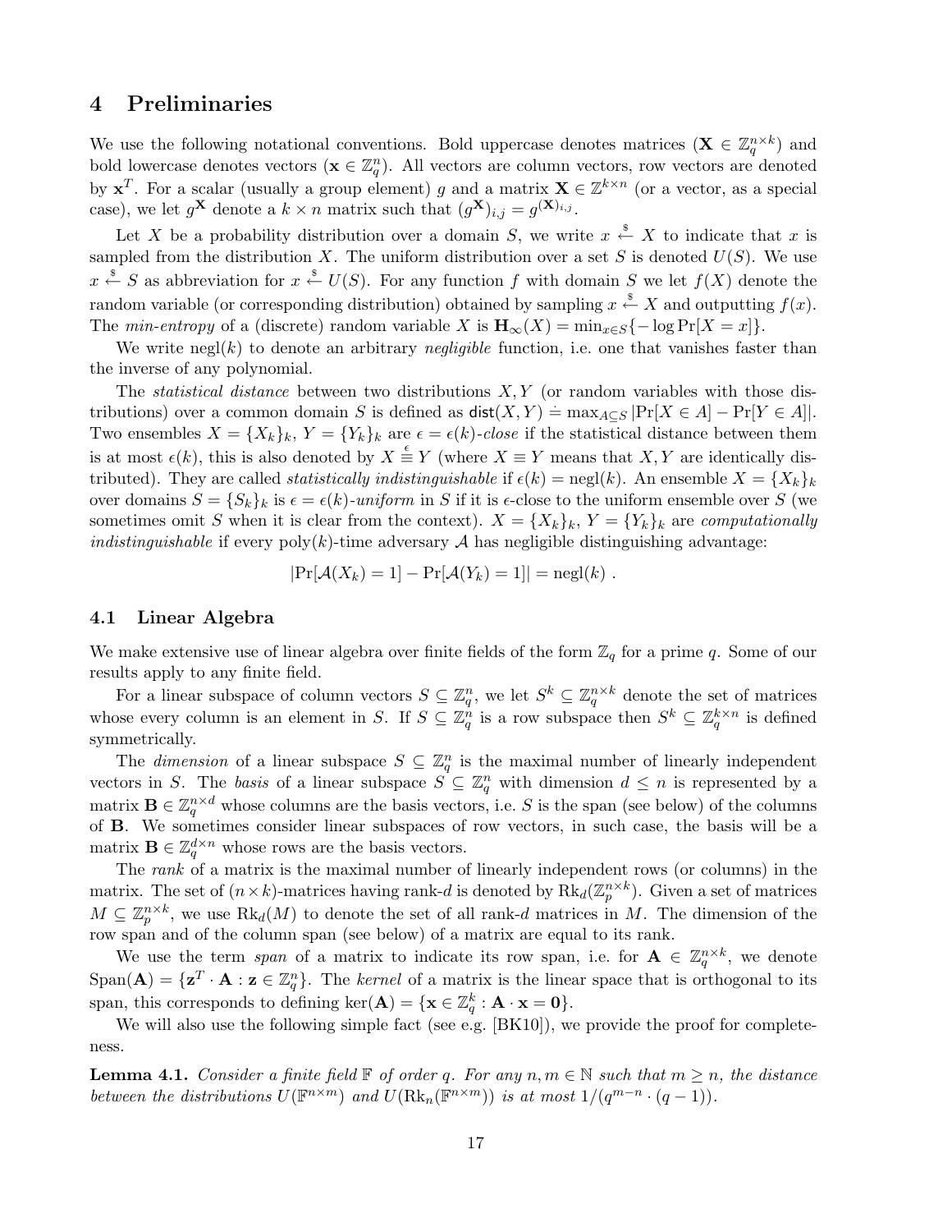## 4 Preliminaries

We use the following notational conventions. Bold uppercase denotes matrices ($\mathbf{X} \in \mathbb{Z}_q^{n\times k}$) and bold lowercase denotes vectors ($\mathbf{x} \in \mathbb{Z}_q^n$). All vectors are column vectors, row vectors are denoted by $\mathbf{x}^T$. For a scalar (usually a group element) $g$ and a matrix $\mathbf{X} \in \mathbb{Z}^{k\times n}$ (or a vector, as a special case), we let $g^{\mathbf{X}}$ denote a $k \times n$ matrix such that $(g^{\mathbf{X}})_{i,j} = g^{(\mathbf{X})_{i,j}}$.

Let $X$ be a probability distribution over a domain $S$, we write $x \xleftarrow{\$} X$ to indicate that $x$ is sampled from the distribution $X$. The uniform distribution over a set $S$ is denoted $U(S)$. We use $x \xleftarrow{\$} S$ as abbreviation for $x \xleftarrow{\$} U(S)$. For any function $f$ with domain $S$ we let $f(X)$ denote the random variable (or corresponding distribution) obtained by sampling $x \xleftarrow{\$} X$ and outputting $f(x)$. The *min-entropy* of a (discrete) random variable $X$ is $\mathbf{H}_\infty(X) = \min_{x\in S}\{-\log \Pr[X = x]\}$.

We write $\text{negl}(k)$ to denote an arbitrary *negligible* function, i.e. one that vanishes faster than the inverse of any polynomial.

The *statistical distance* between two distributions $X, Y$ (or random variables with those distributions) over a common domain $S$ is defined as $\mathsf{dist}(X, Y) \doteq \max_{A\subseteq S} |\Pr[X \in A] - \Pr[Y \in A]|$. Two ensembles $X = \{X_k\}_k$, $Y = \{Y_k\}_k$ are $\epsilon = \epsilon(k)$-*close* if the statistical distance between them is at most $\epsilon(k)$, this is also denoted by $X \stackrel{\epsilon}{\equiv} Y$ (where $X \equiv Y$ means that $X, Y$ are identically distributed). They are called *statistically indistinguishable* if $\epsilon(k) = \text{negl}(k)$. An ensemble $X = \{X_k\}_k$ over domains $S = \{S_k\}_k$ is $\epsilon = \epsilon(k)$-*uniform* in $S$ if it is $\epsilon$-close to the uniform ensemble over $S$ (we sometimes omit $S$ when it is clear from the context). $X = \{X_k\}_k$, $Y = \{Y_k\}_k$ are *computationally indistinguishable* if every $\text{poly}(k)$-time adversary $\mathcal{A}$ has negligible distinguishing advantage:

$$|\Pr[\mathcal{A}(X_k) = 1] - \Pr[\mathcal{A}(Y_k) = 1]| = \text{negl}(k) \ .$$

### 4.1 Linear Algebra

We make extensive use of linear algebra over finite fields of the form $\mathbb{Z}_q$ for a prime $q$. Some of our results apply to any finite field.

For a linear subspace of column vectors $S \subseteq \mathbb{Z}_q^n$, we let $S^k \subseteq \mathbb{Z}_q^{n\times k}$ denote the set of matrices whose every column is an element in $S$. If $S \subseteq \mathbb{Z}_q^n$ is a row subspace then $S^k \subseteq \mathbb{Z}_q^{k\times n}$ is defined symmetrically.

The *dimension* of a linear subspace $S \subseteq \mathbb{Z}_q^n$ is the maximal number of linearly independent vectors in $S$. The *basis* of a linear subspace $S \subseteq \mathbb{Z}_q^n$ with dimension $d \le n$ is represented by a matrix $\mathbf{B} \in \mathbb{Z}_q^{n\times d}$ whose columns are the basis vectors, i.e. $S$ is the span (see below) of the columns of $\mathbf{B}$. We sometimes consider linear subspaces of row vectors, in such case, the basis will be a matrix $\mathbf{B} \in \mathbb{Z}_q^{d\times n}$ whose rows are the basis vectors.

The *rank* of a matrix is the maximal number of linearly independent rows (or columns) in the matrix. The set of $(n \times k)$-matrices having rank-$d$ is denoted by $\text{Rk}_d(\mathbb{Z}_p^{n\times k})$. Given a set of matrices $M \subseteq \mathbb{Z}_p^{n\times k}$, we use $\text{Rk}_d(M)$ to denote the set of all rank-$d$ matrices in $M$. The dimension of the row span and of the column span (see below) of a matrix are equal to its rank.

We use the term *span* of a matrix to indicate its row span, i.e. for $\mathbf{A} \in \mathbb{Z}_q^{n\times k}$, we denote $\text{Span}(\mathbf{A}) = \{\mathbf{z}^T \cdot \mathbf{A} : \mathbf{z} \in \mathbb{Z}_q^n\}$. The *kernel* of a matrix is the linear space that is orthogonal to its span, this corresponds to defining $\ker(\mathbf{A}) = \{\mathbf{x} \in \mathbb{Z}_q^k : \mathbf{A} \cdot \mathbf{x} = \mathbf{0}\}$.

We will also use the following simple fact (see e.g. [BK10]), we provide the proof for completeness.

**Lemma 4.1.** *Consider a finite field $\mathbb{F}$ of order $q$. For any $n, m \in \mathbb{N}$ such that $m \ge n$, the distance between the distributions $U(\mathbb{F}^{n\times m})$ and $U(\text{Rk}_n(\mathbb{F}^{n\times m}))$ is at most $1/(q^{m-n} \cdot (q-1))$.*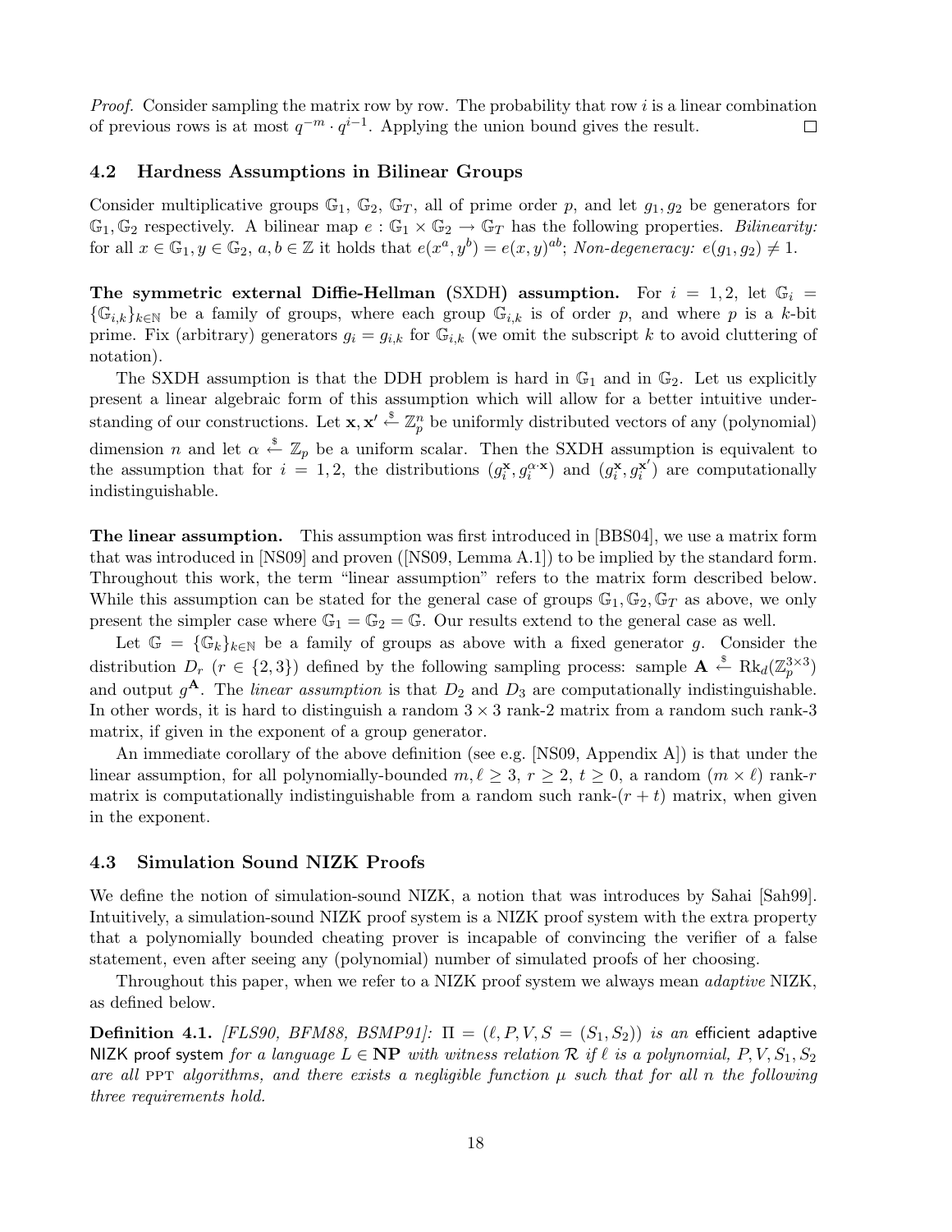*Proof.* Consider sampling the matrix row by row. The probability that row $i$ is a linear combination of previous rows is at most $q^{-m} \cdot q^{i-1}$. Applying the union bound gives the result. $\square$

### 4.2 Hardness Assumptions in Bilinear Groups

Consider multiplicative groups $\mathbb{G}_1$, $\mathbb{G}_2$, $\mathbb{G}_T$, all of prime order $p$, and let $g_1, g_2$ be generators for $\mathbb{G}_1, \mathbb{G}_2$ respectively. A bilinear map $e : \mathbb{G}_1 \times \mathbb{G}_2 \to \mathbb{G}_T$ has the following properties. *Bilinearity:* for all $x \in \mathbb{G}_1, y \in \mathbb{G}_2$, $a, b \in \mathbb{Z}$ it holds that $e(x^a, y^b) = e(x, y)^{ab}$; *Non-degeneracy:* $e(g_1, g_2) \neq 1$.

**The symmetric external Diffie-Hellman (SXDH) assumption.** For $i = 1, 2$, let $\mathbb{G}_i = \{\mathbb{G}_{i,k}\}_{k \in \mathbb{N}}$ be a family of groups, where each group $\mathbb{G}_{i,k}$ is of order $p$, and where $p$ is a $k$-bit prime. Fix (arbitrary) generators $g_i = g_{i,k}$ for $\mathbb{G}_{i,k}$ (we omit the subscript $k$ to avoid cluttering of notation).

The SXDH assumption is that the DDH problem is hard in $\mathbb{G}_1$ and in $\mathbb{G}_2$. Let us explicitly present a linear algebraic form of this assumption which will allow for a better intuitive understanding of our constructions. Let $\mathbf{x}, \mathbf{x}' \xleftarrow{\$} \mathbb{Z}_p^n$ be uniformly distributed vectors of any (polynomial) dimension $n$ and let $\alpha \xleftarrow{\$} \mathbb{Z}_p$ be a uniform scalar. Then the SXDH assumption is equivalent to the assumption that for $i = 1, 2$, the distributions $(g_i^{\mathbf{x}}, g_i^{\alpha \cdot \mathbf{x}})$ and $(g_i^{\mathbf{x}}, g_i^{\mathbf{x}'})$ are computationally indistinguishable.

**The linear assumption.** This assumption was first introduced in [BBS04], we use a matrix form that was introduced in [NS09] and proven ([NS09, Lemma A.1]) to be implied by the standard form. Throughout this work, the term "linear assumption" refers to the matrix form described below. While this assumption can be stated for the general case of groups $\mathbb{G}_1, \mathbb{G}_2, \mathbb{G}_T$ as above, we only present the simpler case where $\mathbb{G}_1 = \mathbb{G}_2 = \mathbb{G}$. Our results extend to the general case as well.

Let $\mathbb{G} = \{\mathbb{G}_k\}_{k \in \mathbb{N}}$ be a family of groups as above with a fixed generator $g$. Consider the distribution $D_r$ ($r \in \{2, 3\}$) defined by the following sampling process: sample $\mathbf{A} \xleftarrow{\$} \mathrm{Rk}_d(\mathbb{Z}_p^{3 \times 3})$ and output $g^{\mathbf{A}}$. The *linear assumption* is that $D_2$ and $D_3$ are computationally indistinguishable. In other words, it is hard to distinguish a random $3 \times 3$ rank-2 matrix from a random such rank-3 matrix, if given in the exponent of a group generator.

An immediate corollary of the above definition (see e.g. [NS09, Appendix A]) is that under the linear assumption, for all polynomially-bounded $m, \ell \geq 3$, $r \geq 2$, $t \geq 0$, a random $(m \times \ell)$ rank-$r$ matrix is computationally indistinguishable from a random such rank-$(r + t)$ matrix, when given in the exponent.

### 4.3 Simulation Sound NIZK Proofs

We define the notion of simulation-sound NIZK, a notion that was introduces by Sahai [Sah99]. Intuitively, a simulation-sound NIZK proof system is a NIZK proof system with the extra property that a polynomially bounded cheating prover is incapable of convincing the verifier of a false statement, even after seeing any (polynomial) number of simulated proofs of her choosing.

Throughout this paper, when we refer to a NIZK proof system we always mean *adaptive* NIZK, as defined below.

**Definition 4.1.** *[FLS90, BFM88, BSMP91]: $\Pi = (\ell, P, V, S = (S_1, S_2))$ is an* efficient adaptive NIZK proof system *for a language $L \in \mathbf{NP}$ with witness relation $\mathcal{R}$ if $\ell$ is a polynomial, $P, V, S_1, S_2$ are all* PPT *algorithms, and there exists a negligible function $\mu$ such that for all $n$ the following three requirements hold.*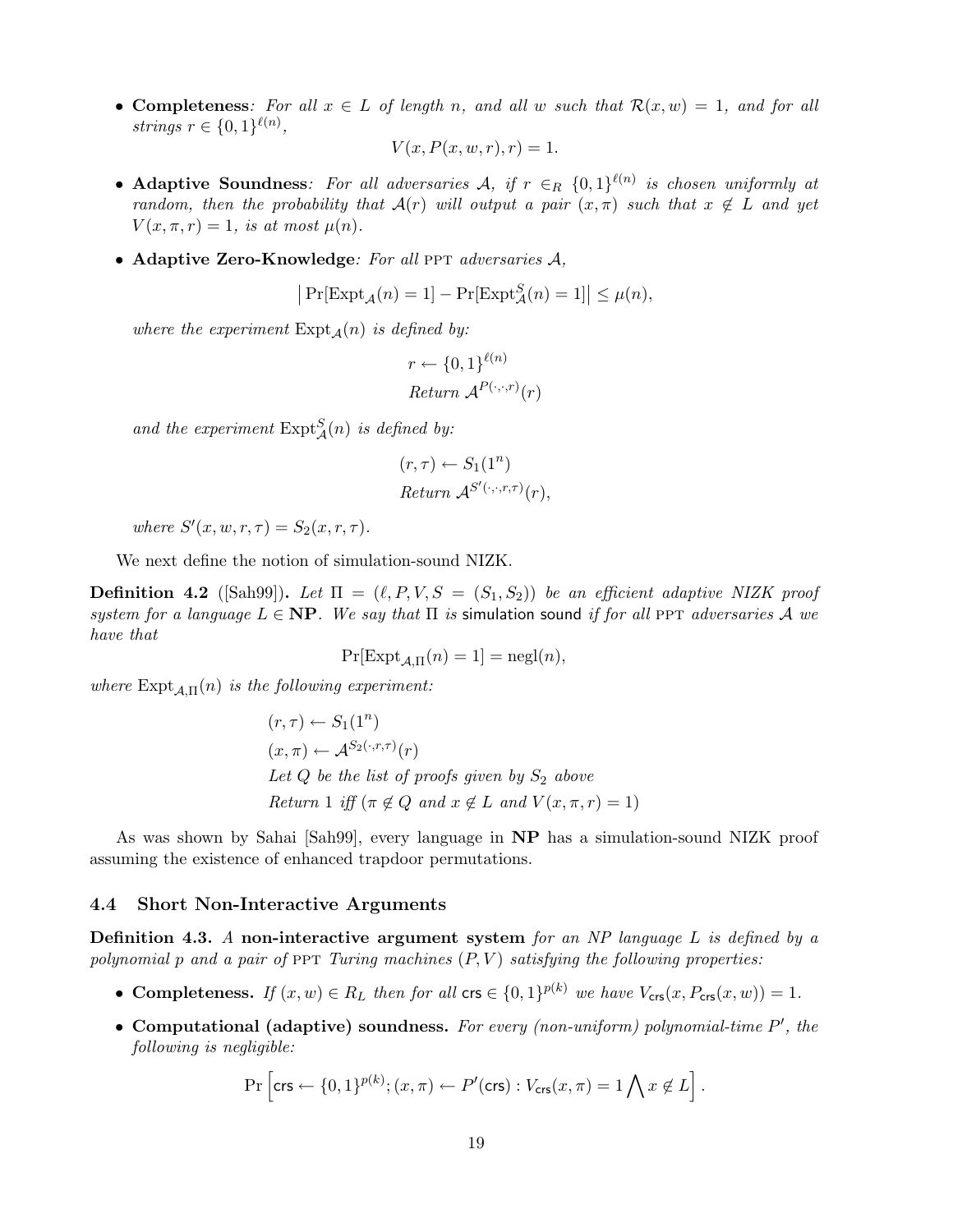- **Completeness**: *For all $x \in L$ of length $n$, and all $w$ such that $\mathcal{R}(x, w) = 1$, and for all strings $r \in \{0,1\}^{\ell(n)}$,*

$$V(x, P(x, w, r), r) = 1.$$

- **Adaptive Soundness**: *For all adversaries $\mathcal{A}$, if $r \in_R \{0,1\}^{\ell(n)}$ is chosen uniformly at random, then the probability that $\mathcal{A}(r)$ will output a pair $(x, \pi)$ such that $x \notin L$ and yet $V(x, \pi, r) = 1$, is at most $\mu(n)$.*

- **Adaptive Zero-Knowledge**: *For all* PPT *adversaries $\mathcal{A}$,*

$$\left| \Pr[\mathrm{Expt}_{\mathcal{A}}(n) = 1] - \Pr[\mathrm{Expt}^{S}_{\mathcal{A}}(n) = 1] \right| \leq \mu(n),$$

*where the experiment $\mathrm{Expt}_{\mathcal{A}}(n)$ is defined by:*

$$r \leftarrow \{0,1\}^{\ell(n)}$$
$$\textit{Return } \mathcal{A}^{P(\cdot,\cdot,r)}(r)$$

*and the experiment $\mathrm{Expt}^{S}_{\mathcal{A}}(n)$ is defined by:*

$$(r, \tau) \leftarrow S_1(1^n)$$
$$\textit{Return } \mathcal{A}^{S'(\cdot,\cdot,r,\tau)}(r),$$

*where $S'(x, w, r, \tau) = S_2(x, r, \tau)$.*

We next define the notion of simulation-sound NIZK.

**Definition 4.2** ([Sah99]). *Let $\Pi = (\ell, P, V, S = (S_1, S_2))$ be an efficient adaptive NIZK proof system for a language $L \in \mathbf{NP}$. We say that $\Pi$ is* simulation sound *if for all* PPT *adversaries $\mathcal{A}$ we have that*

$$\Pr[\mathrm{Expt}_{\mathcal{A},\Pi}(n) = 1] = \mathrm{negl}(n),$$

*where $\mathrm{Expt}_{\mathcal{A},\Pi}(n)$ is the following experiment:*

$$(r, \tau) \leftarrow S_1(1^n)$$
$$(x, \pi) \leftarrow \mathcal{A}^{S_2(\cdot,r,\tau)}(r)$$
$$\textit{Let } Q \textit{ be the list of proofs given by } S_2 \textit{ above}$$
$$\textit{Return 1 iff } (\pi \notin Q \textit{ and } x \notin L \textit{ and } V(x, \pi, r) = 1)$$

As was shown by Sahai [Sah99], every language in **NP** has a simulation-sound NIZK proof assuming the existence of enhanced trapdoor permutations.

### 4.4 Short Non-Interactive Arguments

**Definition 4.3.** *A* **non-interactive argument system** *for an NP language $L$ is defined by a polynomial $p$ and a pair of* PPT *Turing machines $(P, V)$ satisfying the following properties:*

- **Completeness.** *If $(x, w) \in R_L$ then for all $\mathsf{crs} \in \{0,1\}^{p(k)}$ we have $V_{\mathsf{crs}}(x, P_{\mathsf{crs}}(x, w)) = 1$.*

- **Computational (adaptive) soundness.** *For every (non-uniform) polynomial-time $P'$, the following is negligible:*

$$\Pr\left[\mathsf{crs} \leftarrow \{0,1\}^{p(k)}; (x, \pi) \leftarrow P'(\mathsf{crs}) : V_{\mathsf{crs}}(x, \pi) = 1 \bigwedge x \notin L\right].$$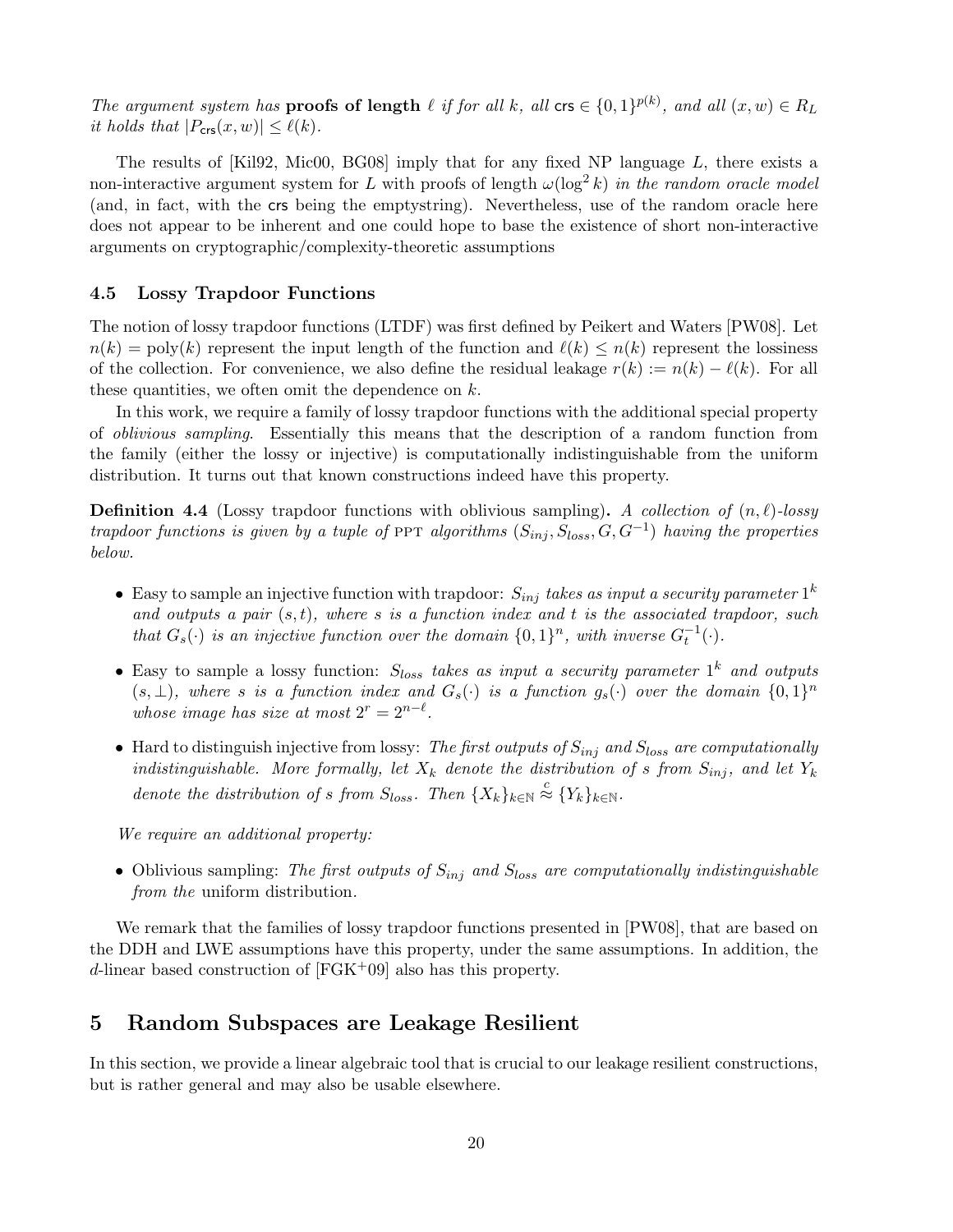*The argument system has* **proofs of length** $\ell$ *if for all* $k$*, all* $\mathsf{crs} \in \{0,1\}^{p(k)}$*, and all* $(x, w) \in R_L$ *it holds that* $|P_{\mathsf{crs}}(x, w)| \leq \ell(k)$.

The results of [Kil92, Mic00, BG08] imply that for any fixed NP language $L$, there exists a non-interactive argument system for $L$ with proofs of length $\omega(\log^2 k)$ *in the random oracle model* (and, in fact, with the $\mathsf{crs}$ being the emptystring). Nevertheless, use of the random oracle here does not appear to be inherent and one could hope to base the existence of short non-interactive arguments on cryptographic/complexity-theoretic assumptions

### 4.5 Lossy Trapdoor Functions

The notion of lossy trapdoor functions (LTDF) was first defined by Peikert and Waters [PW08]. Let $n(k) = \text{poly}(k)$ represent the input length of the function and $\ell(k) \leq n(k)$ represent the lossiness of the collection. For convenience, we also define the residual leakage $r(k) := n(k) - \ell(k)$. For all these quantities, we often omit the dependence on $k$.

In this work, we require a family of lossy trapdoor functions with the additional special property of *oblivious sampling*. Essentially this means that the description of a random function from the family (either the lossy or injective) is computationally indistinguishable from the uniform distribution. It turns out that known constructions indeed have this property.

**Definition 4.4** (Lossy trapdoor functions with oblivious sampling)**.** *A collection of* $(n, \ell)$*-lossy trapdoor functions is given by a tuple of* PPT *algorithms* $(S_{inj}, S_{loss}, G, G^{-1})$ *having the properties below.*

- Easy to sample an injective function with trapdoor: $S_{inj}$ *takes as input a security parameter* $1^k$ *and outputs a pair* $(s, t)$*, where* $s$ *is a function index and* $t$ *is the associated trapdoor, such that* $G_s(\cdot)$ *is an injective function over the domain* $\{0,1\}^n$*, with inverse* $G_t^{-1}(\cdot)$.
- Easy to sample a lossy function: $S_{loss}$ *takes as input a security parameter* $1^k$ *and outputs* $(s, \perp)$*, where* $s$ *is a function index and* $G_s(\cdot)$ *is a function* $g_s(\cdot)$ *over the domain* $\{0,1\}^n$ *whose image has size at most* $2^r = 2^{n-\ell}$.
- Hard to distinguish injective from lossy: *The first outputs of* $S_{inj}$ *and* $S_{loss}$ *are computationally indistinguishable. More formally, let* $X_k$ *denote the distribution of* $s$ *from* $S_{inj}$*, and let* $Y_k$ *denote the distribution of* $s$ *from* $S_{loss}$*. Then* $\{X_k\}_{k \in \mathbb{N}} \stackrel{c}{\approx} \{Y_k\}_{k \in \mathbb{N}}$.

*We require an additional property:*

- Oblivious sampling: *The first outputs of* $S_{inj}$ *and* $S_{loss}$ *are computationally indistinguishable from the* uniform distribution.

We remark that the families of lossy trapdoor functions presented in [PW08], that are based on the DDH and LWE assumptions have this property, under the same assumptions. In addition, the $d$-linear based construction of [FGK+09] also has this property.

## 5 Random Subspaces are Leakage Resilient

In this section, we provide a linear algebraic tool that is crucial to our leakage resilient constructions, but is rather general and may also be usable elsewhere.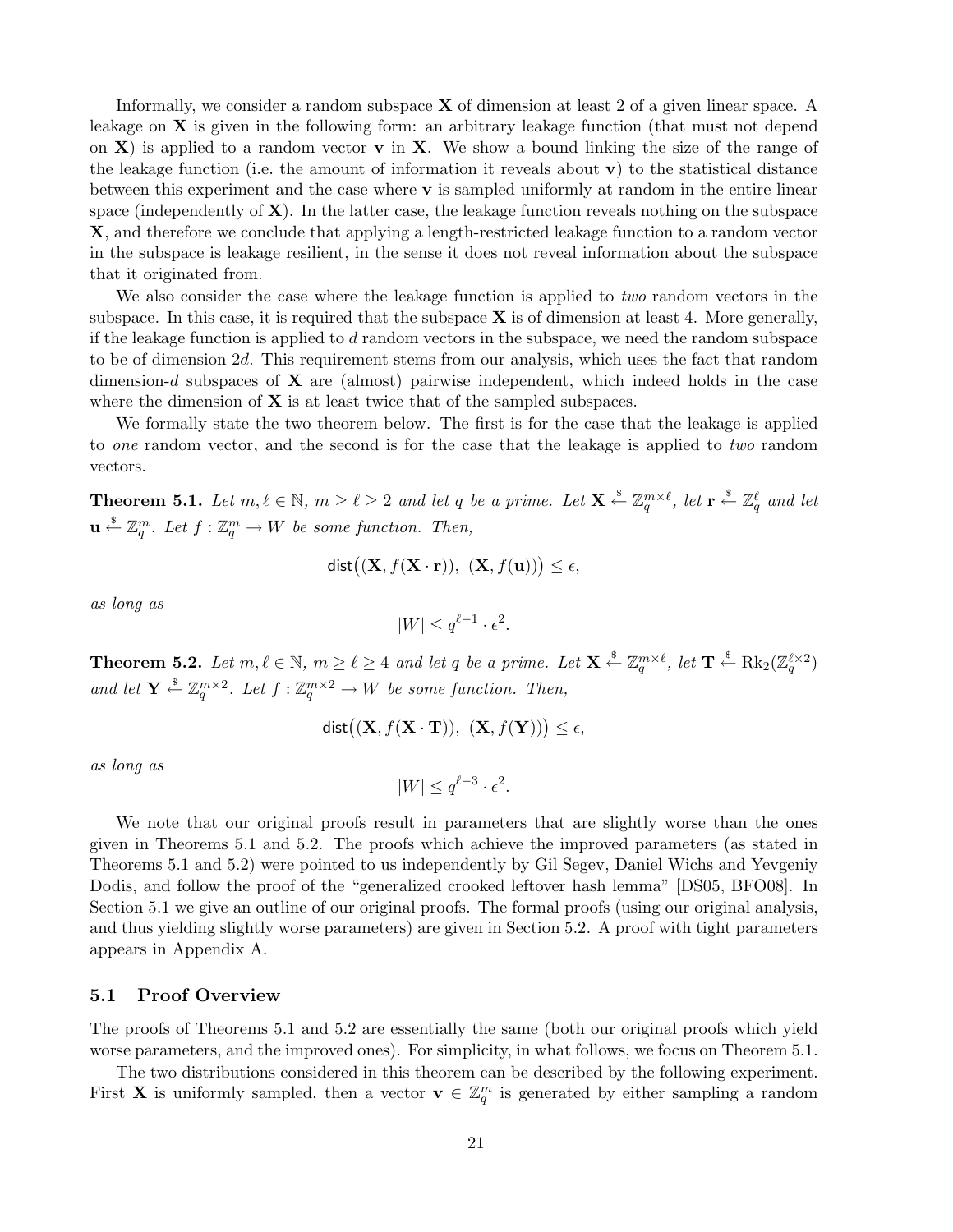Informally, we consider a random subspace $\mathbf{X}$ of dimension at least 2 of a given linear space. A leakage on $\mathbf{X}$ is given in the following form: an arbitrary leakage function (that must not depend on $\mathbf{X}$) is applied to a random vector $\mathbf{v}$ in $\mathbf{X}$. We show a bound linking the size of the range of the leakage function (i.e. the amount of information it reveals about $\mathbf{v}$) to the statistical distance between this experiment and the case where $\mathbf{v}$ is sampled uniformly at random in the entire linear space (independently of $\mathbf{X}$). In the latter case, the leakage function reveals nothing on the subspace $\mathbf{X}$, and therefore we conclude that applying a length-restricted leakage function to a random vector in the subspace is leakage resilient, in the sense it does not reveal information about the subspace that it originated from.

We also consider the case where the leakage function is applied to *two* random vectors in the subspace. In this case, it is required that the subspace $\mathbf{X}$ is of dimension at least 4. More generally, if the leakage function is applied to $d$ random vectors in the subspace, we need the random subspace to be of dimension $2d$. This requirement stems from our analysis, which uses the fact that random dimension-$d$ subspaces of $\mathbf{X}$ are (almost) pairwise independent, which indeed holds in the case where the dimension of $\mathbf{X}$ is at least twice that of the sampled subspaces.

We formally state the two theorem below. The first is for the case that the leakage is applied to *one* random vector, and the second is for the case that the leakage is applied to *two* random vectors.

**Theorem 5.1.** *Let $m, \ell \in \mathbb{N}$, $m \geq \ell \geq 2$ and let $q$ be a prime. Let $\mathbf{X} \xleftarrow{\$} \mathbb{Z}_q^{m \times \ell}$, let $\mathbf{r} \xleftarrow{\$} \mathbb{Z}_q^{\ell}$ and let $\mathbf{u} \xleftarrow{\$} \mathbb{Z}_q^m$. Let $f : \mathbb{Z}_q^m \to W$ be some function. Then,*

$$\mathsf{dist}\big((\mathbf{X}, f(\mathbf{X} \cdot \mathbf{r})),\ (\mathbf{X}, f(\mathbf{u}))\big) \leq \epsilon,$$

*as long as*

$$|W| \leq q^{\ell-1} \cdot \epsilon^2.$$

**Theorem 5.2.** *Let $m, \ell \in \mathbb{N}$, $m \geq \ell \geq 4$ and let $q$ be a prime. Let $\mathbf{X} \xleftarrow{\$} \mathbb{Z}_q^{m \times \ell}$, let $\mathbf{T} \xleftarrow{\$} \mathrm{Rk}_2(\mathbb{Z}_q^{\ell \times 2})$ and let $\mathbf{Y} \xleftarrow{\$} \mathbb{Z}_q^{m \times 2}$. Let $f : \mathbb{Z}_q^{m \times 2} \to W$ be some function. Then,*

$$\mathsf{dist}\big((\mathbf{X}, f(\mathbf{X} \cdot \mathbf{T})),\ (\mathbf{X}, f(\mathbf{Y}))\big) \leq \epsilon,$$

*as long as*

$$|W| \leq q^{\ell-3} \cdot \epsilon^2.$$

We note that our original proofs result in parameters that are slightly worse than the ones given in Theorems 5.1 and 5.2. The proofs which achieve the improved parameters (as stated in Theorems 5.1 and 5.2) were pointed to us independently by Gil Segev, Daniel Wichs and Yevgeniy Dodis, and follow the proof of the "generalized crooked leftover hash lemma" [DS05, BFO08]. In Section 5.1 we give an outline of our original proofs. The formal proofs (using our original analysis, and thus yielding slightly worse parameters) are given in Section 5.2. A proof with tight parameters appears in Appendix A.

## 5.1 Proof Overview

The proofs of Theorems 5.1 and 5.2 are essentially the same (both our original proofs which yield worse parameters, and the improved ones). For simplicity, in what follows, we focus on Theorem 5.1.

The two distributions considered in this theorem can be described by the following experiment. First $\mathbf{X}$ is uniformly sampled, then a vector $\mathbf{v} \in \mathbb{Z}_q^m$ is generated by either sampling a random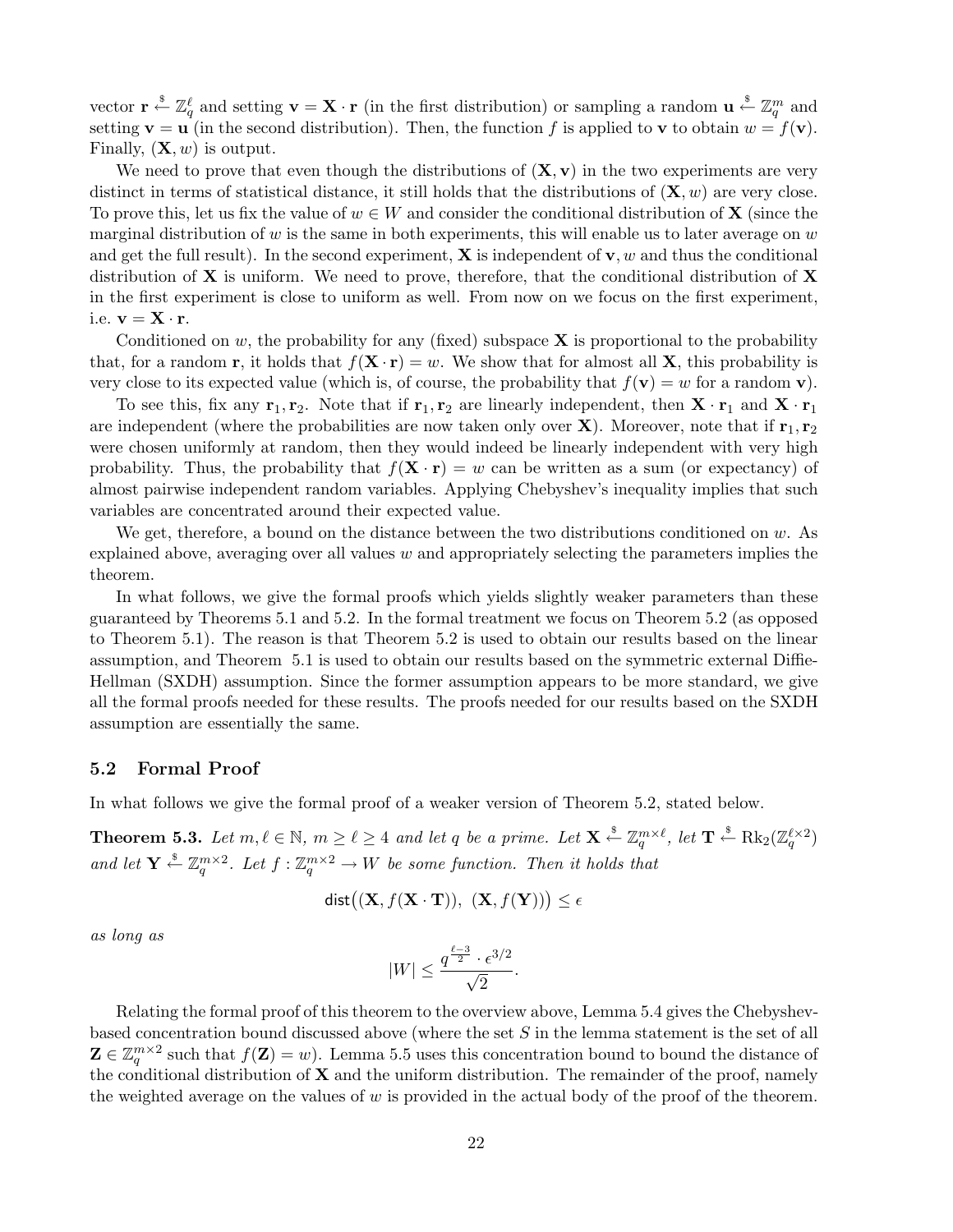vector $\mathbf{r} \stackrel{\$}{\leftarrow} \mathbb{Z}_q^\ell$ and setting $\mathbf{v} = \mathbf{X} \cdot \mathbf{r}$ (in the first distribution) or sampling a random $\mathbf{u} \stackrel{\$}{\leftarrow} \mathbb{Z}_q^m$ and setting $\mathbf{v} = \mathbf{u}$ (in the second distribution). Then, the function $f$ is applied to $\mathbf{v}$ to obtain $w = f(\mathbf{v})$. Finally, $(\mathbf{X}, w)$ is output.

We need to prove that even though the distributions of $(\mathbf{X}, \mathbf{v})$ in the two experiments are very distinct in terms of statistical distance, it still holds that the distributions of $(\mathbf{X}, w)$ are very close. To prove this, let us fix the value of $w \in W$ and consider the conditional distribution of $\mathbf{X}$ (since the marginal distribution of $w$ is the same in both experiments, this will enable us to later average on $w$ and get the full result). In the second experiment, $\mathbf{X}$ is independent of $\mathbf{v}, w$ and thus the conditional distribution of $\mathbf{X}$ is uniform. We need to prove, therefore, that the conditional distribution of $\mathbf{X}$ in the first experiment is close to uniform as well. From now on we focus on the first experiment, i.e. $\mathbf{v} = \mathbf{X} \cdot \mathbf{r}$.

Conditioned on $w$, the probability for any (fixed) subspace $\mathbf{X}$ is proportional to the probability that, for a random $\mathbf{r}$, it holds that $f(\mathbf{X} \cdot \mathbf{r}) = w$. We show that for almost all $\mathbf{X}$, this probability is very close to its expected value (which is, of course, the probability that $f(\mathbf{v}) = w$ for a random $\mathbf{v}$).

To see this, fix any $\mathbf{r}_1, \mathbf{r}_2$. Note that if $\mathbf{r}_1, \mathbf{r}_2$ are linearly independent, then $\mathbf{X} \cdot \mathbf{r}_1$ and $\mathbf{X} \cdot \mathbf{r}_1$ are independent (where the probabilities are now taken only over $\mathbf{X}$). Moreover, note that if $\mathbf{r}_1, \mathbf{r}_2$ were chosen uniformly at random, then they would indeed be linearly independent with very high probability. Thus, the probability that $f(\mathbf{X} \cdot \mathbf{r}) = w$ can be written as a sum (or expectancy) of almost pairwise independent random variables. Applying Chebyshev's inequality implies that such variables are concentrated around their expected value.

We get, therefore, a bound on the distance between the two distributions conditioned on $w$. As explained above, averaging over all values $w$ and appropriately selecting the parameters implies the theorem.

In what follows, we give the formal proofs which yields slightly weaker parameters than these guaranteed by Theorems 5.1 and 5.2. In the formal treatment we focus on Theorem 5.2 (as opposed to Theorem 5.1). The reason is that Theorem 5.2 is used to obtain our results based on the linear assumption, and Theorem 5.1 is used to obtain our results based on the symmetric external Diffie-Hellman (SXDH) assumption. Since the former assumption appears to be more standard, we give all the formal proofs needed for these results. The proofs needed for our results based on the SXDH assumption are essentially the same.

## 5.2 Formal Proof

In what follows we give the formal proof of a weaker version of Theorem 5.2, stated below.

**Theorem 5.3.** *Let $m, \ell \in \mathbb{N}$, $m \geq \ell \geq 4$ and let $q$ be a prime. Let $\mathbf{X} \stackrel{\$}{\leftarrow} \mathbb{Z}_q^{m \times \ell}$, let $\mathbf{T} \stackrel{\$}{\leftarrow} \mathrm{Rk}_2(\mathbb{Z}_q^{\ell \times 2})$ and let $\mathbf{Y} \stackrel{\$}{\leftarrow} \mathbb{Z}_q^{m \times 2}$. Let $f : \mathbb{Z}_q^{m \times 2} \to W$ be some function. Then it holds that*

$$\mathsf{dist}\big((\mathbf{X}, f(\mathbf{X} \cdot \mathbf{T})),\ (\mathbf{X}, f(\mathbf{Y}))\big) \leq \epsilon$$

*as long as*

$$|W| \leq \frac{q^{\frac{\ell-3}{2}} \cdot \epsilon^{3/2}}{\sqrt{2}}.$$

Relating the formal proof of this theorem to the overview above, Lemma 5.4 gives the Chebyshev-based concentration bound discussed above (where the set $S$ in the lemma statement is the set of all $\mathbf{Z} \in \mathbb{Z}_q^{m \times 2}$ such that $f(\mathbf{Z}) = w$). Lemma 5.5 uses this concentration bound to bound the distance of the conditional distribution of $\mathbf{X}$ and the uniform distribution. The remainder of the proof, namely the weighted average on the values of $w$ is provided in the actual body of the proof of the theorem.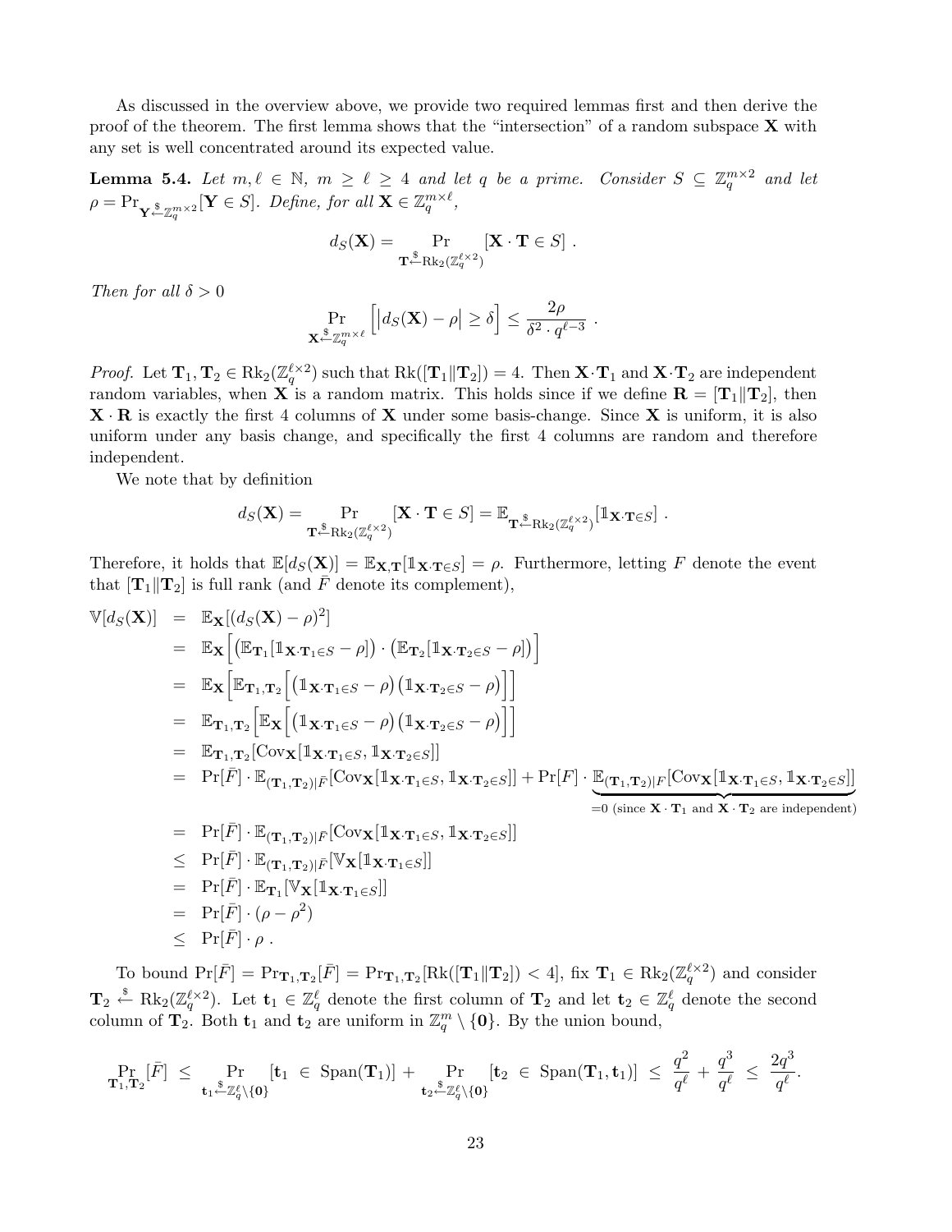As discussed in the overview above, we provide two required lemmas first and then derive the proof of the theorem. The first lemma shows that the "intersection" of a random subspace $\mathbf{X}$ with any set is well concentrated around its expected value.

**Lemma 5.4.** *Let $m, \ell \in \mathbb{N}$, $m \geq \ell \geq 4$ and let $q$ be a prime. Consider $S \subseteq \mathbb{Z}_q^{m\times 2}$ and let $\rho = \Pr_{\mathbf{Y} \xleftarrow{\$} \mathbb{Z}_q^{m\times 2}}[\mathbf{Y} \in S]$. Define, for all $\mathbf{X} \in \mathbb{Z}_q^{m\times\ell}$,*

$$d_S(\mathbf{X}) = \Pr_{\mathbf{T} \xleftarrow{\$} \mathrm{Rk}_2(\mathbb{Z}_q^{\ell\times 2})}[\mathbf{X}\cdot\mathbf{T} \in S] \ .$$

*Then for all $\delta > 0$*

$$\Pr_{\mathbf{X} \xleftarrow{\$} \mathbb{Z}_q^{m\times\ell}}\Big[\big|d_S(\mathbf{X}) - \rho\big| \geq \delta\Big] \leq \frac{2\rho}{\delta^2 \cdot q^{\ell-3}} \ .$$

*Proof.* Let $\mathbf{T}_1, \mathbf{T}_2 \in \mathrm{Rk}_2(\mathbb{Z}_q^{\ell\times 2})$ such that $\mathrm{Rk}([\mathbf{T}_1\|\mathbf{T}_2]) = 4$. Then $\mathbf{X}\cdot\mathbf{T}_1$ and $\mathbf{X}\cdot\mathbf{T}_2$ are independent random variables, when $\mathbf{X}$ is a random matrix. This holds since if we define $\mathbf{R} = [\mathbf{T}_1\|\mathbf{T}_2]$, then $\mathbf{X}\cdot\mathbf{R}$ is exactly the first 4 columns of $\mathbf{X}$ under some basis-change. Since $\mathbf{X}$ is uniform, it is also uniform under any basis change, and specifically the first 4 columns are random and therefore independent.

We note that by definition

$$d_S(\mathbf{X}) = \Pr_{\mathbf{T} \xleftarrow{\$} \mathrm{Rk}_2(\mathbb{Z}_q^{\ell\times 2})}[\mathbf{X}\cdot\mathbf{T} \in S] = \mathbb{E}_{\mathbf{T} \xleftarrow{\$} \mathrm{Rk}_2(\mathbb{Z}_q^{\ell\times 2})}[\mathbb{1}_{\mathbf{X}\cdot\mathbf{T}\in S}] \ .$$

Therefore, it holds that $\mathbb{E}[d_S(\mathbf{X})] = \mathbb{E}_{\mathbf{X},\mathbf{T}}[\mathbb{1}_{\mathbf{X}\cdot\mathbf{T}\in S}] = \rho$. Furthermore, letting $F$ denote the event that $[\mathbf{T}_1\|\mathbf{T}_2]$ is full rank (and $\bar{F}$ denote its complement),

$$\begin{aligned}
\mathbb{V}[d_S(\mathbf{X})] &= \mathbb{E}_{\mathbf{X}}[(d_S(\mathbf{X}) - \rho)^2] \\
&= \mathbb{E}_{\mathbf{X}}\Big[\big(\mathbb{E}_{\mathbf{T}_1}[\mathbb{1}_{\mathbf{X}\cdot\mathbf{T}_1\in S} - \rho]\big)\cdot\big(\mathbb{E}_{\mathbf{T}_2}[\mathbb{1}_{\mathbf{X}\cdot\mathbf{T}_2\in S} - \rho]\big)\Big] \\
&= \mathbb{E}_{\mathbf{X}}\Big[\mathbb{E}_{\mathbf{T}_1,\mathbf{T}_2}\Big[\big(\mathbb{1}_{\mathbf{X}\cdot\mathbf{T}_1\in S} - \rho\big)\big(\mathbb{1}_{\mathbf{X}\cdot\mathbf{T}_2\in S} - \rho\big)\Big]\Big] \\
&= \mathbb{E}_{\mathbf{T}_1,\mathbf{T}_2}\Big[\mathbb{E}_{\mathbf{X}}\Big[\big(\mathbb{1}_{\mathbf{X}\cdot\mathbf{T}_1\in S} - \rho\big)\big(\mathbb{1}_{\mathbf{X}\cdot\mathbf{T}_2\in S} - \rho\big)\Big]\Big] \\
&= \mathbb{E}_{\mathbf{T}_1,\mathbf{T}_2}[\mathrm{Cov}_{\mathbf{X}}[\mathbb{1}_{\mathbf{X}\cdot\mathbf{T}_1\in S}, \mathbb{1}_{\mathbf{X}\cdot\mathbf{T}_2\in S}]] \\
&= \Pr[\bar{F}]\cdot\mathbb{E}_{(\mathbf{T}_1,\mathbf{T}_2)|\bar{F}}[\mathrm{Cov}_{\mathbf{X}}[\mathbb{1}_{\mathbf{X}\cdot\mathbf{T}_1\in S}, \mathbb{1}_{\mathbf{X}\cdot\mathbf{T}_2\in S}]] + \Pr[F]\cdot\underbrace{\mathbb{E}_{(\mathbf{T}_1,\mathbf{T}_2)|F}[\mathrm{Cov}_{\mathbf{X}}[\mathbb{1}_{\mathbf{X}\cdot\mathbf{T}_1\in S}, \mathbb{1}_{\mathbf{X}\cdot\mathbf{T}_2\in S}]]}_{=0 \text{ (since } \mathbf{X}\cdot\mathbf{T}_1 \text{ and } \mathbf{X}\cdot\mathbf{T}_2 \text{ are independent)}} \\
&= \Pr[\bar{F}]\cdot\mathbb{E}_{(\mathbf{T}_1,\mathbf{T}_2)|\bar{F}}[\mathrm{Cov}_{\mathbf{X}}[\mathbb{1}_{\mathbf{X}\cdot\mathbf{T}_1\in S}, \mathbb{1}_{\mathbf{X}\cdot\mathbf{T}_2\in S}]] \\
&\leq \Pr[\bar{F}]\cdot\mathbb{E}_{(\mathbf{T}_1,\mathbf{T}_2)|\bar{F}}[\mathbb{V}_{\mathbf{X}}[\mathbb{1}_{\mathbf{X}\cdot\mathbf{T}_1\in S}]] \\
&= \Pr[\bar{F}]\cdot\mathbb{E}_{\mathbf{T}_1}[\mathbb{V}_{\mathbf{X}}[\mathbb{1}_{\mathbf{X}\cdot\mathbf{T}_1\in S}]] \\
&= \Pr[\bar{F}]\cdot(\rho - \rho^2) \\
&\leq \Pr[\bar{F}]\cdot\rho \ .
\end{aligned}$$

To bound $\Pr[\bar{F}] = \Pr_{\mathbf{T}_1,\mathbf{T}_2}[\bar{F}] = \Pr_{\mathbf{T}_1,\mathbf{T}_2}[\mathrm{Rk}([\mathbf{T}_1\|\mathbf{T}_2]) < 4]$, fix $\mathbf{T}_1 \in \mathrm{Rk}_2(\mathbb{Z}_q^{\ell\times 2})$ and consider $\mathbf{T}_2 \xleftarrow{\$} \mathrm{Rk}_2(\mathbb{Z}_q^{\ell\times 2})$. Let $\mathbf{t}_1 \in \mathbb{Z}_q^{\ell}$ denote the first column of $\mathbf{T}_2$ and let $\mathbf{t}_2 \in \mathbb{Z}_q^{\ell}$ denote the second column of $\mathbf{T}_2$. Both $\mathbf{t}_1$ and $\mathbf{t}_2$ are uniform in $\mathbb{Z}_q^m \setminus \{\mathbf{0}\}$. By the union bound,

$$\Pr_{\mathbf{T}_1,\mathbf{T}_2}[\bar{F}] \leq \Pr_{\mathbf{t}_1 \xleftarrow{\$} \mathbb{Z}_q^{\ell}\setminus\{\mathbf{0}\}}[\mathbf{t}_1 \in \mathrm{Span}(\mathbf{T}_1)] + \Pr_{\mathbf{t}_2 \xleftarrow{\$} \mathbb{Z}_q^{\ell}\setminus\{\mathbf{0}\}}[\mathbf{t}_2 \in \mathrm{Span}(\mathbf{T}_1, \mathbf{t}_1)] \leq \frac{q^2}{q^{\ell}} + \frac{q^3}{q^{\ell}} \leq \frac{2q^3}{q^{\ell}}.$$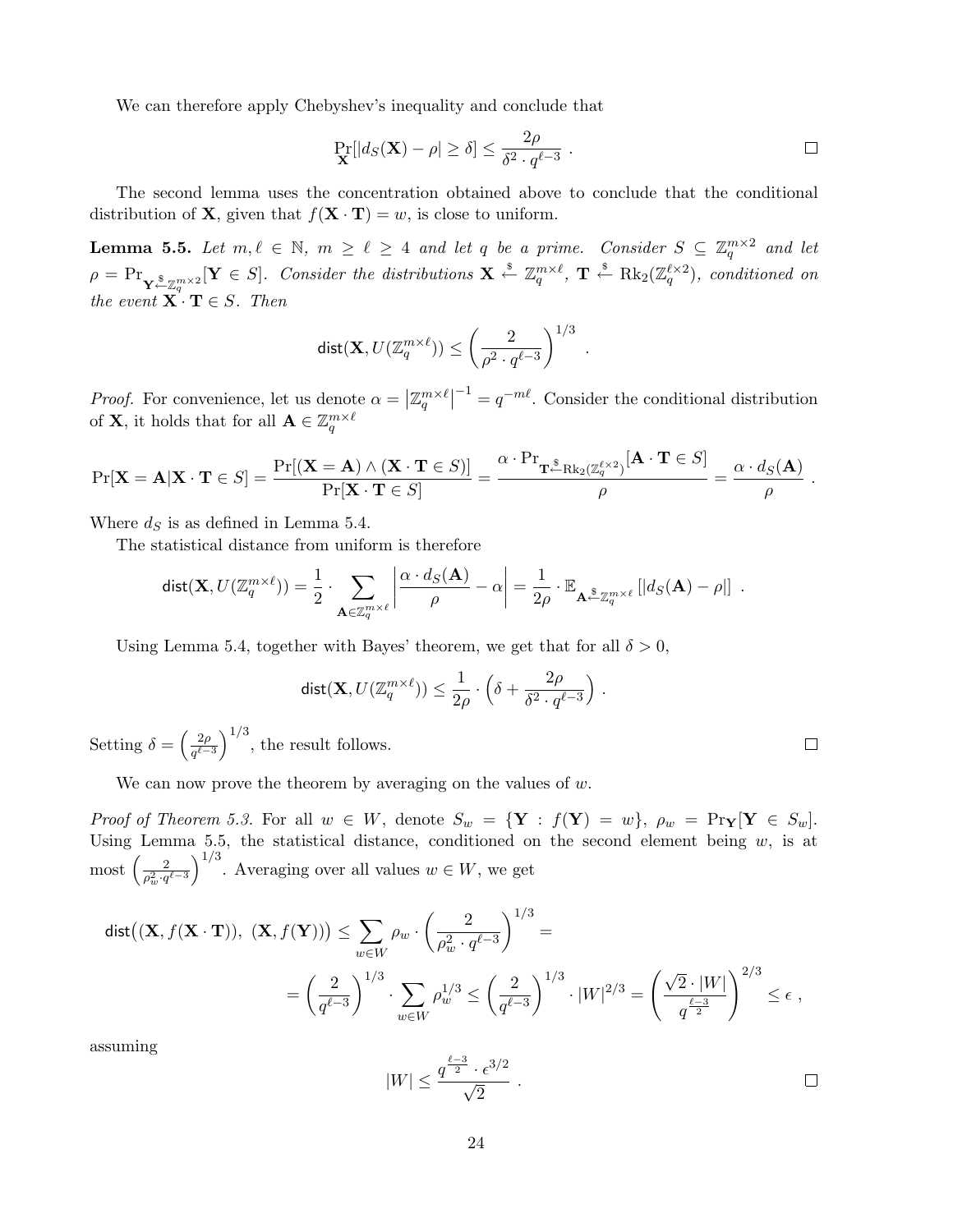We can therefore apply Chebyshev's inequality and conclude that

$$\Pr_{\mathbf{X}}[|d_S(\mathbf{X}) - \rho| \geq \delta] \leq \frac{2\rho}{\delta^2 \cdot q^{\ell-3}} \ . \qquad \square$$

The second lemma uses the concentration obtained above to conclude that the conditional distribution of $\mathbf{X}$, given that $f(\mathbf{X} \cdot \mathbf{T}) = w$, is close to uniform.

**Lemma 5.5.** *Let $m, \ell \in \mathbb{N}$, $m \geq \ell \geq 4$ and let $q$ be a prime. Consider $S \subseteq \mathbb{Z}_q^{m \times 2}$ and let $\rho = \Pr_{\mathbf{Y} \xleftarrow{\$} \mathbb{Z}_q^{m\times 2}}[\mathbf{Y} \in S]$. Consider the distributions $\mathbf{X} \xleftarrow{\$} \mathbb{Z}_q^{m\times\ell}$, $\mathbf{T} \xleftarrow{\$} \mathrm{Rk}_2(\mathbb{Z}_q^{\ell\times 2})$, conditioned on the event $\mathbf{X} \cdot \mathbf{T} \in S$. Then*

$$\mathsf{dist}(\mathbf{X}, U(\mathbb{Z}_q^{m\times\ell})) \leq \left(\frac{2}{\rho^2 \cdot q^{\ell-3}}\right)^{1/3} \ .$$

*Proof.* For convenience, let us denote $\alpha = \left|\mathbb{Z}_q^{m\times\ell}\right|^{-1} = q^{-m\ell}$. Consider the conditional distribution of $\mathbf{X}$, it holds that for all $\mathbf{A} \in \mathbb{Z}_q^{m\times\ell}$

$$\Pr[\mathbf{X} = \mathbf{A} | \mathbf{X} \cdot \mathbf{T} \in S] = \frac{\Pr[(\mathbf{X} = \mathbf{A}) \wedge (\mathbf{X} \cdot \mathbf{T} \in S)]}{\Pr[\mathbf{X} \cdot \mathbf{T} \in S]} = \frac{\alpha \cdot \Pr_{\mathbf{T} \xleftarrow{\$} \mathrm{Rk}_2(\mathbb{Z}_q^{\ell\times 2})}[\mathbf{A} \cdot \mathbf{T} \in S]}{\rho} = \frac{\alpha \cdot d_S(\mathbf{A})}{\rho} \ .$$

Where $d_S$ is as defined in Lemma 5.4.

The statistical distance from uniform is therefore

$$\mathsf{dist}(\mathbf{X}, U(\mathbb{Z}_q^{m\times\ell})) = \frac{1}{2} \cdot \sum_{\mathbf{A} \in \mathbb{Z}_q^{m\times\ell}} \left| \frac{\alpha \cdot d_S(\mathbf{A})}{\rho} - \alpha \right| = \frac{1}{2\rho} \cdot \mathbb{E}_{\mathbf{A} \xleftarrow{\$} \mathbb{Z}_q^{m\times\ell}} \left[ |d_S(\mathbf{A}) - \rho| \right] \ .$$

Using Lemma 5.4, together with Bayes' theorem, we get that for all $\delta > 0$,

$$\mathsf{dist}(\mathbf{X}, U(\mathbb{Z}_q^{m\times\ell})) \leq \frac{1}{2\rho} \cdot \left(\delta + \frac{2\rho}{\delta^2 \cdot q^{\ell-3}}\right) \ .$$

Setting $\delta = \left(\frac{2\rho}{q^{\ell-3}}\right)^{1/3}$, the result follows. $\square$

We can now prove the theorem by averaging on the values of $w$.

*Proof of Theorem 5.3.* For all $w \in W$, denote $S_w = \{\mathbf{Y} : f(\mathbf{Y}) = w\}$, $\rho_w = \Pr_{\mathbf{Y}}[\mathbf{Y} \in S_w]$. Using Lemma 5.5, the statistical distance, conditioned on the second element being $w$, is at most $\left(\frac{2}{\rho_w^2 \cdot q^{\ell-3}}\right)^{1/3}$. Averaging over all values $w \in W$, we get

$$\mathsf{dist}\big((\mathbf{X}, f(\mathbf{X}\cdot\mathbf{T})),\ (\mathbf{X}, f(\mathbf{Y}))\big) \leq \sum_{w \in W} \rho_w \cdot \left(\frac{2}{\rho_w^2 \cdot q^{\ell-3}}\right)^{1/3} =$$

$$= \left(\frac{2}{q^{\ell-3}}\right)^{1/3} \cdot \sum_{w\in W} \rho_w^{1/3} \leq \left(\frac{2}{q^{\ell-3}}\right)^{1/3} \cdot |W|^{2/3} = \left(\frac{\sqrt{2}\cdot|W|}{q^{\frac{\ell-3}{2}}}\right)^{2/3} \leq \epsilon \ ,$$

assuming

$$|W| \leq \frac{q^{\frac{\ell-3}{2}} \cdot \epsilon^{3/2}}{\sqrt{2}} \ . \qquad \square$$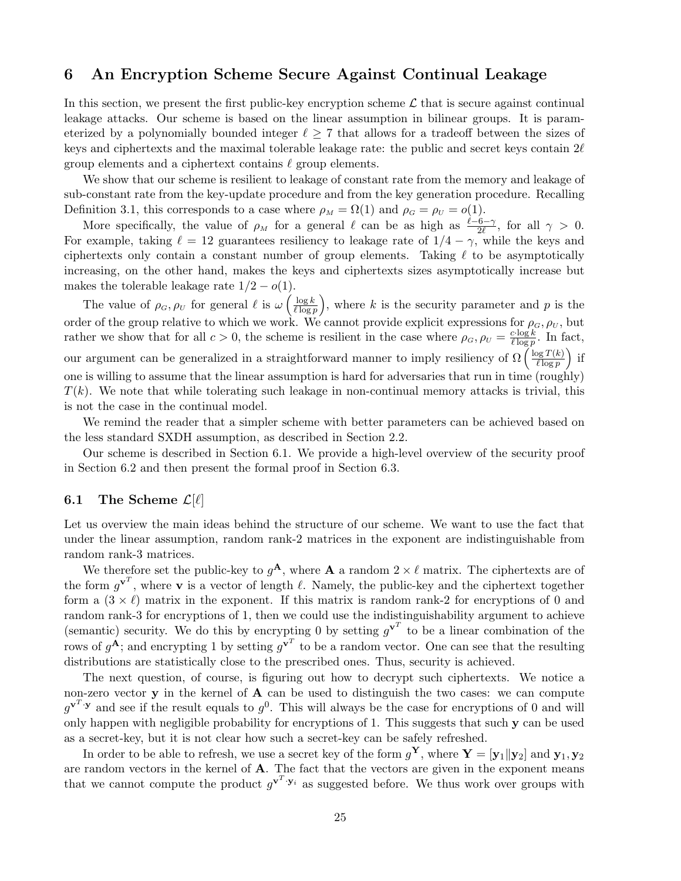## 6 An Encryption Scheme Secure Against Continual Leakage

In this section, we present the first public-key encryption scheme $\mathcal{L}$ that is secure against continual leakage attacks. Our scheme is based on the linear assumption in bilinear groups. It is parameterized by a polynomially bounded integer $\ell \geq 7$ that allows for a tradeoff between the sizes of keys and ciphertexts and the maximal tolerable leakage rate: the public and secret keys contain $2\ell$ group elements and a ciphertext contains $\ell$ group elements.

We show that our scheme is resilient to leakage of constant rate from the memory and leakage of sub-constant rate from the key-update procedure and from the key generation procedure. Recalling Definition 3.1, this corresponds to a case where $\rho_M = \Omega(1)$ and $\rho_G = \rho_U = o(1)$.

More specifically, the value of $\rho_M$ for a general $\ell$ can be as high as $\frac{\ell-6-\gamma}{2\ell}$, for all $\gamma > 0$. For example, taking $\ell = 12$ guarantees resiliency to leakage rate of $1/4 - \gamma$, while the keys and ciphertexts only contain a constant number of group elements. Taking $\ell$ to be asymptotically increasing, on the other hand, makes the keys and ciphertexts sizes asymptotically increase but makes the tolerable leakage rate $1/2 - o(1)$.

The value of $\rho_G, \rho_U$ for general $\ell$ is $\omega\left(\frac{\log k}{\ell \log p}\right)$, where $k$ is the security parameter and $p$ is the order of the group relative to which we work. We cannot provide explicit expressions for $\rho_G, \rho_U$, but rather we show that for all $c > 0$, the scheme is resilient in the case where $\rho_G, \rho_U = \frac{c \cdot \log k}{\ell \log p}$. In fact, our argument can be generalized in a straightforward manner to imply resiliency of $\Omega\left(\frac{\log T(k)}{\ell \log p}\right)$ if one is willing to assume that the linear assumption is hard for adversaries that run in time (roughly) $T(k)$. We note that while tolerating such leakage in non-continual memory attacks is trivial, this is not the case in the continual model.

We remind the reader that a simpler scheme with better parameters can be achieved based on the less standard SXDH assumption, as described in Section 2.2.

Our scheme is described in Section 6.1. We provide a high-level overview of the security proof in Section 6.2 and then present the formal proof in Section 6.3.

### 6.1 The Scheme $\mathcal{L}[\ell]$

Let us overview the main ideas behind the structure of our scheme. We want to use the fact that under the linear assumption, random rank-2 matrices in the exponent are indistinguishable from random rank-3 matrices.

We therefore set the public-key to $g^{\mathbf{A}}$, where $\mathbf{A}$ a random $2 \times \ell$ matrix. The ciphertexts are of the form $g^{\mathbf{v}^T}$, where $\mathbf{v}$ is a vector of length $\ell$. Namely, the public-key and the ciphertext together form a $(3 \times \ell)$ matrix in the exponent. If this matrix is random rank-2 for encryptions of 0 and random rank-3 for encryptions of 1, then we could use the indistinguishability argument to achieve (semantic) security. We do this by encrypting 0 by setting $g^{\mathbf{v}^T}$ to be a linear combination of the rows of $g^{\mathbf{A}}$; and encrypting 1 by setting $g^{\mathbf{v}^T}$ to be a random vector. One can see that the resulting distributions are statistically close to the prescribed ones. Thus, security is achieved.

The next question, of course, is figuring out how to decrypt such ciphertexts. We notice a non-zero vector $\mathbf{y}$ in the kernel of $\mathbf{A}$ can be used to distinguish the two cases: we can compute $g^{\mathbf{v}^T \cdot \mathbf{y}}$ and see if the result equals to $g^0$. This will always be the case for encryptions of 0 and will only happen with negligible probability for encryptions of 1. This suggests that such $\mathbf{y}$ can be used as a secret-key, but it is not clear how such a secret-key can be safely refreshed.

In order to be able to refresh, we use a secret key of the form $g^{\mathbf{Y}}$, where $\mathbf{Y} = [\mathbf{y}_1 \| \mathbf{y}_2]$ and $\mathbf{y}_1, \mathbf{y}_2$ are random vectors in the kernel of $\mathbf{A}$. The fact that the vectors are given in the exponent means that we cannot compute the product $g^{\mathbf{v}^T \cdot \mathbf{y}_i}$ as suggested before. We thus work over groups with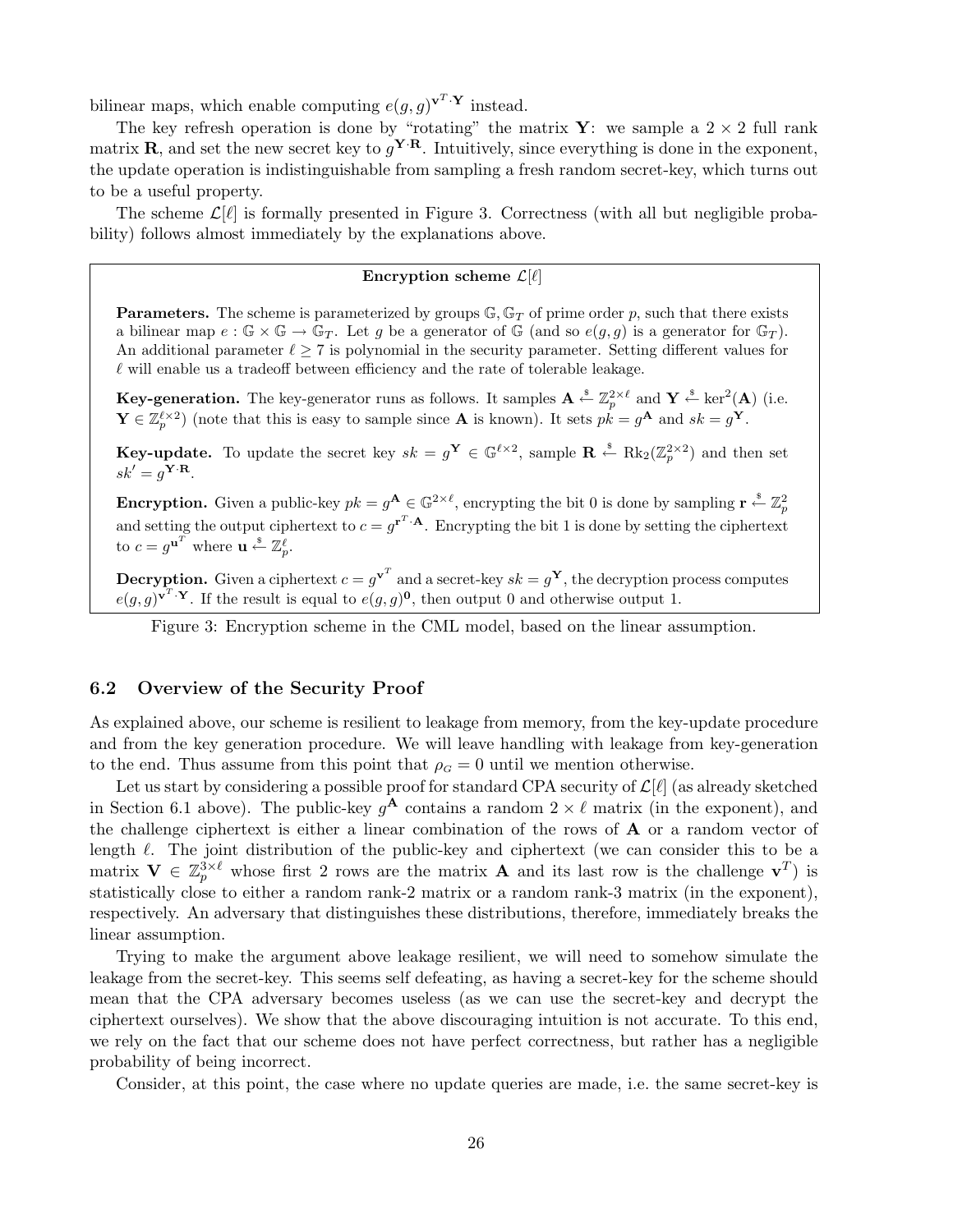bilinear maps, which enable computing $e(g,g)^{\mathbf{v}^T \cdot \mathbf{Y}}$ instead.

The key refresh operation is done by "rotating" the matrix $\mathbf{Y}$: we sample a $2 \times 2$ full rank matrix $\mathbf{R}$, and set the new secret key to $g^{\mathbf{Y} \cdot \mathbf{R}}$. Intuitively, since everything is done in the exponent, the update operation is indistinguishable from sampling a fresh random secret-key, which turns out to be a useful property.

The scheme $\mathcal{L}[\ell]$ is formally presented in Figure 3. Correctness (with all but negligible probability) follows almost immediately by the explanations above.

**Encryption scheme $\mathcal{L}[\ell]$**

**Parameters.** The scheme is parameterized by groups $\mathbb{G}, \mathbb{G}_T$ of prime order $p$, such that there exists a bilinear map $e : \mathbb{G} \times \mathbb{G} \to \mathbb{G}_T$. Let $g$ be a generator of $\mathbb{G}$ (and so $e(g,g)$ is a generator for $\mathbb{G}_T$). An additional parameter $\ell \geq 7$ is polynomial in the security parameter. Setting different values for $\ell$ will enable us a tradeoff between efficiency and the rate of tolerable leakage.

**Key-generation.** The key-generator runs as follows. It samples $\mathbf{A} \xleftarrow{\$} \mathbb{Z}_p^{2 \times \ell}$ and $\mathbf{Y} \xleftarrow{\$} \ker^2(\mathbf{A})$ (i.e. $\mathbf{Y} \in \mathbb{Z}_p^{\ell \times 2}$) (note that this is easy to sample since $\mathbf{A}$ is known). It sets $pk = g^{\mathbf{A}}$ and $sk = g^{\mathbf{Y}}$.

**Key-update.** To update the secret key $sk = g^{\mathbf{Y}} \in \mathbb{G}^{\ell \times 2}$, sample $\mathbf{R} \xleftarrow{\$} \mathrm{Rk}_2(\mathbb{Z}_p^{2 \times 2})$ and then set $sk' = g^{\mathbf{Y} \cdot \mathbf{R}}$.

**Encryption.** Given a public-key $pk = g^{\mathbf{A}} \in \mathbb{G}^{2 \times \ell}$, encrypting the bit 0 is done by sampling $\mathbf{r} \xleftarrow{\$} \mathbb{Z}_p^2$ and setting the output ciphertext to $c = g^{\mathbf{r}^T \cdot \mathbf{A}}$. Encrypting the bit 1 is done by setting the ciphertext to $c = g^{\mathbf{u}^T}$ where $\mathbf{u} \xleftarrow{\$} \mathbb{Z}_p^{\ell}$.

**Decryption.** Given a ciphertext $c = g^{\mathbf{v}^T}$ and a secret-key $sk = g^{\mathbf{Y}}$, the decryption process computes $e(g,g)^{\mathbf{v}^T \cdot \mathbf{Y}}$. If the result is equal to $e(g,g)^{\mathbf{0}}$, then output 0 and otherwise output 1.

Figure 3: Encryption scheme in the CML model, based on the linear assumption.

## 6.2 Overview of the Security Proof

As explained above, our scheme is resilient to leakage from memory, from the key-update procedure and from the key generation procedure. We will leave handling with leakage from key-generation to the end. Thus assume from this point that $\rho_G = 0$ until we mention otherwise.

Let us start by considering a possible proof for standard CPA security of $\mathcal{L}[\ell]$ (as already sketched in Section 6.1 above). The public-key $g^{\mathbf{A}}$ contains a random $2 \times \ell$ matrix (in the exponent), and the challenge ciphertext is either a linear combination of the rows of $\mathbf{A}$ or a random vector of length $\ell$. The joint distribution of the public-key and ciphertext (we can consider this to be a matrix $\mathbf{V} \in \mathbb{Z}_p^{3 \times \ell}$ whose first 2 rows are the matrix $\mathbf{A}$ and its last row is the challenge $\mathbf{v}^T$) is statistically close to either a random rank-2 matrix or a random rank-3 matrix (in the exponent), respectively. An adversary that distinguishes these distributions, therefore, immediately breaks the linear assumption.

Trying to make the argument above leakage resilient, we will need to somehow simulate the leakage from the secret-key. This seems self defeating, as having a secret-key for the scheme should mean that the CPA adversary becomes useless (as we can use the secret-key and decrypt the ciphertext ourselves). We show that the above discouraging intuition is not accurate. To this end, we rely on the fact that our scheme does not have perfect correctness, but rather has a negligible probability of being incorrect.

Consider, at this point, the case where no update queries are made, i.e. the same secret-key is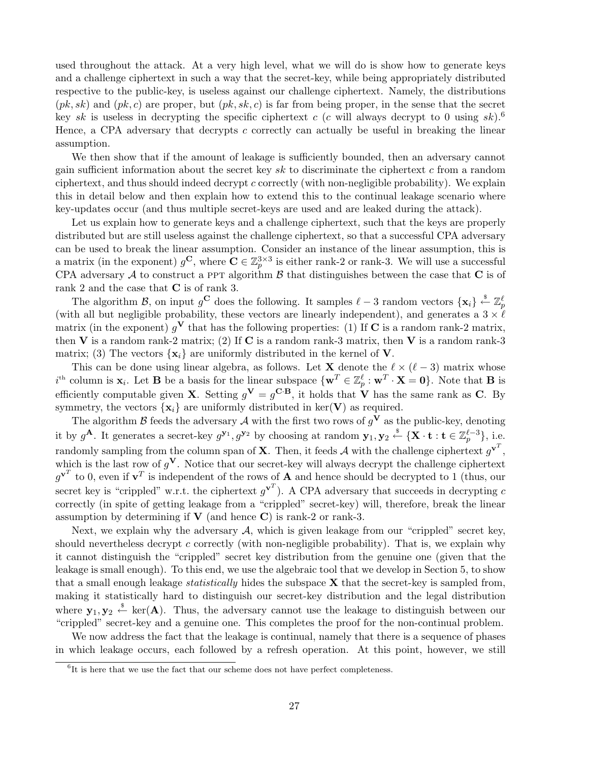used throughout the attack. At a very high level, what we will do is show how to generate keys and a challenge ciphertext in such a way that the secret-key, while being appropriately distributed respective to the public-key, is useless against our challenge ciphertext. Namely, the distributions $(pk, sk)$ and $(pk, c)$ are proper, but $(pk, sk, c)$ is far from being proper, in the sense that the secret key $sk$ is useless in decrypting the specific ciphertext $c$ ($c$ will always decrypt to 0 using $sk$).[6] Hence, a CPA adversary that decrypts $c$ correctly can actually be useful in breaking the linear assumption.

We then show that if the amount of leakage is sufficiently bounded, then an adversary cannot gain sufficient information about the secret key $sk$ to discriminate the ciphertext $c$ from a random ciphertext, and thus should indeed decrypt $c$ correctly (with non-negligible probability). We explain this in detail below and then explain how to extend this to the continual leakage scenario where key-updates occur (and thus multiple secret-keys are used and are leaked during the attack).

Let us explain how to generate keys and a challenge ciphertext, such that the keys are properly distributed but are still useless against the challenge ciphertext, so that a successful CPA adversary can be used to break the linear assumption. Consider an instance of the linear assumption, this is a matrix (in the exponent) $g^{\mathbf{C}}$, where $\mathbf{C} \in \mathbb{Z}_p^{3\times 3}$ is either rank-2 or rank-3. We will use a successful CPA adversary $\mathcal{A}$ to construct a PPT algorithm $\mathcal{B}$ that distinguishes between the case that $\mathbf{C}$ is of rank 2 and the case that $\mathbf{C}$ is of rank 3.

The algorithm $\mathcal{B}$, on input $g^{\mathbf{C}}$ does the following. It samples $\ell - 3$ random vectors $\{\mathbf{x}_i\} \xleftarrow{\$} \mathbb{Z}_p^{\ell}$ (with all but negligible probability, these vectors are linearly independent), and generates a $3 \times \ell$ matrix (in the exponent) $g^{\mathbf{V}}$ that has the following properties: (1) If $\mathbf{C}$ is a random rank-2 matrix, then $\mathbf{V}$ is a random rank-2 matrix; (2) If $\mathbf{C}$ is a random rank-3 matrix, then $\mathbf{V}$ is a random rank-3 matrix; (3) The vectors $\{\mathbf{x}_i\}$ are uniformly distributed in the kernel of $\mathbf{V}$.

This can be done using linear algebra, as follows. Let $\mathbf{X}$ denote the $\ell \times (\ell - 3)$ matrix whose $i^{\text{th}}$ column is $\mathbf{x}_i$. Let $\mathbf{B}$ be a basis for the linear subspace $\{\mathbf{w}^T \in \mathbb{Z}_p^{\ell} : \mathbf{w}^T \cdot \mathbf{X} = \mathbf{0}\}$. Note that $\mathbf{B}$ is efficiently computable given $\mathbf{X}$. Setting $g^{\mathbf{V}} = g^{\mathbf{C}\cdot\mathbf{B}}$, it holds that $\mathbf{V}$ has the same rank as $\mathbf{C}$. By symmetry, the vectors $\{\mathbf{x}_i\}$ are uniformly distributed in $\ker(\mathbf{V})$ as required.

The algorithm $\mathcal{B}$ feeds the adversary $\mathcal{A}$ with the first two rows of $g^{\mathbf{V}}$ as the public-key, denoting it by $g^{\mathbf{A}}$. It generates a secret-key $g^{\mathbf{y}_1}, g^{\mathbf{y}_2}$ by choosing at random $\mathbf{y}_1, \mathbf{y}_2 \xleftarrow{\$} \{\mathbf{X} \cdot \mathbf{t} : \mathbf{t} \in \mathbb{Z}_p^{\ell-3}\}$, i.e. randomly sampling from the column span of $\mathbf{X}$. Then, it feeds $\mathcal{A}$ with the challenge ciphertext $g^{\mathbf{v}^T}$, which is the last row of $g^{\mathbf{V}}$. Notice that our secret-key will always decrypt the challenge ciphertext $g^{\mathbf{v}^T}$ to 0, even if $\mathbf{v}^T$ is independent of the rows of $\mathbf{A}$ and hence should be decrypted to 1 (thus, our secret key is "crippled" w.r.t. the ciphertext $g^{\mathbf{v}^T}$). A CPA adversary that succeeds in decrypting $c$ correctly (in spite of getting leakage from a "crippled" secret-key) will, therefore, break the linear assumption by determining if $\mathbf{V}$ (and hence $\mathbf{C}$) is rank-2 or rank-3.

Next, we explain why the adversary $\mathcal{A}$, which is given leakage from our "crippled" secret key, should nevertheless decrypt $c$ correctly (with non-negligible probability). That is, we explain why it cannot distinguish the "crippled" secret key distribution from the genuine one (given that the leakage is small enough). To this end, we use the algebraic tool that we develop in Section 5, to show that a small enough leakage *statistically* hides the subspace $\mathbf{X}$ that the secret-key is sampled from, making it statistically hard to distinguish our secret-key distribution and the legal distribution where $\mathbf{y}_1, \mathbf{y}_2 \xleftarrow{\$} \ker(\mathbf{A})$. Thus, the adversary cannot use the leakage to distinguish between our "crippled" secret-key and a genuine one. This completes the proof for the non-continual problem.

We now address the fact that the leakage is continual, namely that there is a sequence of phases in which leakage occurs, each followed by a refresh operation. At this point, however, we still

[6] It is here that we use the fact that our scheme does not have perfect completeness.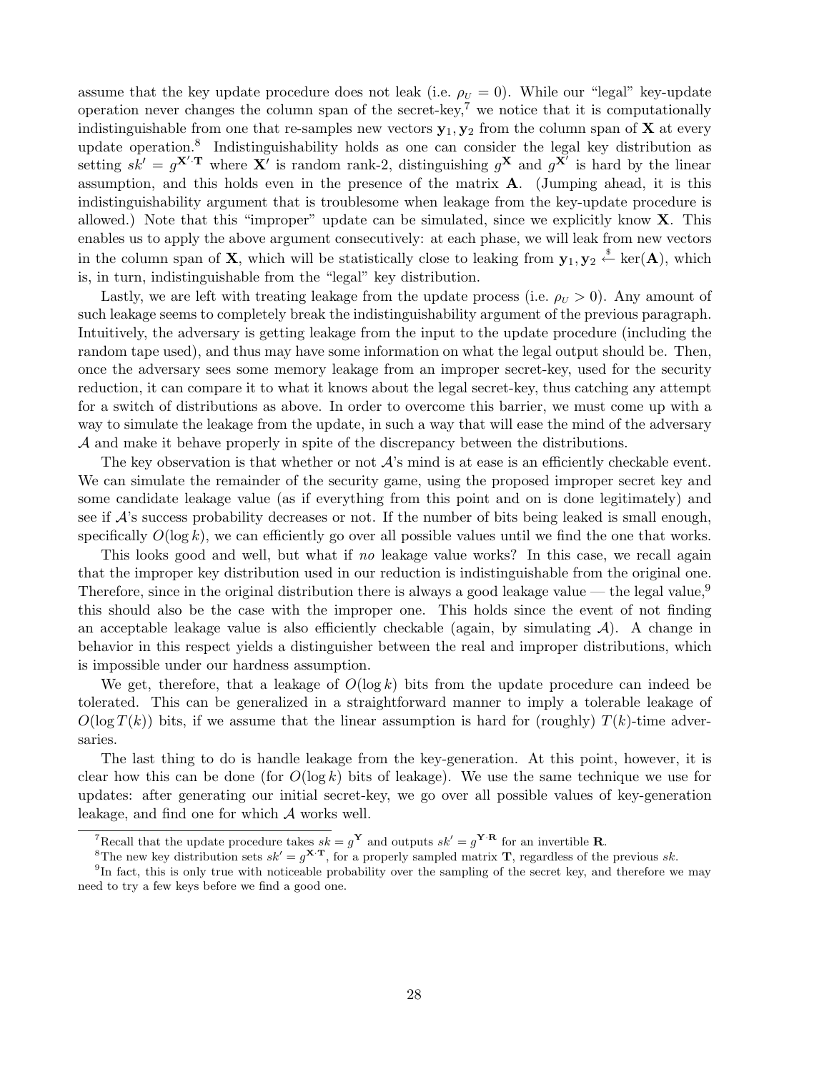assume that the key update procedure does not leak (i.e. $\rho_U = 0$). While our "legal" key-update operation never changes the column span of the secret-key,[7] we notice that it is computationally indistinguishable from one that re-samples new vectors $\mathbf{y}_1, \mathbf{y}_2$ from the column span of $\mathbf{X}$ at every update operation.[8] Indistinguishability holds as one can consider the legal key distribution as setting $sk' = g^{\mathbf{X}' \cdot \mathbf{T}}$ where $\mathbf{X}'$ is random rank-2, distinguishing $g^{\mathbf{X}}$ and $g^{\mathbf{X}'}$ is hard by the linear assumption, and this holds even in the presence of the matrix $\mathbf{A}$. (Jumping ahead, it is this indistinguishability argument that is troublesome when leakage from the key-update procedure is allowed.) Note that this "improper" update can be simulated, since we explicitly know $\mathbf{X}$. This enables us to apply the above argument consecutively: at each phase, we will leak from new vectors in the column span of $\mathbf{X}$, which will be statistically close to leaking from $\mathbf{y}_1, \mathbf{y}_2 \stackrel{\$}{\leftarrow} \ker(\mathbf{A})$, which is, in turn, indistinguishable from the "legal" key distribution.

Lastly, we are left with treating leakage from the update process (i.e. $\rho_U > 0$). Any amount of such leakage seems to completely break the indistinguishability argument of the previous paragraph. Intuitively, the adversary is getting leakage from the input to the update procedure (including the random tape used), and thus may have some information on what the legal output should be. Then, once the adversary sees some memory leakage from an improper secret-key, used for the security reduction, it can compare it to what it knows about the legal secret-key, thus catching any attempt for a switch of distributions as above. In order to overcome this barrier, we must come up with a way to simulate the leakage from the update, in such a way that will ease the mind of the adversary $\mathcal{A}$ and make it behave properly in spite of the discrepancy between the distributions.

The key observation is that whether or not $\mathcal{A}$'s mind is at ease is an efficiently checkable event. We can simulate the remainder of the security game, using the proposed improper secret key and some candidate leakage value (as if everything from this point and on is done legitimately) and see if $\mathcal{A}$'s success probability decreases or not. If the number of bits being leaked is small enough, specifically $O(\log k)$, we can efficiently go over all possible values until we find the one that works.

This looks good and well, but what if *no* leakage value works? In this case, we recall again that the improper key distribution used in our reduction is indistinguishable from the original one. Therefore, since in the original distribution there is always a good leakage value — the legal value,[9] this should also be the case with the improper one. This holds since the event of not finding an acceptable leakage value is also efficiently checkable (again, by simulating $\mathcal{A}$). A change in behavior in this respect yields a distinguisher between the real and improper distributions, which is impossible under our hardness assumption.

We get, therefore, that a leakage of $O(\log k)$ bits from the update procedure can indeed be tolerated. This can be generalized in a straightforward manner to imply a tolerable leakage of $O(\log T(k))$ bits, if we assume that the linear assumption is hard for (roughly) $T(k)$-time adversaries.

The last thing to do is handle leakage from the key-generation. At this point, however, it is clear how this can be done (for $O(\log k)$ bits of leakage). We use the same technique we use for updates: after generating our initial secret-key, we go over all possible values of key-generation leakage, and find one for which $\mathcal{A}$ works well.

[7] Recall that the update procedure takes $sk = g^{\mathbf{Y}}$ and outputs $sk' = g^{\mathbf{Y} \cdot \mathbf{R}}$ for an invertible $\mathbf{R}$.

[8] The new key distribution sets $sk' = g^{\mathbf{X} \cdot \mathbf{T}}$, for a properly sampled matrix $\mathbf{T}$, regardless of the previous $sk$.

[9] In fact, this is only true with noticeable probability over the sampling of the secret key, and therefore we may need to try a few keys before we find a good one.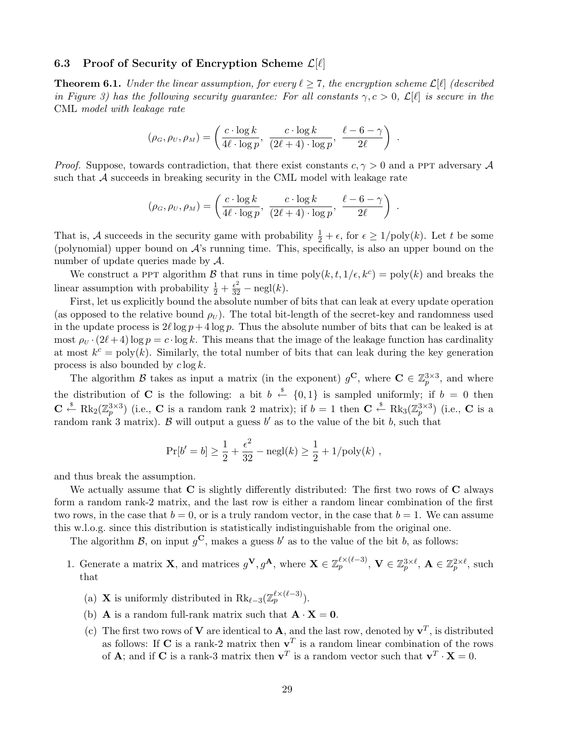### 6.3 Proof of Security of Encryption Scheme $\mathcal{L}[\ell]$

**Theorem 6.1.** *Under the linear assumption, for every $\ell \geq 7$, the encryption scheme $\mathcal{L}[\ell]$ (described in Figure 3) has the following security guarantee: For all constants $\gamma, c > 0$, $\mathcal{L}[\ell]$ is secure in the* CML *model with leakage rate*

$$(\rho_G, \rho_U, \rho_M) = \left( \frac{c \cdot \log k}{4\ell \cdot \log p}, \ \frac{c \cdot \log k}{(2\ell + 4) \cdot \log p}, \ \frac{\ell - 6 - \gamma}{2\ell} \right) .$$

*Proof.* Suppose, towards contradiction, that there exist constants $c, \gamma > 0$ and a PPT adversary $\mathcal{A}$ such that $\mathcal{A}$ succeeds in breaking security in the CML model with leakage rate

$$(\rho_G, \rho_U, \rho_M) = \left( \frac{c \cdot \log k}{4\ell \cdot \log p}, \ \frac{c \cdot \log k}{(2\ell + 4) \cdot \log p}, \ \frac{\ell - 6 - \gamma}{2\ell} \right) .$$

That is, $\mathcal{A}$ succeeds in the security game with probability $\frac{1}{2} + \epsilon$, for $\epsilon \geq 1/\text{poly}(k)$. Let $t$ be some (polynomial) upper bound on $\mathcal{A}$'s running time. This, specifically, is also an upper bound on the number of update queries made by $\mathcal{A}$.

We construct a PPT algorithm $\mathcal{B}$ that runs in time $\text{poly}(k, t, 1/\epsilon, k^c) = \text{poly}(k)$ and breaks the linear assumption with probability $\frac{1}{2} + \frac{\epsilon^2}{32} - \text{negl}(k)$.

First, let us explicitly bound the absolute number of bits that can leak at every update operation (as opposed to the relative bound $\rho_U$). The total bit-length of the secret-key and randomness used in the update process is $2\ell \log p + 4 \log p$. Thus the absolute number of bits that can be leaked is at most $\rho_U \cdot (2\ell + 4) \log p = c \cdot \log k$. This means that the image of the leakage function has cardinality at most $k^c = \text{poly}(k)$. Similarly, the total number of bits that can leak during the key generation process is also bounded by $c \log k$.

The algorithm $\mathcal{B}$ takes as input a matrix (in the exponent) $g^{\mathbf{C}}$, where $\mathbf{C} \in \mathbb{Z}_p^{3\times 3}$, and where the distribution of $\mathbf{C}$ is the following: a bit $b \xleftarrow{\$} \{0,1\}$ is sampled uniformly; if $b = 0$ then $\mathbf{C} \xleftarrow{\$} \text{Rk}_2(\mathbb{Z}_p^{3\times 3})$ (i.e., $\mathbf{C}$ is a random rank 2 matrix); if $b = 1$ then $\mathbf{C} \xleftarrow{\$} \text{Rk}_3(\mathbb{Z}_p^{3\times 3})$ (i.e., $\mathbf{C}$ is a random rank 3 matrix). $\mathcal{B}$ will output a guess $b'$ as to the value of the bit $b$, such that

$$\Pr[b' = b] \geq \frac{1}{2} + \frac{\epsilon^2}{32} - \text{negl}(k) \geq \frac{1}{2} + 1/\text{poly}(k) ,$$

and thus break the assumption.

We actually assume that $\mathbf{C}$ is slightly differently distributed: The first two rows of $\mathbf{C}$ always form a random rank-2 matrix, and the last row is either a random linear combination of the first two rows, in the case that $b = 0$, or is a truly random vector, in the case that $b = 1$. We can assume this w.l.o.g. since this distribution is statistically indistinguishable from the original one.

The algorithm $\mathcal{B}$, on input $g^{\mathbf{C}}$, makes a guess $b'$ as to the value of the bit $b$, as follows:

1. Generate a matrix $\mathbf{X}$, and matrices $g^{\mathbf{V}}, g^{\mathbf{A}}$, where $\mathbf{X} \in \mathbb{Z}_p^{\ell\times(\ell-3)}$, $\mathbf{V} \in \mathbb{Z}_p^{3\times\ell}$, $\mathbf{A} \in \mathbb{Z}_p^{2\times\ell}$, such that
   (a) $\mathbf{X}$ is uniformly distributed in $\text{Rk}_{\ell-3}(\mathbb{Z}_p^{\ell\times(\ell-3)})$.
   (b) $\mathbf{A}$ is a random full-rank matrix such that $\mathbf{A} \cdot \mathbf{X} = \mathbf{0}$.
   (c) The first two rows of $\mathbf{V}$ are identical to $\mathbf{A}$, and the last row, denoted by $\mathbf{v}^T$, is distributed as follows: If $\mathbf{C}$ is a rank-2 matrix then $\mathbf{v}^T$ is a random linear combination of the rows of $\mathbf{A}$; and if $\mathbf{C}$ is a rank-3 matrix then $\mathbf{v}^T$ is a random vector such that $\mathbf{v}^T \cdot \mathbf{X} = 0$.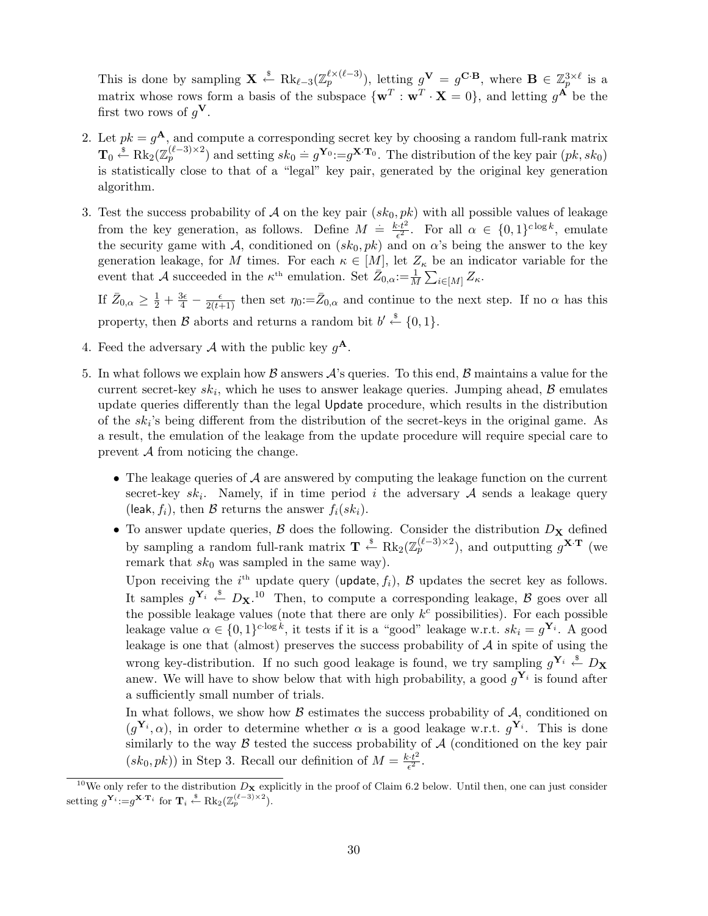This is done by sampling $\mathbf{X} \xleftarrow{\$} \mathrm{Rk}_{\ell-3}(\mathbb{Z}_p^{\ell\times(\ell-3)})$, letting $g^{\mathbf{V}} = g^{\mathbf{C}\cdot\mathbf{B}}$, where $\mathbf{B} \in \mathbb{Z}_p^{3\times\ell}$ is a matrix whose rows form a basis of the subspace $\{\mathbf{w}^T : \mathbf{w}^T \cdot \mathbf{X} = 0\}$, and letting $g^{\mathbf{A}}$ be the first two rows of $g^{\mathbf{V}}$.

2. Let $pk = g^{\mathbf{A}}$, and compute a corresponding secret key by choosing a random full-rank matrix $\mathbf{T}_0 \xleftarrow{\$} \mathrm{Rk}_2(\mathbb{Z}_p^{(\ell-3)\times 2})$ and setting $sk_0 \doteq g^{\mathbf{Y}_0}{:=}g^{\mathbf{X}\cdot\mathbf{T}_0}$. The distribution of the key pair $(pk, sk_0)$ is statistically close to that of a "legal" key pair, generated by the original key generation algorithm.

3. Test the success probability of $\mathcal{A}$ on the key pair $(sk_0, pk)$ with all possible values of leakage from the key generation, as follows. Define $M \doteq \frac{k\cdot t^2}{\epsilon^2}$. For all $\alpha \in \{0,1\}^{c\log k}$, emulate the security game with $\mathcal{A}$, conditioned on $(sk_0, pk)$ and on $\alpha$'s being the answer to the key generation leakage, for $M$ times. For each $\kappa \in [M]$, let $Z_\kappa$ be an indicator variable for the event that $\mathcal{A}$ succeeded in the $\kappa^{\text{th}}$ emulation. Set $\bar{Z}_{0,\alpha}{:=}\frac{1}{M}\sum_{i\in[M]} Z_\kappa$.

   If $\bar{Z}_{0,\alpha} \geq \frac{1}{2} + \frac{3\epsilon}{4} - \frac{\epsilon}{2(t+1)}$ then set $\eta_0{:=}\bar{Z}_{0,\alpha}$ and continue to the next step. If no $\alpha$ has this property, then $\mathcal{B}$ aborts and returns a random bit $b' \xleftarrow{\$} \{0,1\}$.

4. Feed the adversary $\mathcal{A}$ with the public key $g^{\mathbf{A}}$.

5. In what follows we explain how $\mathcal{B}$ answers $\mathcal{A}$'s queries. To this end, $\mathcal{B}$ maintains a value for the current secret-key $sk_i$, which he uses to answer leakage queries. Jumping ahead, $\mathcal{B}$ emulates update queries differently than the legal Update procedure, which results in the distribution of the $sk_i$'s being different from the distribution of the secret-keys in the original game. As a result, the emulation of the leakage from the update procedure will require special care to prevent $\mathcal{A}$ from noticing the change.

   - The leakage queries of $\mathcal{A}$ are answered by computing the leakage function on the current secret-key $sk_i$. Namely, if in time period $i$ the adversary $\mathcal{A}$ sends a leakage query (leak, $f_i$), then $\mathcal{B}$ returns the answer $f_i(sk_i)$.
   - To answer update queries, $\mathcal{B}$ does the following. Consider the distribution $D_{\mathbf{X}}$ defined by sampling a random full-rank matrix $\mathbf{T} \xleftarrow{\$} \mathrm{Rk}_2(\mathbb{Z}_p^{(\ell-3)\times 2})$, and outputting $g^{\mathbf{X}\cdot\mathbf{T}}$ (we remark that $sk_0$ was sampled in the same way).

     Upon receiving the $i^{\text{th}}$ update query (update, $f_i$), $\mathcal{B}$ updates the secret key as follows. It samples $g^{\mathbf{Y}_i} \xleftarrow{\$} D_{\mathbf{X}}$.[10] Then, to compute a corresponding leakage, $\mathcal{B}$ goes over all the possible leakage values (note that there are only $k^c$ possibilities). For each possible leakage value $\alpha \in \{0,1\}^{c\cdot\log k}$, it tests if it is a "good" leakage w.r.t. $sk_i = g^{\mathbf{Y}_i}$. A good leakage is one that (almost) preserves the success probability of $\mathcal{A}$ in spite of using the wrong key-distribution. If no such good leakage is found, we try sampling $g^{\mathbf{Y}_i} \xleftarrow{\$} D_{\mathbf{X}}$ anew. We will have to show below that with high probability, a good $g^{\mathbf{Y}_i}$ is found after a sufficiently small number of trials.

     In what follows, we show how $\mathcal{B}$ estimates the success probability of $\mathcal{A}$, conditioned on $(g^{\mathbf{Y}_i}, \alpha)$, in order to determine whether $\alpha$ is a good leakage w.r.t. $g^{\mathbf{Y}_i}$. This is done similarly to the way $\mathcal{B}$ tested the success probability of $\mathcal{A}$ (conditioned on the key pair $(sk_0, pk)$) in Step 3. Recall our definition of $M = \frac{k\cdot t^2}{\epsilon^2}$.

[10] We only refer to the distribution $D_{\mathbf{X}}$ explicitly in the proof of Claim 6.2 below. Until then, one can just consider setting $g^{\mathbf{Y}_i}{:=}g^{\mathbf{X}\cdot\mathbf{T}_i}$ for $\mathbf{T}_i \xleftarrow{\$} \mathrm{Rk}_2(\mathbb{Z}_p^{(\ell-3)\times 2})$.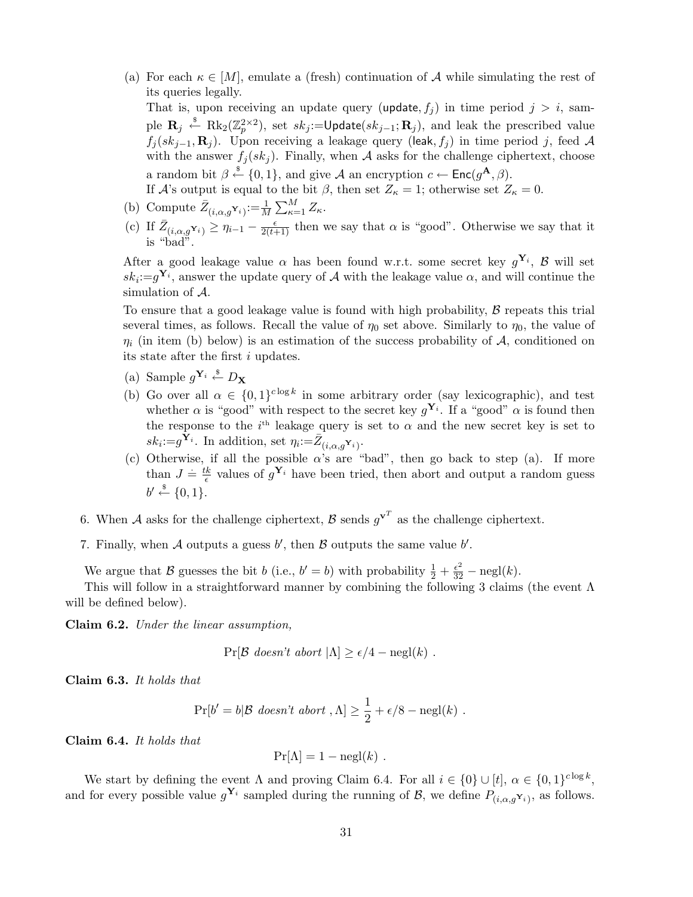(a) For each $\kappa \in [M]$, emulate a (fresh) continuation of $\mathcal{A}$ while simulating the rest of its queries legally.

That is, upon receiving an update query $(\mathsf{update}, f_j)$ in time period $j > i$, sample $\mathbf{R}_j \stackrel{\$}{\leftarrow} \mathrm{Rk}_2(\mathbb{Z}_p^{2\times 2})$, set $sk_j{:=}\mathsf{Update}(sk_{j-1}; \mathbf{R}_j)$, and leak the prescribed value $f_j(sk_{j-1}, \mathbf{R}_j)$. Upon receiving a leakage query $(\mathsf{leak}, f_j)$ in time period $j$, feed $\mathcal{A}$ with the answer $f_j(sk_j)$. Finally, when $\mathcal{A}$ asks for the challenge ciphertext, choose a random bit $\beta \stackrel{\$}{\leftarrow} \{0,1\}$, and give $\mathcal{A}$ an encryption $c \leftarrow \mathsf{Enc}(g^{\mathbf{A}}, \beta)$.

If $\mathcal{A}$'s output is equal to the bit $\beta$, then set $Z_\kappa = 1$; otherwise set $Z_\kappa = 0$.

(b) Compute $\bar{Z}_{(i,\alpha,g^{\mathbf{Y}_i})}{:=}\frac{1}{M}\sum_{\kappa=1}^{M} Z_\kappa$.

(c) If $\bar{Z}_{(i,\alpha,g^{\mathbf{Y}_i})} \geq \eta_{i-1} - \frac{\epsilon}{2(t+1)}$ then we say that $\alpha$ is "good". Otherwise we say that it is "bad".

After a good leakage value $\alpha$ has been found w.r.t. some secret key $g^{\mathbf{Y}_i}$, $\mathcal{B}$ will set $sk_i{:=}g^{\mathbf{Y}_i}$, answer the update query of $\mathcal{A}$ with the leakage value $\alpha$, and will continue the simulation of $\mathcal{A}$.

To ensure that a good leakage value is found with high probability, $\mathcal{B}$ repeats this trial several times, as follows. Recall the value of $\eta_0$ set above. Similarly to $\eta_0$, the value of $\eta_i$ (in item (b) below) is an estimation of the success probability of $\mathcal{A}$, conditioned on its state after the first $i$ updates.

(a) Sample $g^{\mathbf{Y}_i} \stackrel{\$}{\leftarrow} D_{\mathbf{X}}$

(b) Go over all $\alpha \in \{0,1\}^{c\log k}$ in some arbitrary order (say lexicographic), and test whether $\alpha$ is "good" with respect to the secret key $g^{\mathbf{Y}_i}$. If a "good" $\alpha$ is found then the response to the $i^{\text{th}}$ leakage query is set to $\alpha$ and the new secret key is set to $sk_i{:=}g^{\mathbf{Y}_i}$. In addition, set $\eta_i{:=}\bar{Z}_{(i,\alpha,g^{\mathbf{Y}_i})}$.

(c) Otherwise, if all the possible $\alpha$'s are "bad", then go back to step (a). If more than $J \doteq \frac{tk}{\epsilon}$ values of $g^{\mathbf{Y}_i}$ have been tried, then abort and output a random guess $b' \stackrel{\$}{\leftarrow} \{0,1\}$.

6. When $\mathcal{A}$ asks for the challenge ciphertext, $\mathcal{B}$ sends $g^{\mathbf{v}^T}$ as the challenge ciphertext.

7. Finally, when $\mathcal{A}$ outputs a guess $b'$, then $\mathcal{B}$ outputs the same value $b'$.

We argue that $\mathcal{B}$ guesses the bit $b$ (i.e., $b' = b$) with probability $\frac{1}{2} + \frac{\epsilon^2}{32} - \mathrm{negl}(k)$.

This will follow in a straightforward manner by combining the following 3 claims (the event $\Lambda$ will be defined below).

**Claim 6.2.** *Under the linear assumption,*

$$\Pr[\mathcal{B} \textit{ doesn't abort } |\Lambda] \geq \epsilon/4 - \mathrm{negl}(k) \ .$$

**Claim 6.3.** *It holds that*

$$\Pr[b' = b|\mathcal{B} \textit{ doesn't abort }, \Lambda] \geq \frac{1}{2} + \epsilon/8 - \mathrm{negl}(k) \ .$$

**Claim 6.4.** *It holds that*

$$\Pr[\Lambda] = 1 - \mathrm{negl}(k) \ .$$

We start by defining the event $\Lambda$ and proving Claim 6.4. For all $i \in \{0\} \cup [t]$, $\alpha \in \{0,1\}^{c\log k}$, and for every possible value $g^{\mathbf{Y}_i}$ sampled during the running of $\mathcal{B}$, we define $P_{(i,\alpha,g^{\mathbf{Y}_i})}$, as follows.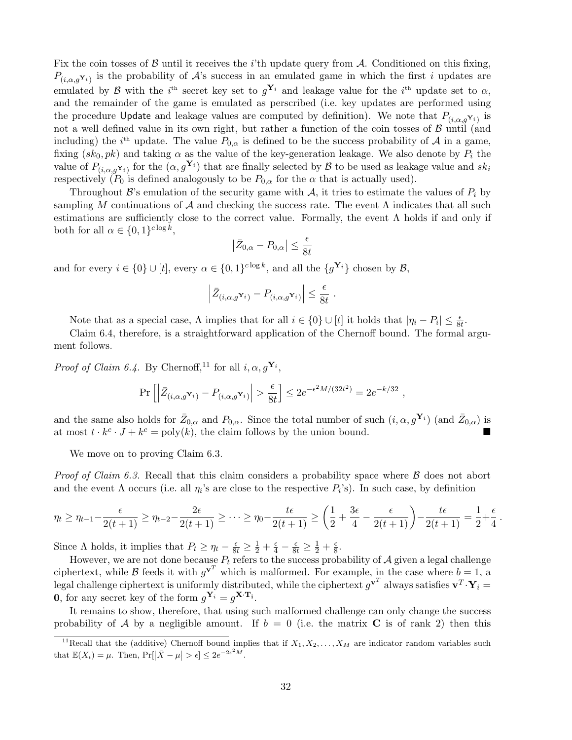Fix the coin tosses of $\mathcal{B}$ until it receives the $i$'th update query from $\mathcal{A}$. Conditioned on this fixing, $P_{(i,\alpha,g^{\mathbf{Y}_i})}$ is the probability of $\mathcal{A}$'s success in an emulated game in which the first $i$ updates are emulated by $\mathcal{B}$ with the $i^{\text{th}}$ secret key set to $g^{\mathbf{Y}_i}$ and leakage value for the $i^{\text{th}}$ update set to $\alpha$, and the remainder of the game is emulated as perscribed (i.e. key updates are performed using the procedure Update and leakage values are computed by definition). We note that $P_{(i,\alpha,g^{\mathbf{Y}_i})}$ is not a well defined value in its own right, but rather a function of the coin tosses of $\mathcal{B}$ until (and including) the $i^{\text{th}}$ update. The value $P_{0,\alpha}$ is defined to be the success probability of $\mathcal{A}$ in a game, fixing $(sk_0, pk)$ and taking $\alpha$ as the value of the key-generation leakage. We also denote by $P_i$ the value of $P_{(i,\alpha,g^{\mathbf{Y}_i})}$ for the $(\alpha, g^{\mathbf{Y}_i})$ that are finally selected by $\mathcal{B}$ to be used as leakage value and $sk_i$ respectively ($P_0$ is defined analogously to be $P_{0,\alpha}$ for the $\alpha$ that is actually used).

Throughout $\mathcal{B}$'s emulation of the security game with $\mathcal{A}$, it tries to estimate the values of $P_i$ by sampling $M$ continuations of $\mathcal{A}$ and checking the success rate. The event $\Lambda$ indicates that all such estimations are sufficiently close to the correct value. Formally, the event $\Lambda$ holds if and only if both for all $\alpha \in \{0,1\}^{c \log k}$,

$$\left|\bar{Z}_{0,\alpha} - P_{0,\alpha}\right| \leq \frac{\epsilon}{8t}$$

and for every $i \in \{0\} \cup [t]$, every $\alpha \in \{0,1\}^{c \log k}$, and all the $\{g^{\mathbf{Y}_i}\}$ chosen by $\mathcal{B}$,

$$\left|\bar{Z}_{(i,\alpha,g^{\mathbf{Y}_i})} - P_{(i,\alpha,g^{\mathbf{Y}_i})}\right| \leq \frac{\epsilon}{8t} \ .$$

Note that as a special case, $\Lambda$ implies that for all $i \in \{0\} \cup [t]$ it holds that $|\eta_i - P_i| \leq \frac{\epsilon}{8t}$.

Claim 6.4, therefore, is a straightforward application of the Chernoff bound. The formal argument follows.

*Proof of Claim 6.4.* By Chernoff,[11] for all $i, \alpha, g^{\mathbf{Y}_i}$,

$$\Pr\left[\left|\bar{Z}_{(i,\alpha,g^{\mathbf{Y}_i})} - P_{(i,\alpha,g^{\mathbf{Y}_i})}\right| > \frac{\epsilon}{8t}\right] \leq 2e^{-\epsilon^2 M/(32t^2)} = 2e^{-k/32} \ ,$$

and the same also holds for $\bar{Z}_{0,\alpha}$ and $P_{0,\alpha}$. Since the total number of such $(i, \alpha, g^{\mathbf{Y}_i})$ (and $\bar{Z}_{0,\alpha}$) is at most $t \cdot k^c \cdot J + k^c = \text{poly}(k)$, the claim follows by the union bound. ∎

We move on to proving Claim 6.3.

*Proof of Claim 6.3.* Recall that this claim considers a probability space where $\mathcal{B}$ does not abort and the event $\Lambda$ occurs (i.e. all $\eta_i$'s are close to the respective $P_i$'s). In such case, by definition

$$\eta_t \geq \eta_{t-1} - \frac{\epsilon}{2(t+1)} \geq \eta_{t-2} - \frac{2\epsilon}{2(t+1)} \geq \cdots \geq \eta_0 - \frac{t\epsilon}{2(t+1)} \geq \left(\frac{1}{2} + \frac{3\epsilon}{4} - \frac{\epsilon}{2(t+1)}\right) - \frac{t\epsilon}{2(t+1)} = \frac{1}{2} + \frac{\epsilon}{4} \ .$$

Since $\Lambda$ holds, it implies that $P_t \geq \eta_t - \frac{\epsilon}{8t} \geq \frac{1}{2} + \frac{\epsilon}{4} - \frac{\epsilon}{8t} \geq \frac{1}{2} + \frac{\epsilon}{8}$.

However, we are not done because $P_t$ refers to the success probability of $\mathcal{A}$ given a legal challenge ciphertext, while $\mathcal{B}$ feeds it with $g^{\mathbf{v}^T}$ which is malformed. For example, in the case where $b = 1$, a legal challenge ciphertext is uniformly distributed, while the ciphertext $g^{\mathbf{v}^T}$ always satisfies $\mathbf{v}^T \cdot \mathbf{Y}_i = \mathbf{0}$, for any secret key of the form $g^{\mathbf{Y}_i} = g^{\mathbf{X} \cdot \mathbf{T_i}}$.

It remains to show, therefore, that using such malformed challenge can only change the success probability of $\mathcal{A}$ by a negligible amount. If $b = 0$ (i.e. the matrix $\mathbf{C}$ is of rank 2) then this

[11] Recall that the (additive) Chernoff bound implies that if $X_1, X_2, \ldots, X_M$ are indicator random variables such that $\mathbb{E}(X_i) = \mu$. Then, $\Pr[\left|\bar{X} - \mu\right| > \epsilon] \leq 2e^{-2\epsilon^2 M}$.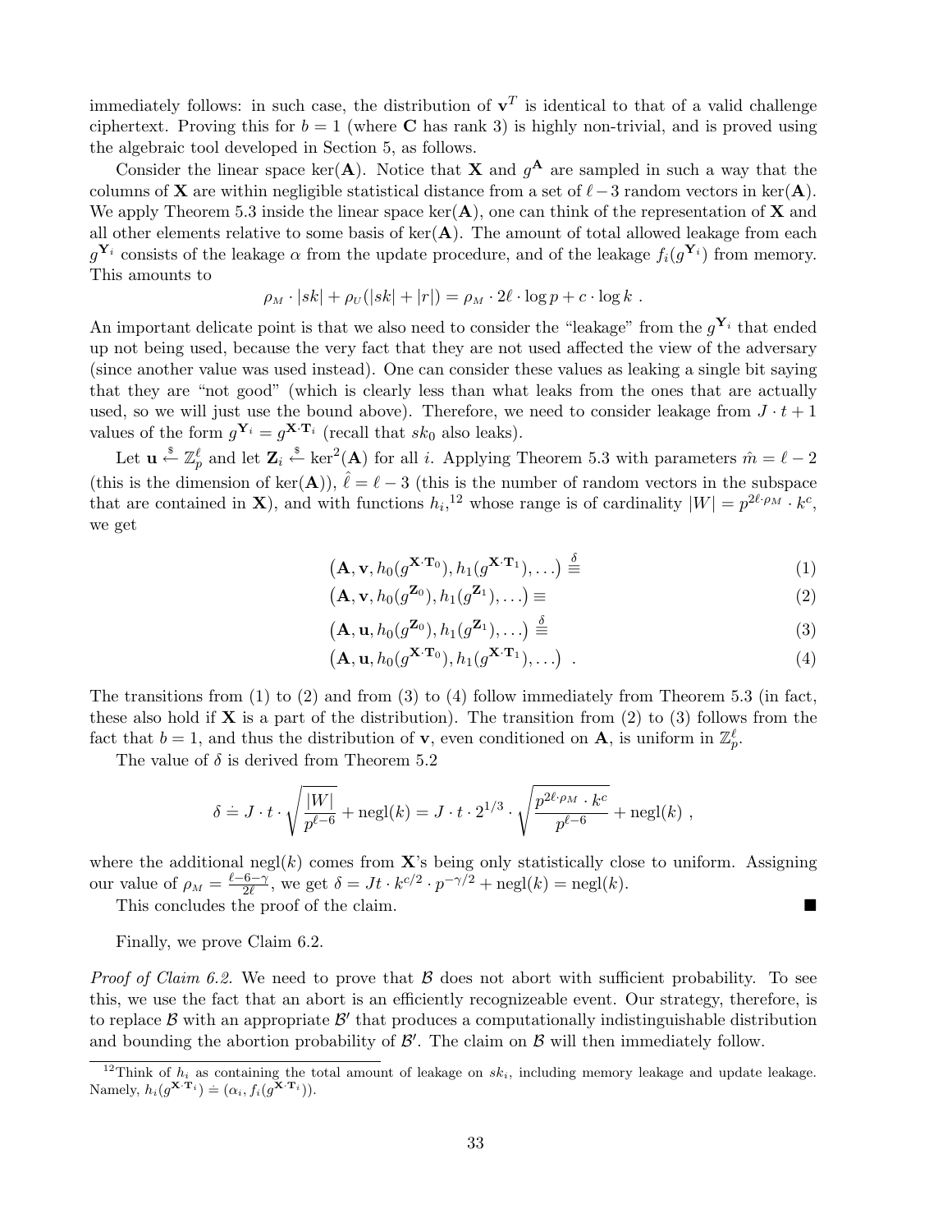immediately follows: in such case, the distribution of $\mathbf{v}^T$ is identical to that of a valid challenge ciphertext. Proving this for $b = 1$ (where $\mathbf{C}$ has rank 3) is highly non-trivial, and is proved using the algebraic tool developed in Section 5, as follows.

Consider the linear space $\ker(\mathbf{A})$. Notice that $\mathbf{X}$ and $g^{\mathbf{A}}$ are sampled in such a way that the columns of $\mathbf{X}$ are within negligible statistical distance from a set of $\ell - 3$ random vectors in $\ker(\mathbf{A})$. We apply Theorem 5.3 inside the linear space $\ker(\mathbf{A})$, one can think of the representation of $\mathbf{X}$ and all other elements relative to some basis of $\ker(\mathbf{A})$. The amount of total allowed leakage from each $g^{\mathbf{Y}_i}$ consists of the leakage $\alpha$ from the update procedure, and of the leakage $f_i(g^{\mathbf{Y}_i})$ from memory. This amounts to

$$\rho_M \cdot |sk| + \rho_U(|sk| + |r|) = \rho_M \cdot 2\ell \cdot \log p + c \cdot \log k \ .$$

An important delicate point is that we also need to consider the "leakage" from the $g^{\mathbf{Y}_i}$ that ended up not being used, because the very fact that they are not used affected the view of the adversary (since another value was used instead). One can consider these values as leaking a single bit saying that they are "not good" (which is clearly less than what leaks from the ones that are actually used, so we will just use the bound above). Therefore, we need to consider leakage from $J \cdot t + 1$ values of the form $g^{\mathbf{Y}_i} = g^{\mathbf{X} \cdot \mathbf{T}_i}$ (recall that $sk_0$ also leaks).

Let $\mathbf{u} \xleftarrow{\$} \mathbb{Z}_p^{\ell}$ and let $\mathbf{Z}_i \xleftarrow{\$} \ker^2(\mathbf{A})$ for all $i$. Applying Theorem 5.3 with parameters $\hat{m} = \ell - 2$ (this is the dimension of $\ker(\mathbf{A})$), $\hat{\ell} = \ell - 3$ (this is the number of random vectors in the subspace that are contained in $\mathbf{X}$), and with functions $h_i$,[12] whose range is of cardinality $|W| = p^{2\ell \cdot \rho_M} \cdot k^c$, we get

$$\left(\mathbf{A}, \mathbf{v}, h_0(g^{\mathbf{X} \cdot \mathbf{T}_0}), h_1(g^{\mathbf{X} \cdot \mathbf{T}_1}), \ldots\right) \stackrel{\delta}{\equiv} \tag{1}$$

$$\left(\mathbf{A}, \mathbf{v}, h_0(g^{\mathbf{Z}_0}), h_1(g^{\mathbf{Z}_1}), \ldots\right) \equiv \tag{2}$$

$$\left(\mathbf{A}, \mathbf{u}, h_0(g^{\mathbf{Z}_0}), h_1(g^{\mathbf{Z}_1}), \ldots\right) \stackrel{\delta}{\equiv} \tag{3}$$

$$\left(\mathbf{A}, \mathbf{u}, h_0(g^{\mathbf{X} \cdot \mathbf{T}_0}), h_1(g^{\mathbf{X} \cdot \mathbf{T}_1}), \ldots\right) \ . \tag{4}$$

The transitions from (1) to (2) and from (3) to (4) follow immediately from Theorem 5.3 (in fact, these also hold if $\mathbf{X}$ is a part of the distribution). The transition from (2) to (3) follows from the fact that $b = 1$, and thus the distribution of $\mathbf{v}$, even conditioned on $\mathbf{A}$, is uniform in $\mathbb{Z}_p^{\ell}$.

The value of $\delta$ is derived from Theorem 5.2

$$\delta \doteq J \cdot t \cdot \sqrt{\frac{|W|}{p^{\ell-6}}} + \mathrm{negl}(k) = J \cdot t \cdot 2^{1/3} \cdot \sqrt{\frac{p^{2\ell \cdot \rho_M} \cdot k^c}{p^{\ell-6}}} + \mathrm{negl}(k) \ ,$$

where the additional $\mathrm{negl}(k)$ comes from $\mathbf{X}$'s being only statistically close to uniform. Assigning our value of $\rho_M = \frac{\ell - 6 - \gamma}{2\ell}$, we get $\delta = Jt \cdot k^{c/2} \cdot p^{-\gamma/2} + \mathrm{negl}(k) = \mathrm{negl}(k)$.

This concludes the proof of the claim. ∎

Finally, we prove Claim 6.2.

*Proof of Claim 6.2.* We need to prove that $\mathcal{B}$ does not abort with sufficient probability. To see this, we use the fact that an abort is an efficiently recognizeable event. Our strategy, therefore, is to replace $\mathcal{B}$ with an appropriate $\mathcal{B}'$ that produces a computationally indistinguishable distribution and bounding the abortion probability of $\mathcal{B}'$. The claim on $\mathcal{B}$ will then immediately follow.

[12] Think of $h_i$ as containing the total amount of leakage on $sk_i$, including memory leakage and update leakage. Namely, $h_i(g^{\mathbf{X} \cdot \mathbf{T}_i}) \doteq (\alpha_i, f_i(g^{\mathbf{X} \cdot \mathbf{T}_i}))$.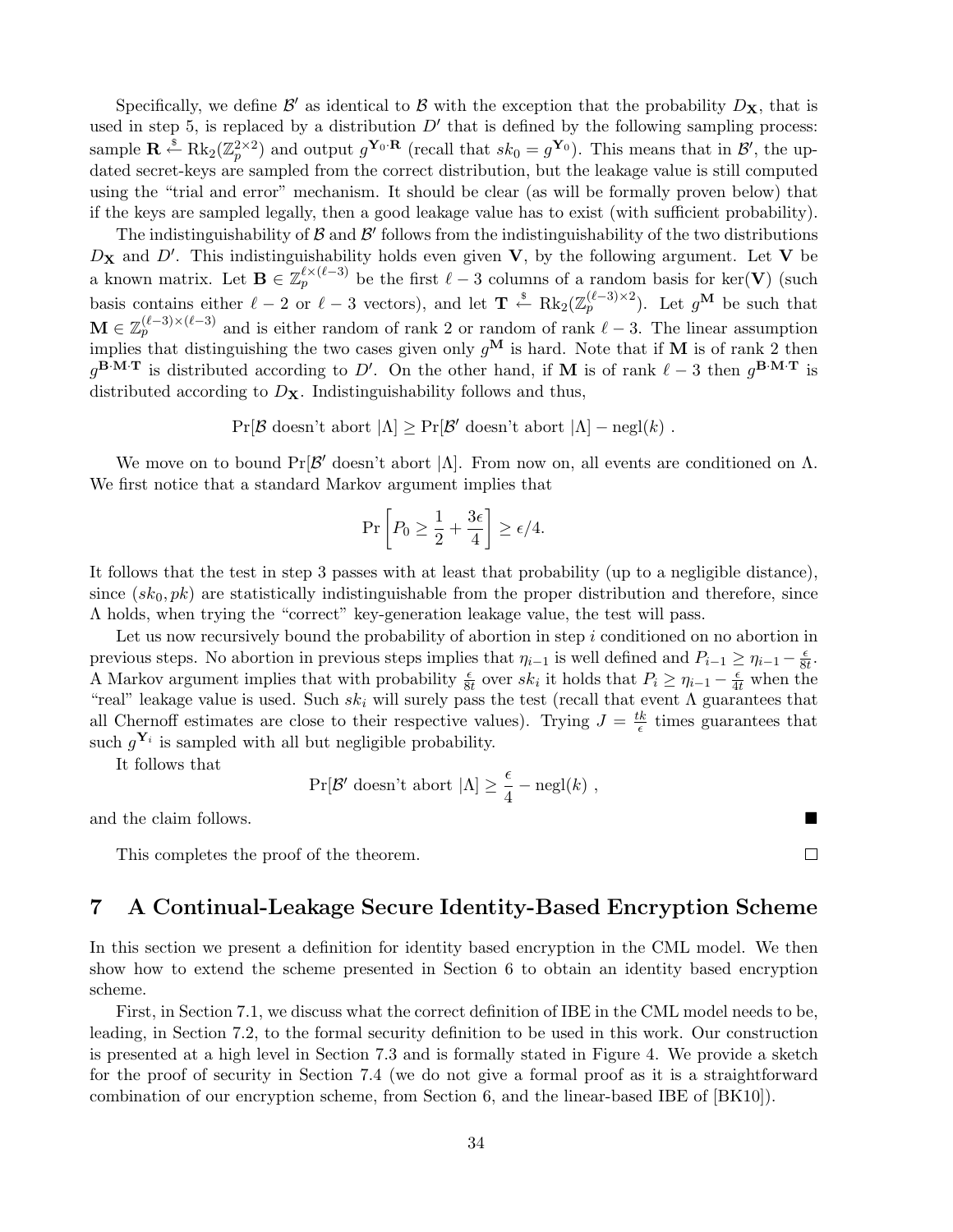Specifically, we define $\mathcal{B}'$ as identical to $\mathcal{B}$ with the exception that the probability $D_{\mathbf{X}}$, that is used in step 5, is replaced by a distribution $D'$ that is defined by the following sampling process: sample $\mathbf{R} \xleftarrow{\$} \mathrm{Rk}_2(\mathbb{Z}_p^{2\times 2})$ and output $g^{\mathbf{Y}_0 \cdot \mathbf{R}}$ (recall that $sk_0 = g^{\mathbf{Y}_0}$). This means that in $\mathcal{B}'$, the updated secret-keys are sampled from the correct distribution, but the leakage value is still computed using the "trial and error" mechanism. It should be clear (as will be formally proven below) that if the keys are sampled legally, then a good leakage value has to exist (with sufficient probability).

The indistinguishability of $\mathcal{B}$ and $\mathcal{B}'$ follows from the indistinguishability of the two distributions $D_{\mathbf{X}}$ and $D'$. This indistinguishability holds even given $\mathbf{V}$, by the following argument. Let $\mathbf{V}$ be a known matrix. Let $\mathbf{B} \in \mathbb{Z}_p^{\ell\times(\ell-3)}$ be the first $\ell - 3$ columns of a random basis for $\ker(\mathbf{V})$ (such basis contains either $\ell - 2$ or $\ell - 3$ vectors), and let $\mathbf{T} \xleftarrow{\$} \mathrm{Rk}_2(\mathbb{Z}_p^{(\ell-3)\times 2})$. Let $g^{\mathbf{M}}$ be such that $\mathbf{M} \in \mathbb{Z}_p^{(\ell-3)\times(\ell-3)}$ and is either random of rank 2 or random of rank $\ell - 3$. The linear assumption implies that distinguishing the two cases given only $g^{\mathbf{M}}$ is hard. Note that if $\mathbf{M}$ is of rank 2 then $g^{\mathbf{B}\cdot\mathbf{M}\cdot\mathbf{T}}$ is distributed according to $D'$. On the other hand, if $\mathbf{M}$ is of rank $\ell - 3$ then $g^{\mathbf{B}\cdot\mathbf{M}\cdot\mathbf{T}}$ is distributed according to $D_{\mathbf{X}}$. Indistinguishability follows and thus,

$$\Pr[\mathcal{B} \text{ doesn't abort } |\Lambda] \geq \Pr[\mathcal{B}' \text{ doesn't abort } |\Lambda] - \mathrm{negl}(k) \ .$$

We move on to bound $\Pr[\mathcal{B}' \text{ doesn't abort } |\Lambda]$. From now on, all events are conditioned on $\Lambda$. We first notice that a standard Markov argument implies that

$$\Pr\left[P_0 \geq \frac{1}{2} + \frac{3\epsilon}{4}\right] \geq \epsilon/4.$$

It follows that the test in step 3 passes with at least that probability (up to a negligible distance), since $(sk_0, pk)$ are statistically indistinguishable from the proper distribution and therefore, since $\Lambda$ holds, when trying the "correct" key-generation leakage value, the test will pass.

Let us now recursively bound the probability of abortion in step $i$ conditioned on no abortion in previous steps. No abortion in previous steps implies that $\eta_{i-1}$ is well defined and $P_{i-1} \geq \eta_{i-1} - \frac{\epsilon}{8t}$. A Markov argument implies that with probability $\frac{\epsilon}{8t}$ over $sk_i$ it holds that $P_i \geq \eta_{i-1} - \frac{\epsilon}{4t}$ when the "real" leakage value is used. Such $sk_i$ will surely pass the test (recall that event $\Lambda$ guarantees that all Chernoff estimates are close to their respective values). Trying $J = \frac{tk}{\epsilon}$ times guarantees that such $g^{\mathbf{Y}_i}$ is sampled with all but negligible probability.

It follows that

$$\Pr[\mathcal{B}' \text{ doesn't abort } |\Lambda] \geq \frac{\epsilon}{4} - \mathrm{negl}(k) \ ,$$

and the claim follows. ■

This completes the proof of the theorem. □

# 7 A Continual-Leakage Secure Identity-Based Encryption Scheme

In this section we present a definition for identity based encryption in the CML model. We then show how to extend the scheme presented in Section 6 to obtain an identity based encryption scheme.

First, in Section 7.1, we discuss what the correct definition of IBE in the CML model needs to be, leading, in Section 7.2, to the formal security definition to be used in this work. Our construction is presented at a high level in Section 7.3 and is formally stated in Figure 4. We provide a sketch for the proof of security in Section 7.4 (we do not give a formal proof as it is a straightforward combination of our encryption scheme, from Section 6, and the linear-based IBE of [BK10]).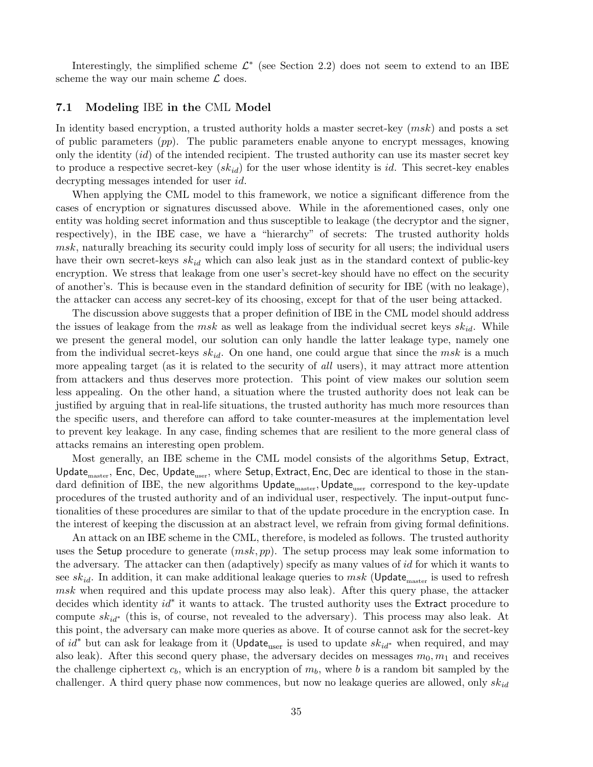Interestingly, the simplified scheme $\mathcal{L}^*$ (see Section 2.2) does not seem to extend to an IBE scheme the way our main scheme $\mathcal{L}$ does.

### 7.1 Modeling IBE in the CML Model

In identity based encryption, a trusted authority holds a master secret-key ($msk$) and posts a set of public parameters ($pp$). The public parameters enable anyone to encrypt messages, knowing only the identity ($id$) of the intended recipient. The trusted authority can use its master secret key to produce a respective secret-key ($sk_{id}$) for the user whose identity is $id$. This secret-key enables decrypting messages intended for user $id$.

When applying the CML model to this framework, we notice a significant difference from the cases of encryption or signatures discussed above. While in the aforementioned cases, only one entity was holding secret information and thus susceptible to leakage (the decryptor and the signer, respectively), in the IBE case, we have a "hierarchy" of secrets: The trusted authority holds $msk$, naturally breaching its security could imply loss of security for all users; the individual users have their own secret-keys $sk_{id}$ which can also leak just as in the standard context of public-key encryption. We stress that leakage from one user's secret-key should have no effect on the security of another's. This is because even in the standard definition of security for IBE (with no leakage), the attacker can access any secret-key of its choosing, except for that of the user being attacked.

The discussion above suggests that a proper definition of IBE in the CML model should address the issues of leakage from the $msk$ as well as leakage from the individual secret keys $sk_{id}$. While we present the general model, our solution can only handle the latter leakage type, namely one from the individual secret-keys $sk_{id}$. On one hand, one could argue that since the $msk$ is a much more appealing target (as it is related to the security of *all* users), it may attract more attention from attackers and thus deserves more protection. This point of view makes our solution seem less appealing. On the other hand, a situation where the trusted authority does not leak can be justified by arguing that in real-life situations, the trusted authority has much more resources than the specific users, and therefore can afford to take counter-measures at the implementation level to prevent key leakage. In any case, finding schemes that are resilient to the more general class of attacks remains an interesting open problem.

Most generally, an IBE scheme in the CML model consists of the algorithms $\mathsf{Setup}$, $\mathsf{Extract}$, $\mathsf{Update}_{\text{master}}$, $\mathsf{Enc}$, $\mathsf{Dec}$, $\mathsf{Update}_{\text{user}}$, where $\mathsf{Setup}, \mathsf{Extract}, \mathsf{Enc}, \mathsf{Dec}$ are identical to those in the standard definition of IBE, the new algorithms $\mathsf{Update}_{\text{master}}, \mathsf{Update}_{\text{user}}$ correspond to the key-update procedures of the trusted authority and of an individual user, respectively. The input-output functionalities of these procedures are similar to that of the update procedure in the encryption case. In the interest of keeping the discussion at an abstract level, we refrain from giving formal definitions.

An attack on an IBE scheme in the CML, therefore, is modeled as follows. The trusted authority uses the $\mathsf{Setup}$ procedure to generate $(msk, pp)$. The setup process may leak some information to the adversary. The attacker can then (adaptively) specify as many values of $id$ for which it wants to see $sk_{id}$. In addition, it can make additional leakage queries to $msk$ ($\mathsf{Update}_{\text{master}}$ is used to refresh $msk$ when required and this update process may also leak). After this query phase, the attacker decides which identity $id^*$ it wants to attack. The trusted authority uses the $\mathsf{Extract}$ procedure to compute $sk_{id^*}$ (this is, of course, not revealed to the adversary). This process may also leak. At this point, the adversary can make more queries as above. It of course cannot ask for the secret-key of $id^*$ but can ask for leakage from it ($\mathsf{Update}_{\text{user}}$ is used to update $sk_{id^*}$ when required, and may also leak). After this second query phase, the adversary decides on messages $m_0, m_1$ and receives the challenge ciphertext $c_b$, which is an encryption of $m_b$, where $b$ is a random bit sampled by the challenger. A third query phase now commences, but now no leakage queries are allowed, only $sk_{id}$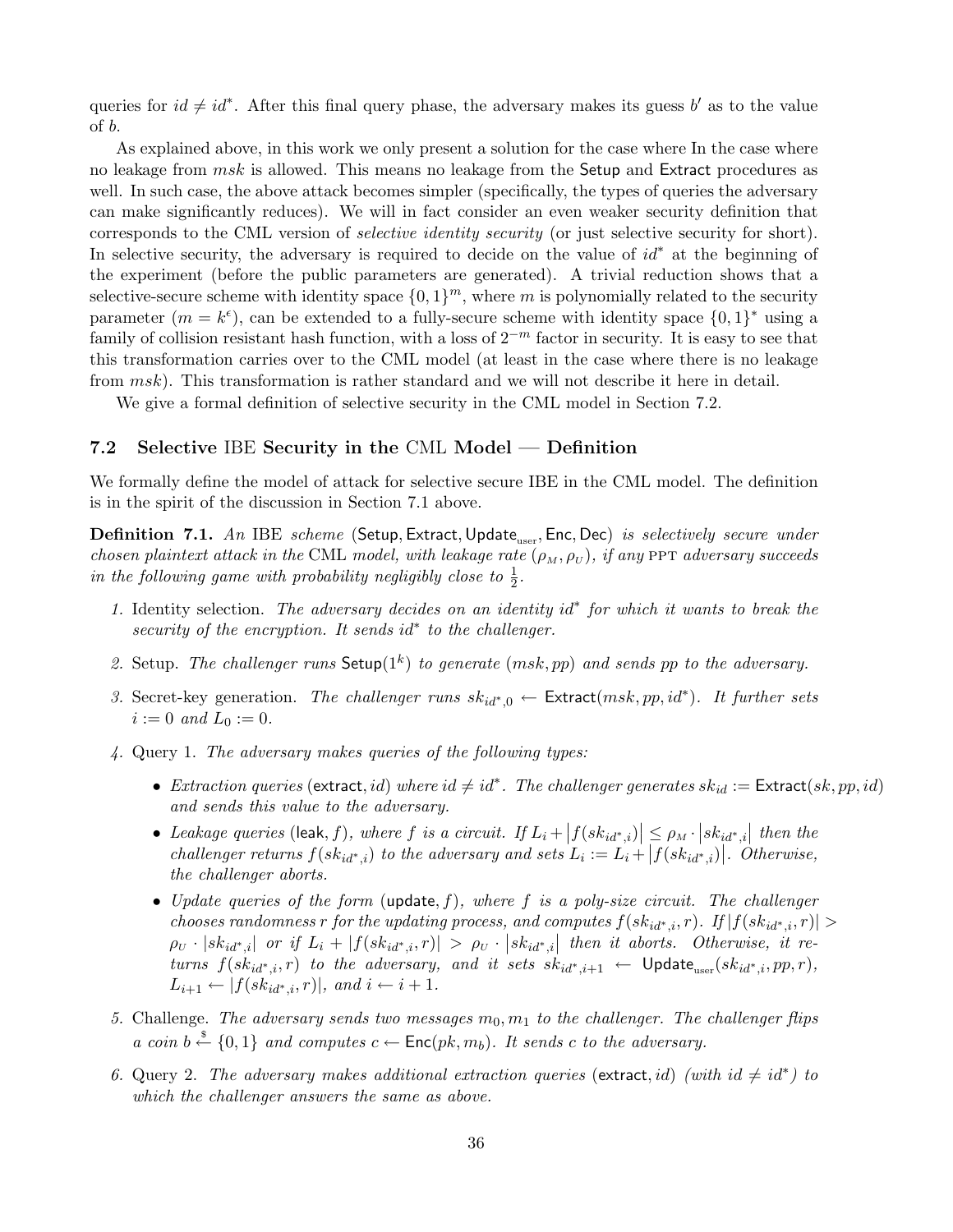queries for $id \neq id^*$. After this final query phase, the adversary makes its guess $b'$ as to the value of $b$.

As explained above, in this work we only present a solution for the case where In the case where no leakage from $msk$ is allowed. This means no leakage from the Setup and Extract procedures as well. In such case, the above attack becomes simpler (specifically, the types of queries the adversary can make significantly reduces). We will in fact consider an even weaker security definition that corresponds to the CML version of *selective identity security* (or just selective security for short). In selective security, the adversary is required to decide on the value of $id^*$ at the beginning of the experiment (before the public parameters are generated). A trivial reduction shows that a selective-secure scheme with identity space $\{0,1\}^m$, where $m$ is polynomially related to the security parameter ($m = k^\epsilon$), can be extended to a fully-secure scheme with identity space $\{0,1\}^*$ using a family of collision resistant hash function, with a loss of $2^{-m}$ factor in security. It is easy to see that this transformation carries over to the CML model (at least in the case where there is no leakage from $msk$). This transformation is rather standard and we will not describe it here in detail.

We give a formal definition of selective security in the CML model in Section 7.2.

### 7.2 Selective IBE Security in the CML Model — Definition

We formally define the model of attack for selective secure IBE in the CML model. The definition is in the spirit of the discussion in Section 7.1 above.

**Definition 7.1.** *An* IBE *scheme* $(\mathsf{Setup}, \mathsf{Extract}, \mathsf{Update}_{\text{user}}, \mathsf{Enc}, \mathsf{Dec})$ *is selectively secure under chosen plaintext attack in the* CML *model, with leakage rate* $(\rho_M, \rho_U)$*, if any* PPT *adversary succeeds in the following game with probability negligibly close to* $\frac{1}{2}$*.*

1. Identity selection. *The adversary decides on an identity* $id^*$ *for which it wants to break the security of the encryption. It sends* $id^*$ *to the challenger.*
2. Setup. *The challenger runs* $\mathsf{Setup}(1^k)$ *to generate* $(msk, pp)$ *and sends* $pp$ *to the adversary.*
3. Secret-key generation. *The challenger runs* $sk_{id^*,0} \leftarrow \mathsf{Extract}(msk, pp, id^*)$*. It further sets* $i := 0$ *and* $L_0 := 0$*.*
4. Query 1. *The adversary makes queries of the following types:*
   - *Extraction queries* $(\mathsf{extract}, id)$ *where* $id \neq id^*$*. The challenger generates* $sk_{id} := \mathsf{Extract}(sk, pp, id)$ *and sends this value to the adversary.*
   - *Leakage queries* $(\mathsf{leak}, f)$*, where* $f$ *is a circuit. If* $L_i + |f(sk_{id^*,i})| \leq \rho_M \cdot |sk_{id^*,i}|$ *then the challenger returns* $f(sk_{id^*,i})$ *to the adversary and sets* $L_i := L_i + |f(sk_{id^*,i})|$*. Otherwise, the challenger aborts.*
   - *Update queries of the form* $(\mathsf{update}, f)$*, where* $f$ *is a poly-size circuit. The challenger chooses randomness* $r$ *for the updating process, and computes* $f(sk_{id^*,i}, r)$*. If* $|f(sk_{id^*,i}, r)| > \rho_U \cdot |sk_{id^*,i}|$ *or if* $L_i + |f(sk_{id^*,i}, r)| > \rho_U \cdot |sk_{id^*,i}|$ *then it aborts. Otherwise, it returns* $f(sk_{id^*,i}, r)$ *to the adversary, and it sets* $sk_{id^*,i+1} \leftarrow \mathsf{Update}_{\text{user}}(sk_{id^*,i}, pp, r)$*,* $L_{i+1} \leftarrow |f(sk_{id^*,i}, r)|$*, and* $i \leftarrow i + 1$*.*
5. Challenge. *The adversary sends two messages* $m_0, m_1$ *to the challenger. The challenger flips a coin* $b \stackrel{\$}{\leftarrow} \{0,1\}$ *and computes* $c \leftarrow \mathsf{Enc}(pk, m_b)$*. It sends* $c$ *to the adversary.*
6. Query 2. *The adversary makes additional extraction queries* $(\mathsf{extract}, id)$ *(with* $id \neq id^*$*) to which the challenger answers the same as above.*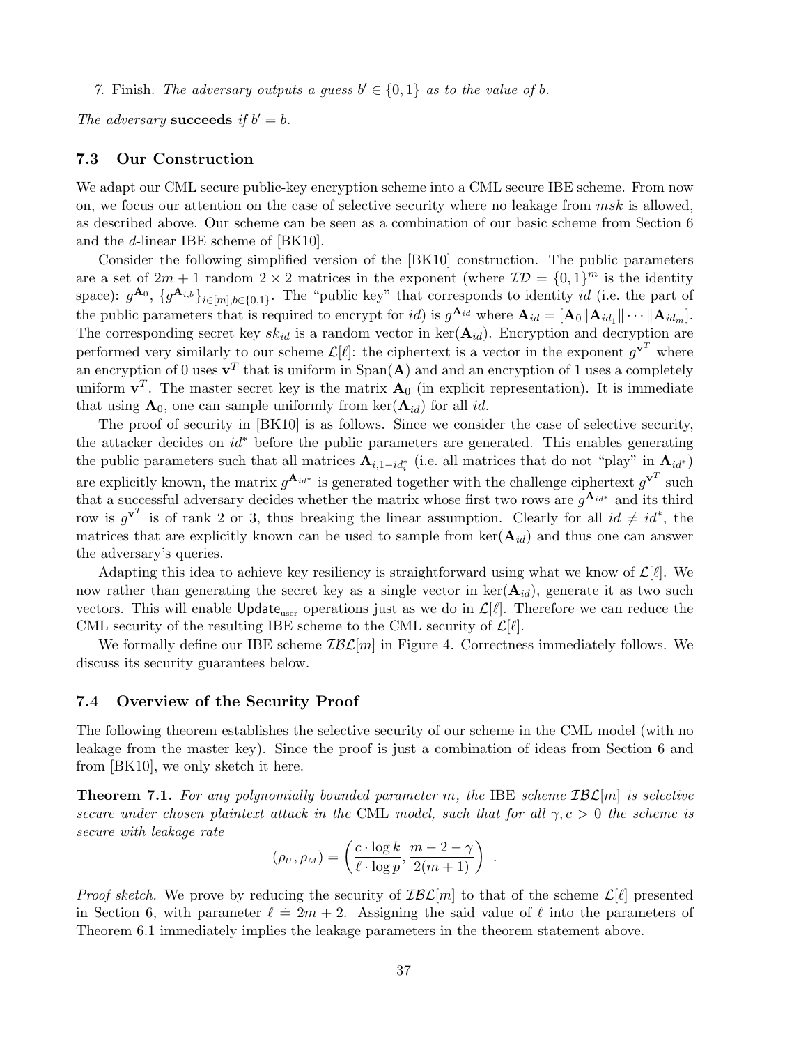7. Finish. *The adversary outputs a guess $b' \in \{0,1\}$ as to the value of $b$.*

*The adversary* **succeeds** *if $b' = b$.*

### 7.3 Our Construction

We adapt our CML secure public-key encryption scheme into a CML secure IBE scheme. From now on, we focus our attention on the case of selective security where no leakage from $msk$ is allowed, as described above. Our scheme can be seen as a combination of our basic scheme from Section 6 and the $d$-linear IBE scheme of [BK10].

Consider the following simplified version of the [BK10] construction. The public parameters are a set of $2m+1$ random $2 \times 2$ matrices in the exponent (where $\mathcal{ID} = \{0,1\}^m$ is the identity space): $g^{\mathbf{A}_0}$, $\{g^{\mathbf{A}_{i,b}}\}_{i \in [m], b \in \{0,1\}}$. The "public key" that corresponds to identity $id$ (i.e. the part of the public parameters that is required to encrypt for $id$) is $g^{\mathbf{A}_{id}}$ where $\mathbf{A}_{id} = [\mathbf{A}_0 \| \mathbf{A}_{id_1} \| \cdots \| \mathbf{A}_{id_m}]$. The corresponding secret key $sk_{id}$ is a random vector in $\ker(\mathbf{A}_{id})$. Encryption and decryption are performed very similarly to our scheme $\mathcal{L}[\ell]$: the ciphertext is a vector in the exponent $g^{\mathbf{v}^T}$ where an encryption of 0 uses $\mathbf{v}^T$ that is uniform in $\mathrm{Span}(\mathbf{A})$ and and an encryption of 1 uses a completely uniform $\mathbf{v}^T$. The master secret key is the matrix $\mathbf{A}_0$ (in explicit representation). It is immediate that using $\mathbf{A}_0$, one can sample uniformly from $\ker(\mathbf{A}_{id})$ for all $id$.

The proof of security in [BK10] is as follows. Since we consider the case of selective security, the attacker decides on $id^*$ before the public parameters are generated. This enables generating the public parameters such that all matrices $\mathbf{A}_{i,1-id^*_i}$ (i.e. all matrices that do not "play" in $\mathbf{A}_{id^*}$) are explicitly known, the matrix $g^{\mathbf{A}_{id^*}}$ is generated together with the challenge ciphertext $g^{\mathbf{v}^T}$ such that a successful adversary decides whether the matrix whose first two rows are $g^{\mathbf{A}_{id^*}}$ and its third row is $g^{\mathbf{v}^T}$ is of rank 2 or 3, thus breaking the linear assumption. Clearly for all $id \neq id^*$, the matrices that are explicitly known can be used to sample from $\ker(\mathbf{A}_{id})$ and thus one can answer the adversary's queries.

Adapting this idea to achieve key resiliency is straightforward using what we know of $\mathcal{L}[\ell]$. We now rather than generating the secret key as a single vector in $\ker(\mathbf{A}_{id})$, generate it as two such vectors. This will enable $\mathsf{Update}_{\text{user}}$ operations just as we do in $\mathcal{L}[\ell]$. Therefore we can reduce the CML security of the resulting IBE scheme to the CML security of $\mathcal{L}[\ell]$.

We formally define our IBE scheme $\mathcal{IBL}[m]$ in Figure 4. Correctness immediately follows. We discuss its security guarantees below.

### 7.4 Overview of the Security Proof

The following theorem establishes the selective security of our scheme in the CML model (with no leakage from the master key). Since the proof is just a combination of ideas from Section 6 and from [BK10], we only sketch it here.

**Theorem 7.1.** *For any polynomially bounded parameter $m$, the* IBE *scheme $\mathcal{IBL}[m]$ is selective secure under chosen plaintext attack in the* CML *model, such that for all $\gamma, c > 0$ the scheme is secure with leakage rate*

$$(\rho_U, \rho_M) = \left( \frac{c \cdot \log k}{\ell \cdot \log p}, \frac{m - 2 - \gamma}{2(m+1)} \right) .$$

*Proof sketch.* We prove by reducing the security of $\mathcal{IBL}[m]$ to that of the scheme $\mathcal{L}[\ell]$ presented in Section 6, with parameter $\ell \doteq 2m+2$. Assigning the said value of $\ell$ into the parameters of Theorem 6.1 immediately implies the leakage parameters in the theorem statement above.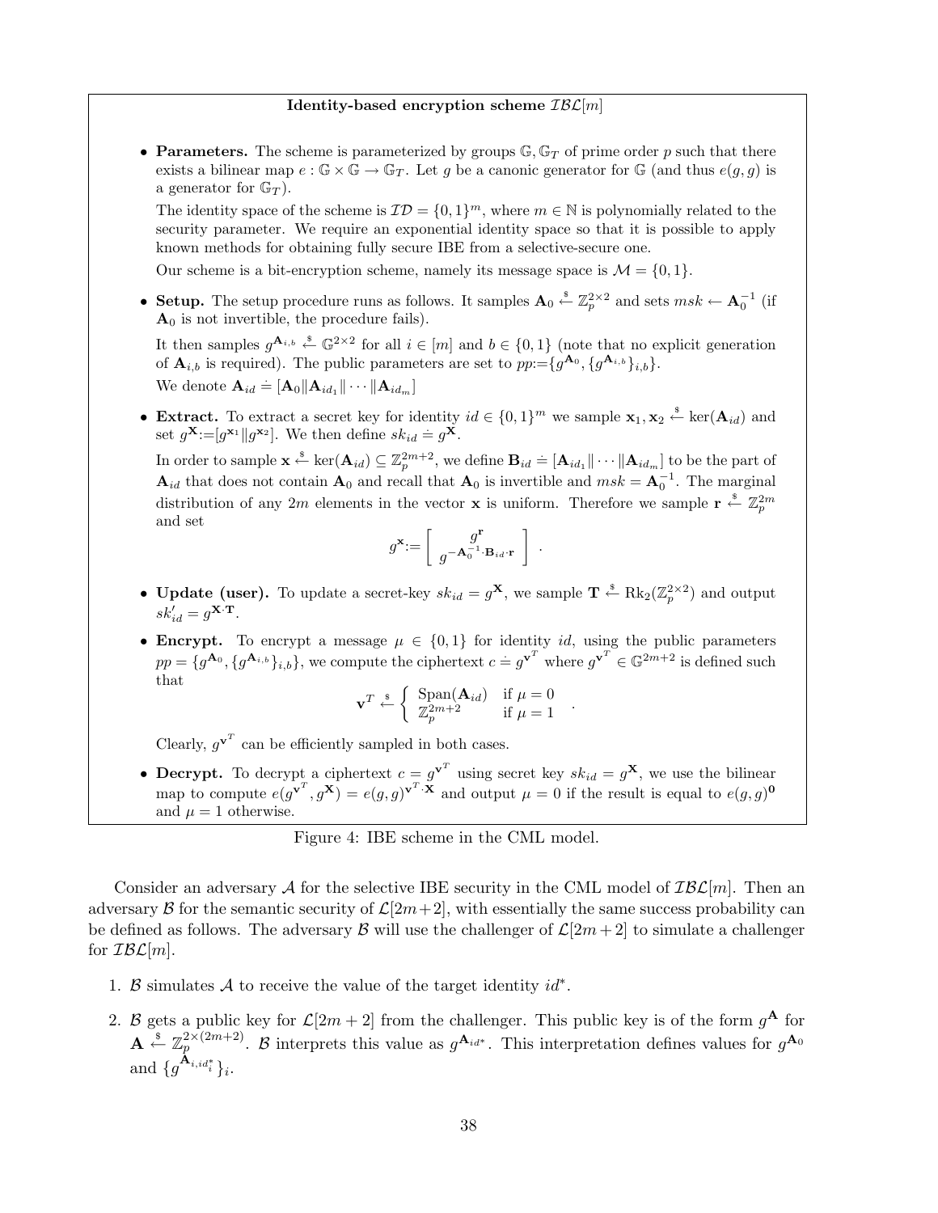**Identity-based encryption scheme $\mathcal{IBL}[m]$**

- **Parameters.** The scheme is parameterized by groups $\mathbb{G}, \mathbb{G}_T$ of prime order $p$ such that there exists a bilinear map $e : \mathbb{G} \times \mathbb{G} \rightarrow \mathbb{G}_T$. Let $g$ be a canonic generator for $\mathbb{G}$ (and thus $e(g, g)$ is a generator for $\mathbb{G}_T$).

  The identity space of the scheme is $\mathcal{ID} = \{0,1\}^m$, where $m \in \mathbb{N}$ is polynomially related to the security parameter. We require an exponential identity space so that it is possible to apply known methods for obtaining fully secure IBE from a selective-secure one.

  Our scheme is a bit-encryption scheme, namely its message space is $\mathcal{M} = \{0,1\}$.

- **Setup.** The setup procedure runs as follows. It samples $\mathbf{A}_0 \xleftarrow{\$} \mathbb{Z}_p^{2\times 2}$ and sets $msk \leftarrow \mathbf{A}_0^{-1}$ (if $\mathbf{A}_0$ is not invertible, the procedure fails).

  It then samples $g^{\mathbf{A}_{i,b}} \xleftarrow{\$} \mathbb{G}^{2\times 2}$ for all $i \in [m]$ and $b \in \{0,1\}$ (note that no explicit generation of $\mathbf{A}_{i,b}$ is required). The public parameters are set to $pp{:=}\{g^{\mathbf{A}_0}, \{g^{\mathbf{A}_{i,b}}\}_{i,b}\}$.

  We denote $\mathbf{A}_{id} \doteq [\mathbf{A}_0 \| \mathbf{A}_{id_1} \| \cdots \| \mathbf{A}_{id_m}]$

- **Extract.** To extract a secret key for identity $id \in \{0,1\}^m$ we sample $\mathbf{x}_1, \mathbf{x}_2 \xleftarrow{\$} \ker(\mathbf{A}_{id})$ and set $g^{\mathbf{X}}{:=}[g^{\mathbf{x}_1} \| g^{\mathbf{x}_2}]$. We then define $sk_{id} \doteq g^{\mathbf{X}}$.

  In order to sample $\mathbf{x} \xleftarrow{\$} \ker(\mathbf{A}_{id}) \subseteq \mathbb{Z}_p^{2m+2}$, we define $\mathbf{B}_{id} \doteq [\mathbf{A}_{id_1} \| \cdots \| \mathbf{A}_{id_m}]$ to be the part of $\mathbf{A}_{id}$ that does not contain $\mathbf{A}_0$ and recall that $\mathbf{A}_0$ is invertible and $msk = \mathbf{A}_0^{-1}$. The marginal distribution of any $2m$ elements in the vector $\mathbf{x}$ is uniform. Therefore we sample $\mathbf{r} \xleftarrow{\$} \mathbb{Z}_p^{2m}$ and set

$$g^{\mathbf{x}}{:=}\begin{bmatrix} g^{\mathbf{r}} \\ g^{-\mathbf{A}_0^{-1}\cdot\mathbf{B}_{id}\cdot\mathbf{r}} \end{bmatrix}.$$

- **Update (user).** To update a secret-key $sk_{id} = g^{\mathbf{X}}$, we sample $\mathbf{T} \xleftarrow{\$} \mathrm{Rk}_2(\mathbb{Z}_p^{2\times 2})$ and output $sk'_{id} = g^{\mathbf{X}\cdot\mathbf{T}}$.

- **Encrypt.** To encrypt a message $\mu \in \{0,1\}$ for identity $id$, using the public parameters $pp = \{g^{\mathbf{A}_0}, \{g^{\mathbf{A}_{i,b}}\}_{i,b}\}$, we compute the ciphertext $c \doteq g^{\mathbf{v}^T}$ where $g^{\mathbf{v}^T} \in \mathbb{G}^{2m+2}$ is defined such that

$$\mathbf{v}^T \xleftarrow{\$} \begin{cases} \mathrm{Span}(\mathbf{A}_{id}) & \text{if } \mu = 0 \\ \mathbb{Z}_p^{2m+2} & \text{if } \mu = 1 \end{cases}.$$

  Clearly, $g^{\mathbf{v}^T}$ can be efficiently sampled in both cases.

- **Decrypt.** To decrypt a ciphertext $c = g^{\mathbf{v}^T}$ using secret key $sk_{id} = g^{\mathbf{X}}$, we use the bilinear map to compute $e(g^{\mathbf{v}^T}, g^{\mathbf{X}}) = e(g,g)^{\mathbf{v}^T\cdot\mathbf{X}}$ and output $\mu = 0$ if the result is equal to $e(g,g)^{\mathbf{0}}$ and $\mu = 1$ otherwise.

Figure 4: IBE scheme in the CML model.

Consider an adversary $\mathcal{A}$ for the selective IBE security in the CML model of $\mathcal{IBL}[m]$. Then an adversary $\mathcal{B}$ for the semantic security of $\mathcal{L}[2m+2]$, with essentially the same success probability can be defined as follows. The adversary $\mathcal{B}$ will use the challenger of $\mathcal{L}[2m+2]$ to simulate a challenger for $\mathcal{IBL}[m]$.

1. $\mathcal{B}$ simulates $\mathcal{A}$ to receive the value of the target identity $id^*$.
2. $\mathcal{B}$ gets a public key for $\mathcal{L}[2m+2]$ from the challenger. This public key is of the form $g^{\mathbf{A}}$ for $\mathbf{A} \xleftarrow{\$} \mathbb{Z}_p^{2\times(2m+2)}$. $\mathcal{B}$ interprets this value as $g^{\mathbf{A}_{id^*}}$. This interpretation defines values for $g^{\mathbf{A}_0}$ and $\{g^{\mathbf{A}_{i,id_i^*}}\}_i$.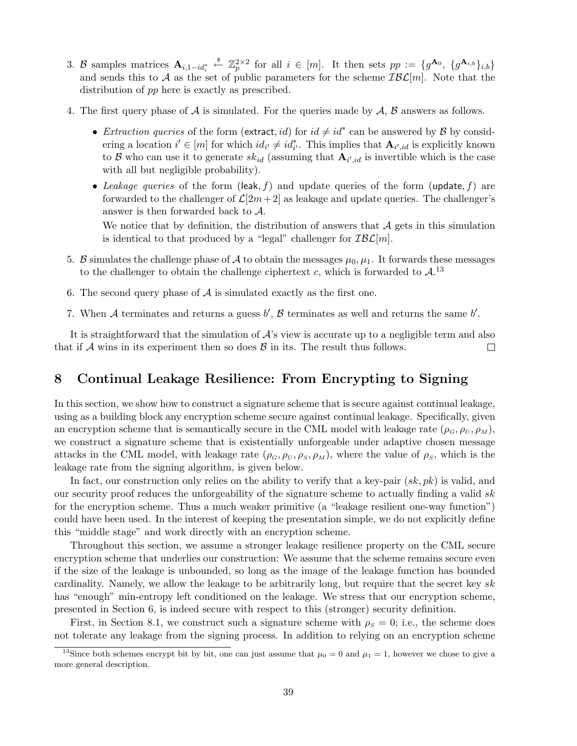3. $\mathcal{B}$ samples matrices $\mathbf{A}_{i,1-id_i^*} \xleftarrow{\$} \mathbb{Z}_p^{2\times 2}$ for all $i \in [m]$. It then sets $pp := \{g^{\mathbf{A}_0}, \{g^{\mathbf{A}_{i,b}}\}_{i,b}\}$ and sends this to $\mathcal{A}$ as the set of public parameters for the scheme $\mathcal{IBL}[m]$. Note that the distribution of $pp$ here is exactly as prescribed.

4. The first query phase of $\mathcal{A}$ is simulated. For the queries made by $\mathcal{A}$, $\mathcal{B}$ answers as follows.

   - *Extraction queries* of the form $(\mathsf{extract}, id)$ for $id \neq id^*$ can be answered by $\mathcal{B}$ by considering a location $i' \in [m]$ for which $id_{i'} \neq id^*_{i'}$. This implies that $\mathbf{A}_{i',id}$ is explicitly known to $\mathcal{B}$ who can use it to generate $sk_{id}$ (assuming that $\mathbf{A}_{i',id}$ is invertible which is the case with all but negligible probability).
   - *Leakage queries* of the form $(\mathsf{leak}, f)$ and update queries of the form $(\mathsf{update}, f)$ are forwarded to the challenger of $\mathcal{L}[2m+2]$ as leakage and update queries. The challenger's answer is then forwarded back to $\mathcal{A}$.

     We notice that by definition, the distribution of answers that $\mathcal{A}$ gets in this simulation is identical to that produced by a "legal" challenger for $\mathcal{IBL}[m]$.

5. $\mathcal{B}$ simulates the challenge phase of $\mathcal{A}$ to obtain the messages $\mu_0, \mu_1$. It forwards these messages to the challenger to obtain the challenge ciphertext $c$, which is forwarded to $\mathcal{A}$.[13]

6. The second query phase of $\mathcal{A}$ is simulated exactly as the first one.

7. When $\mathcal{A}$ terminates and returns a guess $b'$, $\mathcal{B}$ terminates as well and returns the same $b'$.

It is straightforward that the simulation of $\mathcal{A}$'s view is accurate up to a negligible term and also that if $\mathcal{A}$ wins in its experiment then so does $\mathcal{B}$ in its. The result thus follows. □

# 8 Continual Leakage Resilience: From Encrypting to Signing

In this section, we show how to construct a signature scheme that is secure against continual leakage, using as a building block any encryption scheme secure against continual leakage. Specifically, given an encryption scheme that is semantically secure in the CML model with leakage rate $(\rho_G, \rho_U, \rho_M)$, we construct a signature scheme that is existentially unforgeable under adaptive chosen message attacks in the CML model, with leakage rate $(\rho_G, \rho_U, \rho_S, \rho_M)$, where the value of $\rho_S$, which is the leakage rate from the signing algorithm, is given below.

In fact, our construction only relies on the ability to verify that a key-pair $(sk, pk)$ is valid, and our security proof reduces the unforgeability of the signature scheme to actually finding a valid $sk$ for the encryption scheme. Thus a much weaker primitive (a "leakage resilient one-way function") could have been used. In the interest of keeping the presentation simple, we do not explicitly define this "middle stage" and work directly with an encryption scheme.

Throughout this section, we assume a stronger leakage resilience property on the CML secure encryption scheme that underlies our construction: We assume that the scheme remains secure even if the size of the leakage is unbounded, so long as the image of the leakage function has bounded cardinality. Namely, we allow the leakage to be arbitrarily long, but require that the secret key $sk$ has "enough" min-entropy left conditioned on the leakage. We stress that our encryption scheme, presented in Section 6, is indeed secure with respect to this (stronger) security definition.

First, in Section 8.1, we construct such a signature scheme with $\rho_S = 0$; i.e., the scheme does not tolerate any leakage from the signing process. In addition to relying on an encryption scheme

[13] Since both schemes encrypt bit by bit, one can just assume that $\mu_0 = 0$ and $\mu_1 = 1$, however we chose to give a more general description.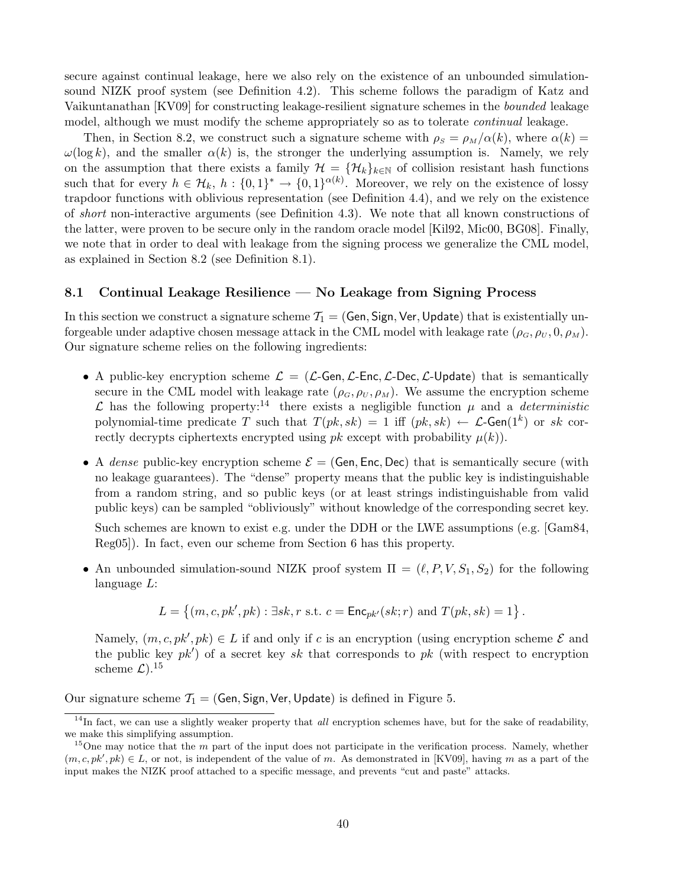secure against continual leakage, here we also rely on the existence of an unbounded simulation-sound NIZK proof system (see Definition 4.2). This scheme follows the paradigm of Katz and Vaikuntanathan [KV09] for constructing leakage-resilient signature schemes in the *bounded* leakage model, although we must modify the scheme appropriately so as to tolerate *continual* leakage.

Then, in Section 8.2, we construct such a signature scheme with $\rho_S = \rho_M/\alpha(k)$, where $\alpha(k) = \omega(\log k)$, and the smaller $\alpha(k)$ is, the stronger the underlying assumption is. Namely, we rely on the assumption that there exists a family $\mathcal{H} = \{\mathcal{H}_k\}_{k\in\mathbb{N}}$ of collision resistant hash functions such that for every $h \in \mathcal{H}_k$, $h : \{0,1\}^* \to \{0,1\}^{\alpha(k)}$. Moreover, we rely on the existence of lossy trapdoor functions with oblivious representation (see Definition 4.4), and we rely on the existence of *short* non-interactive arguments (see Definition 4.3). We note that all known constructions of the latter, were proven to be secure only in the random oracle model [Kil92, Mic00, BG08]. Finally, we note that in order to deal with leakage from the signing process we generalize the CML model, as explained in Section 8.2 (see Definition 8.1).

## 8.1 Continual Leakage Resilience — No Leakage from Signing Process

In this section we construct a signature scheme $\mathcal{T}_1 = (\mathsf{Gen}, \mathsf{Sign}, \mathsf{Ver}, \mathsf{Update})$ that is existentially unforgeable under adaptive chosen message attack in the CML model with leakage rate $(\rho_G, \rho_U, 0, \rho_M)$. Our signature scheme relies on the following ingredients:

- A public-key encryption scheme $\mathcal{L} = (\mathcal{L}\text{-}\mathsf{Gen}, \mathcal{L}\text{-}\mathsf{Enc}, \mathcal{L}\text{-}\mathsf{Dec}, \mathcal{L}\text{-}\mathsf{Update})$ that is semantically secure in the CML model with leakage rate $(\rho_G, \rho_U, \rho_M)$. We assume the encryption scheme $\mathcal{L}$ has the following property:[14] there exists a negligible function $\mu$ and a *deterministic* polynomial-time predicate $T$ such that $T(pk, sk) = 1$ iff $(pk, sk) \leftarrow \mathcal{L}\text{-}\mathsf{Gen}(1^k)$ or $sk$ correctly decrypts ciphertexts encrypted using $pk$ except with probability $\mu(k)$).
- A *dense* public-key encryption scheme $\mathcal{E} = (\mathsf{Gen}, \mathsf{Enc}, \mathsf{Dec})$ that is semantically secure (with no leakage guarantees). The "dense" property means that the public key is indistinguishable from a random string, and so public keys (or at least strings indistinguishable from valid public keys) can be sampled "obliviously" without knowledge of the corresponding secret key.

  Such schemes are known to exist e.g. under the DDH or the LWE assumptions (e.g. [Gam84, Reg05]). In fact, even our scheme from Section 6 has this property.
- An unbounded simulation-sound NIZK proof system $\Pi = (\ell, P, V, S_1, S_2)$ for the following language $L$:

$$L = \left\{(m, c, pk', pk) : \exists sk, r \text{ s.t. } c = \mathsf{Enc}_{pk'}(sk; r) \text{ and } T(pk, sk) = 1\right\}.$$

  Namely, $(m, c, pk', pk) \in L$ if and only if $c$ is an encryption (using encryption scheme $\mathcal{E}$ and the public key $pk'$) of a secret key $sk$ that corresponds to $pk$ (with respect to encryption scheme $\mathcal{L}$).[15]

Our signature scheme $\mathcal{T}_1 = (\mathsf{Gen}, \mathsf{Sign}, \mathsf{Ver}, \mathsf{Update})$ is defined in Figure 5.

[14] In fact, we can use a slightly weaker property that *all* encryption schemes have, but for the sake of readability, we make this simplifying assumption.

[15] One may notice that the $m$ part of the input does not participate in the verification process. Namely, whether $(m, c, pk', pk) \in L$, or not, is independent of the value of $m$. As demonstrated in [KV09], having $m$ as a part of the input makes the NIZK proof attached to a specific message, and prevents "cut and paste" attacks.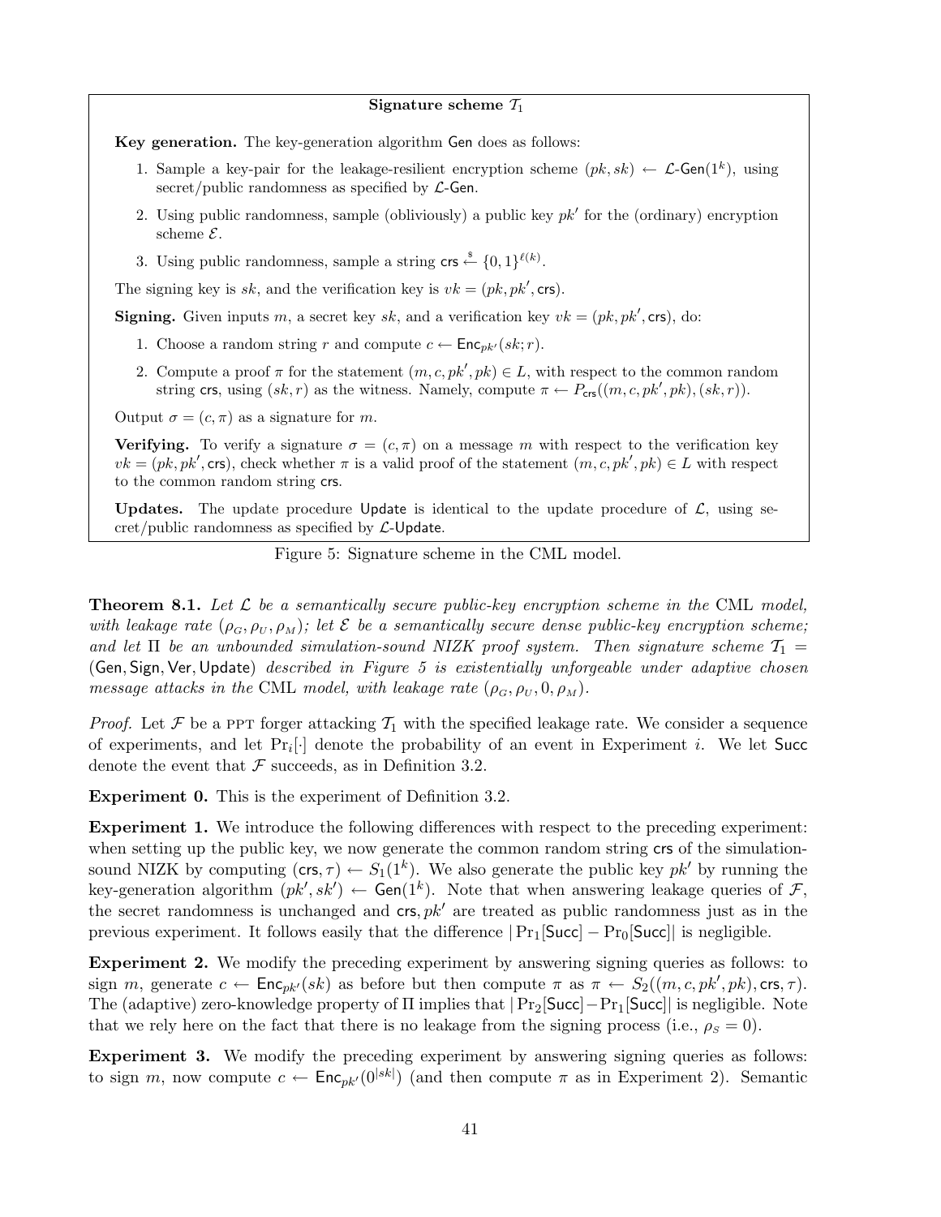**Signature scheme $\mathcal{T}_1$**

**Key generation.** The key-generation algorithm $\mathsf{Gen}$ does as follows:

1. Sample a key-pair for the leakage-resilient encryption scheme $(pk, sk) \leftarrow \mathcal{L}\text{-}\mathsf{Gen}(1^k)$, using secret/public randomness as specified by $\mathcal{L}\text{-}\mathsf{Gen}$.
2. Using public randomness, sample (obliviously) a public key $pk'$ for the (ordinary) encryption scheme $\mathcal{E}$.
3. Using public randomness, sample a string $\mathsf{crs} \xleftarrow{\$} \{0,1\}^{\ell(k)}$.

The signing key is $sk$, and the verification key is $vk = (pk, pk', \mathsf{crs})$.

**Signing.** Given inputs $m$, a secret key $sk$, and a verification key $vk = (pk, pk', \mathsf{crs})$, do:

1. Choose a random string $r$ and compute $c \leftarrow \mathsf{Enc}_{pk'}(sk; r)$.
2. Compute a proof $\pi$ for the statement $(m, c, pk', pk) \in L$, with respect to the common random string $\mathsf{crs}$, using $(sk, r)$ as the witness. Namely, compute $\pi \leftarrow P_{\mathsf{crs}}((m, c, pk', pk), (sk, r))$.

Output $\sigma = (c, \pi)$ as a signature for $m$.

**Verifying.** To verify a signature $\sigma = (c, \pi)$ on a message $m$ with respect to the verification key $vk = (pk, pk', \mathsf{crs})$, check whether $\pi$ is a valid proof of the statement $(m, c, pk', pk) \in L$ with respect to the common random string $\mathsf{crs}$.

**Updates.** The update procedure $\mathsf{Update}$ is identical to the update procedure of $\mathcal{L}$, using secret/public randomness as specified by $\mathcal{L}\text{-}\mathsf{Update}$.

Figure 5: Signature scheme in the CML model.

**Theorem 8.1.** *Let $\mathcal{L}$ be a semantically secure public-key encryption scheme in the* CML *model, with leakage rate $(\rho_G, \rho_U, \rho_M)$; let $\mathcal{E}$ be a semantically secure dense public-key encryption scheme; and let $\Pi$ be an unbounded simulation-sound NIZK proof system. Then signature scheme $\mathcal{T}_1 = (\mathsf{Gen}, \mathsf{Sign}, \mathsf{Ver}, \mathsf{Update})$ described in Figure 5 is existentially unforgeable under adaptive chosen message attacks in the* CML *model, with leakage rate $(\rho_G, \rho_U, 0, \rho_M)$.*

*Proof.* Let $\mathcal{F}$ be a PPT forger attacking $\mathcal{T}_1$ with the specified leakage rate. We consider a sequence of experiments, and let $\Pr_i[\cdot]$ denote the probability of an event in Experiment $i$. We let $\mathsf{Succ}$ denote the event that $\mathcal{F}$ succeeds, as in Definition 3.2.

**Experiment 0.** This is the experiment of Definition 3.2.

**Experiment 1.** We introduce the following differences with respect to the preceding experiment: when setting up the public key, we now generate the common random string $\mathsf{crs}$ of the simulation-sound NIZK by computing $(\mathsf{crs}, \tau) \leftarrow S_1(1^k)$. We also generate the public key $pk'$ by running the key-generation algorithm $(pk', sk') \leftarrow \mathsf{Gen}(1^k)$. Note that when answering leakage queries of $\mathcal{F}$, the secret randomness is unchanged and $\mathsf{crs}, pk'$ are treated as public randomness just as in the previous experiment. It follows easily that the difference $|\Pr_1[\mathsf{Succ}] - \Pr_0[\mathsf{Succ}]|$ is negligible.

**Experiment 2.** We modify the preceding experiment by answering signing queries as follows: to sign $m$, generate $c \leftarrow \mathsf{Enc}_{pk'}(sk)$ as before but then compute $\pi$ as $\pi \leftarrow S_2((m, c, pk', pk), \mathsf{crs}, \tau)$. The (adaptive) zero-knowledge property of $\Pi$ implies that $|\Pr_2[\mathsf{Succ}] - \Pr_1[\mathsf{Succ}]|$ is negligible. Note that we rely here on the fact that there is no leakage from the signing process (i.e., $\rho_S = 0$).

**Experiment 3.** We modify the preceding experiment by answering signing queries as follows: to sign $m$, now compute $c \leftarrow \mathsf{Enc}_{pk'}(0^{|sk|})$ (and then compute $\pi$ as in Experiment 2). Semantic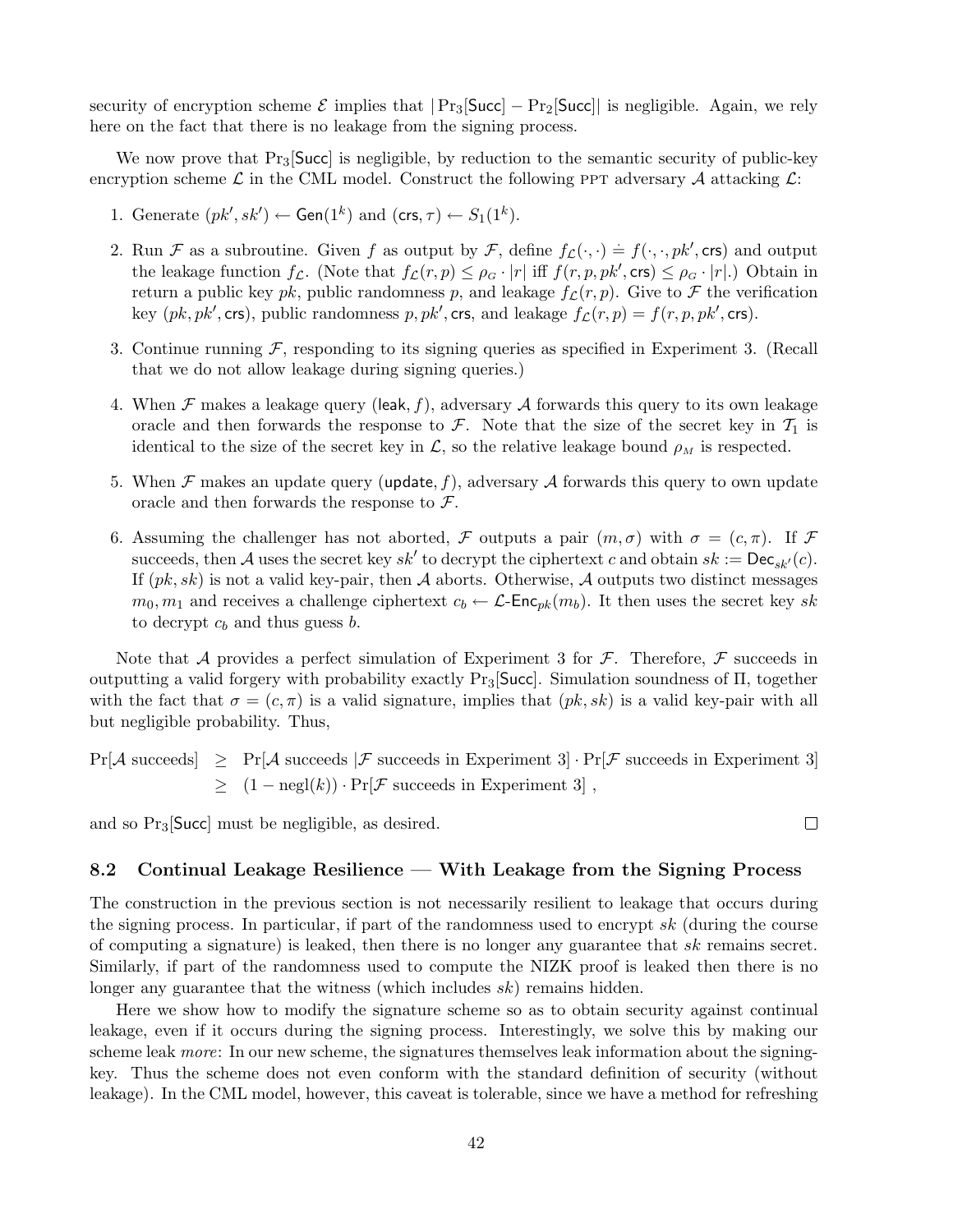security of encryption scheme $\mathcal{E}$ implies that $|\Pr_3[\mathsf{Succ}] - \Pr_2[\mathsf{Succ}]|$ is negligible. Again, we rely here on the fact that there is no leakage from the signing process.

We now prove that $\Pr_3[\mathsf{Succ}]$ is negligible, by reduction to the semantic security of public-key encryption scheme $\mathcal{L}$ in the CML model. Construct the following PPT adversary $\mathcal{A}$ attacking $\mathcal{L}$:

1. Generate $(pk', sk') \leftarrow \mathsf{Gen}(1^k)$ and $(\mathsf{crs}, \tau) \leftarrow S_1(1^k)$.
2. Run $\mathcal{F}$ as a subroutine. Given $f$ as output by $\mathcal{F}$, define $f_{\mathcal{L}}(\cdot, \cdot) \doteq f(\cdot, \cdot, pk', \mathsf{crs})$ and output the leakage function $f_{\mathcal{L}}$. (Note that $f_{\mathcal{L}}(r, p) \leq \rho_G \cdot |r|$ iff $f(r, p, pk', \mathsf{crs}) \leq \rho_G \cdot |r|$.) Obtain in return a public key $pk$, public randomness $p$, and leakage $f_{\mathcal{L}}(r, p)$. Give to $\mathcal{F}$ the verification key $(pk, pk', \mathsf{crs})$, public randomness $p, pk', \mathsf{crs}$, and leakage $f_{\mathcal{L}}(r, p) = f(r, p, pk', \mathsf{crs})$.
3. Continue running $\mathcal{F}$, responding to its signing queries as specified in Experiment 3. (Recall that we do not allow leakage during signing queries.)
4. When $\mathcal{F}$ makes a leakage query $(\mathsf{leak}, f)$, adversary $\mathcal{A}$ forwards this query to its own leakage oracle and then forwards the response to $\mathcal{F}$. Note that the size of the secret key in $\mathcal{T}_1$ is identical to the size of the secret key in $\mathcal{L}$, so the relative leakage bound $\rho_M$ is respected.
5. When $\mathcal{F}$ makes an update query $(\mathsf{update}, f)$, adversary $\mathcal{A}$ forwards this query to own update oracle and then forwards the response to $\mathcal{F}$.
6. Assuming the challenger has not aborted, $\mathcal{F}$ outputs a pair $(m, \sigma)$ with $\sigma = (c, \pi)$. If $\mathcal{F}$ succeeds, then $\mathcal{A}$ uses the secret key $sk'$ to decrypt the ciphertext $c$ and obtain $sk := \mathsf{Dec}_{sk'}(c)$. If $(pk, sk)$ is not a valid key-pair, then $\mathcal{A}$ aborts. Otherwise, $\mathcal{A}$ outputs two distinct messages $m_0, m_1$ and receives a challenge ciphertext $c_b \leftarrow \mathcal{L}\text{-}\mathsf{Enc}_{pk}(m_b)$. It then uses the secret key $sk$ to decrypt $c_b$ and thus guess $b$.

Note that $\mathcal{A}$ provides a perfect simulation of Experiment 3 for $\mathcal{F}$. Therefore, $\mathcal{F}$ succeeds in outputting a valid forgery with probability exactly $\Pr_3[\mathsf{Succ}]$. Simulation soundness of $\Pi$, together with the fact that $\sigma = (c, \pi)$ is a valid signature, implies that $(pk, sk)$ is a valid key-pair with all but negligible probability. Thus,

$$\begin{aligned}
\Pr[\mathcal{A} \text{ succeeds}] &\geq \Pr[\mathcal{A} \text{ succeeds } |\mathcal{F} \text{ succeeds in Experiment 3}] \cdot \Pr[\mathcal{F} \text{ succeeds in Experiment 3}] \\
&\geq (1 - \mathrm{negl}(k)) \cdot \Pr[\mathcal{F} \text{ succeeds in Experiment 3}] \ ,
\end{aligned}$$

and so $\Pr_3[\mathsf{Succ}]$ must be negligible, as desired. □

### 8.2 Continual Leakage Resilience — With Leakage from the Signing Process

The construction in the previous section is not necessarily resilient to leakage that occurs during the signing process. In particular, if part of the randomness used to encrypt $sk$ (during the course of computing a signature) is leaked, then there is no longer any guarantee that $sk$ remains secret. Similarly, if part of the randomness used to compute the NIZK proof is leaked then there is no longer any guarantee that the witness (which includes $sk$) remains hidden.

Here we show how to modify the signature scheme so as to obtain security against continual leakage, even if it occurs during the signing process. Interestingly, we solve this by making our scheme leak *more*: In our new scheme, the signatures themselves leak information about the signing-key. Thus the scheme does not even conform with the standard definition of security (without leakage). In the CML model, however, this caveat is tolerable, since we have a method for refreshing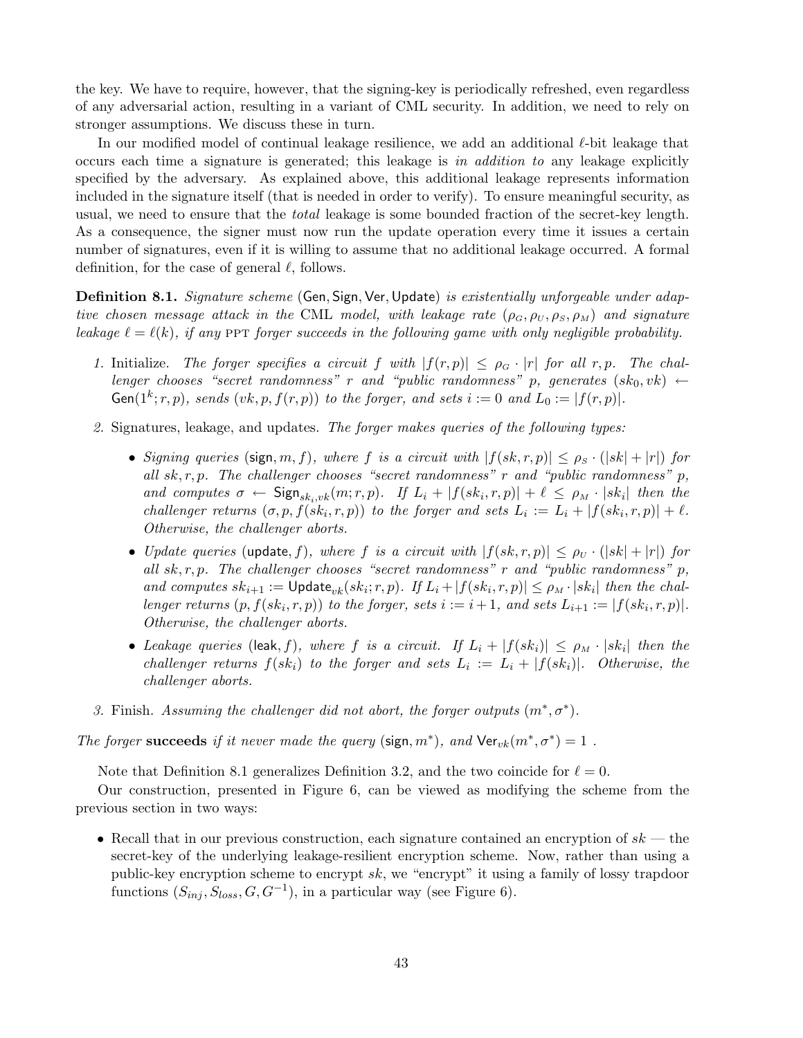the key. We have to require, however, that the signing-key is periodically refreshed, even regardless of any adversarial action, resulting in a variant of CML security. In addition, we need to rely on stronger assumptions. We discuss these in turn.

In our modified model of continual leakage resilience, we add an additional $\ell$-bit leakage that occurs each time a signature is generated; this leakage is *in addition to* any leakage explicitly specified by the adversary. As explained above, this additional leakage represents information included in the signature itself (that is needed in order to verify). To ensure meaningful security, as usual, we need to ensure that the *total* leakage is some bounded fraction of the secret-key length. As a consequence, the signer must now run the update operation every time it issues a certain number of signatures, even if it is willing to assume that no additional leakage occurred. A formal definition, for the case of general $\ell$, follows.

**Definition 8.1.** *Signature scheme* $(\mathsf{Gen}, \mathsf{Sign}, \mathsf{Ver}, \mathsf{Update})$ *is existentially unforgeable under adaptive chosen message attack in the* CML *model, with leakage rate* $(\rho_G, \rho_U, \rho_S, \rho_M)$ *and signature leakage* $\ell = \ell(k)$*, if any* PPT *forger succeeds in the following game with only negligible probability.*

1. Initialize. *The forger specifies a circuit* $f$ *with* $|f(r,p)| \leq \rho_G \cdot |r|$ *for all* $r, p$*. The challenger chooses "secret randomness"* $r$ *and "public randomness"* $p$*, generates* $(sk_0, vk) \leftarrow \mathsf{Gen}(1^k; r, p)$*, sends* $(vk, p, f(r,p))$ *to the forger, and sets* $i := 0$ *and* $L_0 := |f(r,p)|$*.*

2. Signatures, leakage, and updates. *The forger makes queries of the following types:*

   - *Signing queries* $(\mathsf{sign}, m, f)$*, where* $f$ *is a circuit with* $|f(sk, r, p)| \leq \rho_S \cdot (|sk| + |r|)$ *for all* $sk, r, p$*. The challenger chooses "secret randomness"* $r$ *and "public randomness"* $p$*, and computes* $\sigma \leftarrow \mathsf{Sign}_{sk_i, vk}(m; r, p)$*. If* $L_i + |f(sk_i, r, p)| + \ell \leq \rho_M \cdot |sk_i|$ *then the challenger returns* $(\sigma, p, f(sk_i, r, p))$ *to the forger and sets* $L_i := L_i + |f(sk_i, r, p)| + \ell$*. Otherwise, the challenger aborts.*
   - *Update queries* $(\mathsf{update}, f)$*, where* $f$ *is a circuit with* $|f(sk, r, p)| \leq \rho_U \cdot (|sk| + |r|)$ *for all* $sk, r, p$*. The challenger chooses "secret randomness"* $r$ *and "public randomness"* $p$*, and computes* $sk_{i+1} := \mathsf{Update}_{vk}(sk_i; r, p)$*. If* $L_i + |f(sk_i, r, p)| \leq \rho_M \cdot |sk_i|$ *then the challenger returns* $(p, f(sk_i, r, p))$ *to the forger, sets* $i := i+1$*, and sets* $L_{i+1} := |f(sk_i, r, p)|$*. Otherwise, the challenger aborts.*
   - *Leakage queries* $(\mathsf{leak}, f)$*, where* $f$ *is a circuit. If* $L_i + |f(sk_i)| \leq \rho_M \cdot |sk_i|$ *then the challenger returns* $f(sk_i)$ *to the forger and sets* $L_i := L_i + |f(sk_i)|$*. Otherwise, the challenger aborts.*

3. Finish. *Assuming the challenger did not abort, the forger outputs* $(m^*, \sigma^*)$*.*

*The forger* **succeeds** *if it never made the query* $(\mathsf{sign}, m^*)$*, and* $\mathsf{Ver}_{vk}(m^*, \sigma^*) = 1$ *.*

Note that Definition 8.1 generalizes Definition 3.2, and the two coincide for $\ell = 0$.

Our construction, presented in Figure 6, can be viewed as modifying the scheme from the previous section in two ways:

- Recall that in our previous construction, each signature contained an encryption of $sk$ — the secret-key of the underlying leakage-resilient encryption scheme. Now, rather than using a public-key encryption scheme to encrypt $sk$, we "encrypt" it using a family of lossy trapdoor functions $(S_{inj}, S_{loss}, G, G^{-1})$, in a particular way (see Figure 6).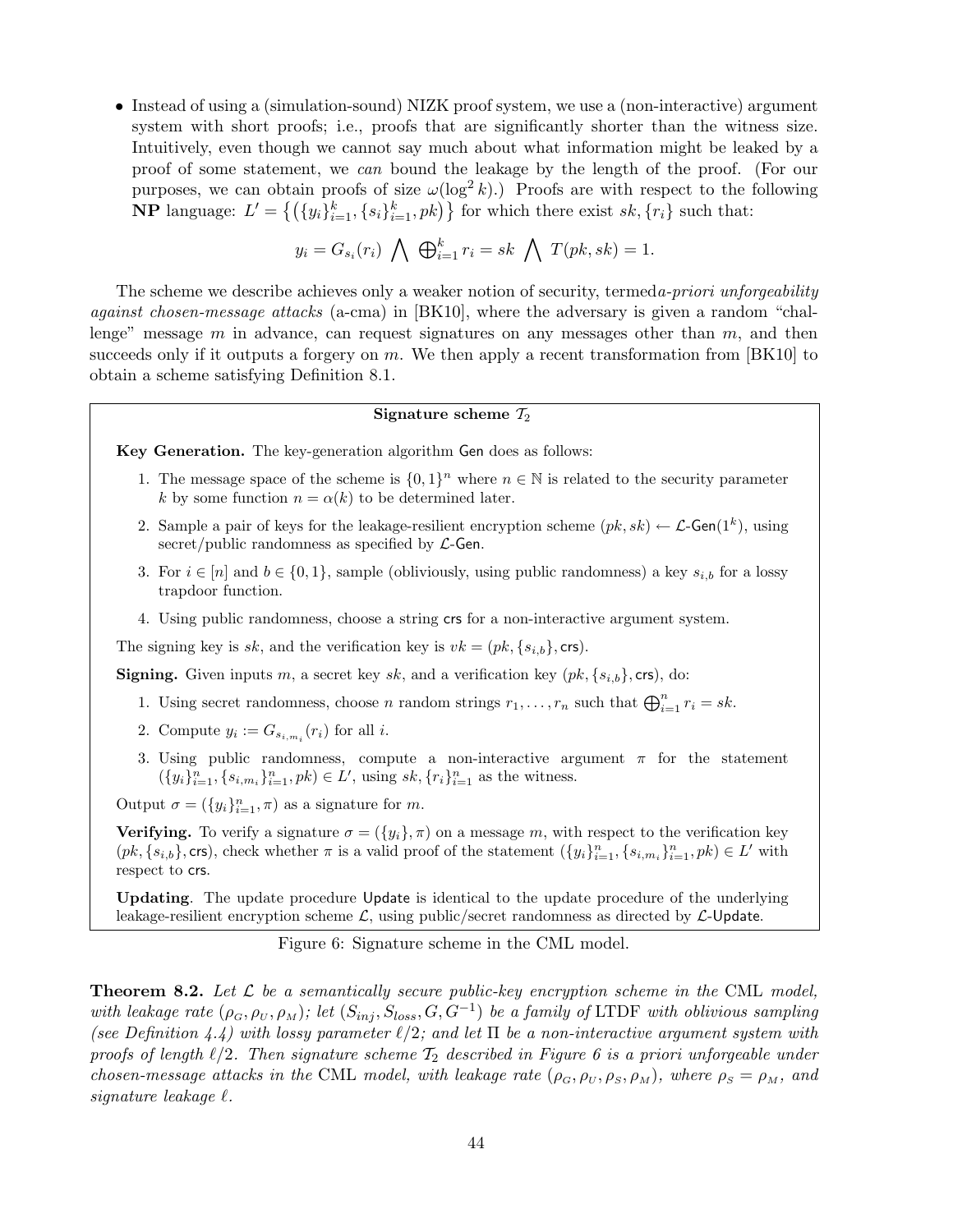- Instead of using a (simulation-sound) NIZK proof system, we use a (non-interactive) argument system with short proofs; i.e., proofs that are significantly shorter than the witness size. Intuitively, even though we cannot say much about what information might be leaked by a proof of some statement, we *can* bound the leakage by the length of the proof. (For our purposes, we can obtain proofs of size $\omega(\log^2 k)$.) Proofs are with respect to the following **NP** language: $L' = \{(\{y_i\}_{i=1}^k, \{s_i\}_{i=1}^k, pk)\}$ for which there exist $sk, \{r_i\}$ such that:

$$y_i = G_{s_i}(r_i) \bigwedge \bigoplus_{i=1}^k r_i = sk \bigwedge T(pk, sk) = 1.$$

The scheme we describe achieves only a weaker notion of security, termed*a-priori unforgeability against chosen-message attacks* (a-cma) in [BK10], where the adversary is given a random "challenge" message $m$ in advance, can request signatures on any messages other than $m$, and then succeeds only if it outputs a forgery on $m$. We then apply a recent transformation from [BK10] to obtain a scheme satisfying Definition 8.1.

---

**Signature scheme $\mathcal{T}_2$**

**Key Generation.** The key-generation algorithm $\mathsf{Gen}$ does as follows:

1. The message space of the scheme is $\{0,1\}^n$ where $n \in \mathbb{N}$ is related to the security parameter $k$ by some function $n = \alpha(k)$ to be determined later.
2. Sample a pair of keys for the leakage-resilient encryption scheme $(pk, sk) \leftarrow \mathcal{L}\text{-}\mathsf{Gen}(1^k)$, using secret/public randomness as specified by $\mathcal{L}\text{-}\mathsf{Gen}$.
3. For $i \in [n]$ and $b \in \{0,1\}$, sample (obliviously, using public randomness) a key $s_{i,b}$ for a lossy trapdoor function.
4. Using public randomness, choose a string $\mathsf{crs}$ for a non-interactive argument system.

The signing key is $sk$, and the verification key is $vk = (pk, \{s_{i,b}\}, \mathsf{crs})$.

**Signing.** Given inputs $m$, a secret key $sk$, and a verification key $(pk, \{s_{i,b}\}, \mathsf{crs})$, do:

1. Using secret randomness, choose $n$ random strings $r_1, \ldots, r_n$ such that $\bigoplus_{i=1}^n r_i = sk$.
2. Compute $y_i := G_{s_{i,m_i}}(r_i)$ for all $i$.
3. Using public randomness, compute a non-interactive argument $\pi$ for the statement $(\{y_i\}_{i=1}^n, \{s_{i,m_i}\}_{i=1}^n, pk) \in L'$, using $sk, \{r_i\}_{i=1}^n$ as the witness.

Output $\sigma = (\{y_i\}_{i=1}^n, \pi)$ as a signature for $m$.

**Verifying.** To verify a signature $\sigma = (\{y_i\}, \pi)$ on a message $m$, with respect to the verification key $(pk, \{s_{i,b}\}, \mathsf{crs})$, check whether $\pi$ is a valid proof of the statement $(\{y_i\}_{i=1}^n, \{s_{i,m_i}\}_{i=1}^n, pk) \in L'$ with respect to $\mathsf{crs}$.

**Updating**. The update procedure $\mathsf{Update}$ is identical to the update procedure of the underlying leakage-resilient encryption scheme $\mathcal{L}$, using public/secret randomness as directed by $\mathcal{L}\text{-}\mathsf{Update}$.

---

Figure 6: Signature scheme in the CML model.

**Theorem 8.2.** *Let $\mathcal{L}$ be a semantically secure public-key encryption scheme in the* CML *model, with leakage rate $(\rho_G, \rho_U, \rho_M)$; let $(S_{inj}, S_{loss}, G, G^{-1})$ be a family of* LTDF *with oblivious sampling (see Definition 4.4) with lossy parameter $\ell/2$; and let $\Pi$ be a non-interactive argument system with proofs of length $\ell/2$. Then signature scheme $\mathcal{T}_2$ described in Figure 6 is a priori unforgeable under chosen-message attacks in the* CML *model, with leakage rate $(\rho_G, \rho_U, \rho_S, \rho_M)$, where $\rho_S = \rho_M$, and signature leakage $\ell$.*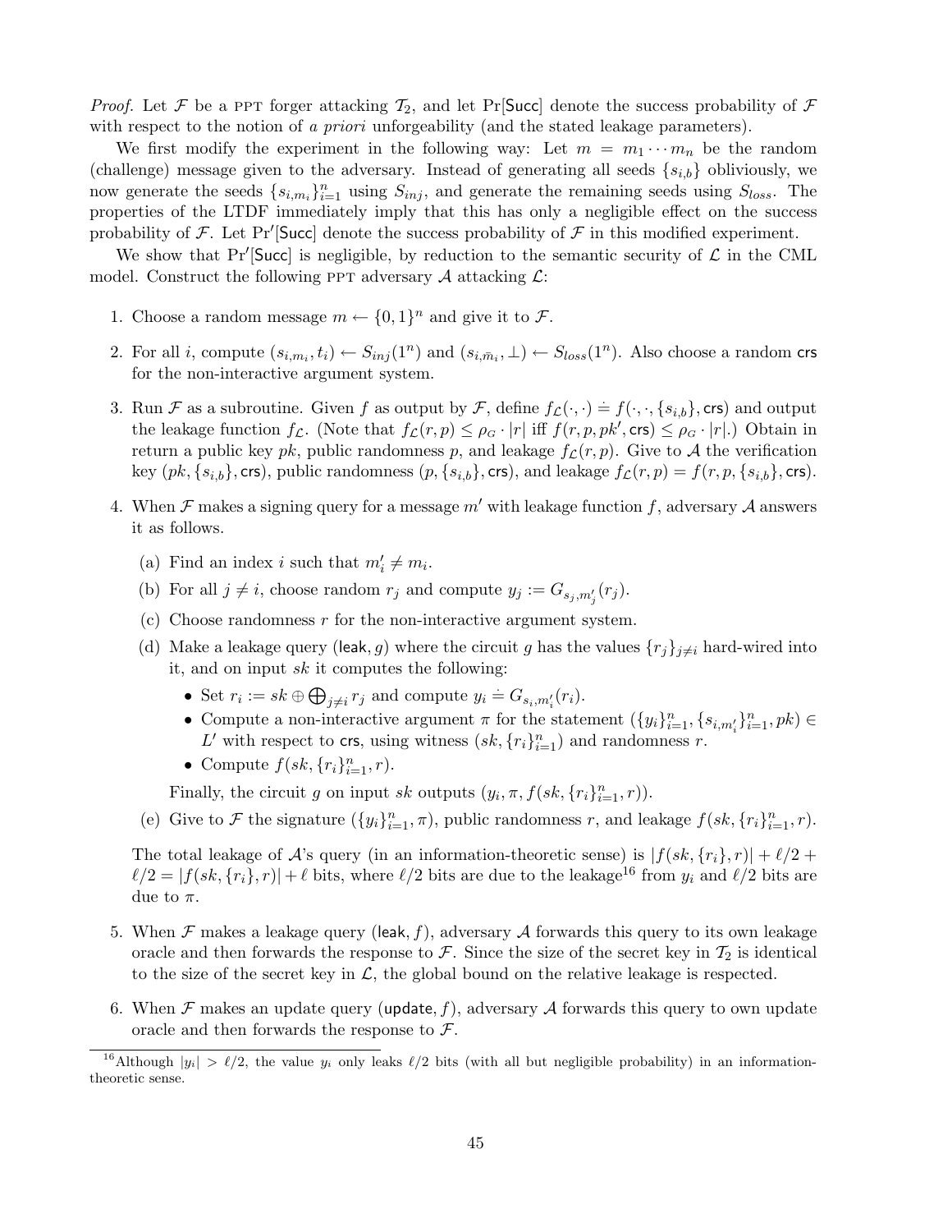*Proof.* Let $\mathcal{F}$ be a PPT forger attacking $\mathcal{T}_2$, and let $\Pr[\mathsf{Succ}]$ denote the success probability of $\mathcal{F}$ with respect to the notion of *a priori* unforgeability (and the stated leakage parameters).

We first modify the experiment in the following way: Let $m = m_1 \cdots m_n$ be the random (challenge) message given to the adversary. Instead of generating all seeds $\{s_{i,b}\}$ obliviously, we now generate the seeds $\{s_{i,m_i}\}_{i=1}^n$ using $S_{inj}$, and generate the remaining seeds using $S_{loss}$. The properties of the LTDF immediately imply that this has only a negligible effect on the success probability of $\mathcal{F}$. Let $\Pr'[\mathsf{Succ}]$ denote the success probability of $\mathcal{F}$ in this modified experiment.

We show that $\Pr'[\mathsf{Succ}]$ is negligible, by reduction to the semantic security of $\mathcal{L}$ in the CML model. Construct the following PPT adversary $\mathcal{A}$ attacking $\mathcal{L}$:

1. Choose a random message $m \leftarrow \{0,1\}^n$ and give it to $\mathcal{F}$.
2. For all $i$, compute $(s_{i,m_i}, t_i) \leftarrow S_{inj}(1^n)$ and $(s_{i,\bar{m}_i}, \bot) \leftarrow S_{loss}(1^n)$. Also choose a random $\mathsf{crs}$ for the non-interactive argument system.
3. Run $\mathcal{F}$ as a subroutine. Given $f$ as output by $\mathcal{F}$, define $f_{\mathcal{L}}(\cdot,\cdot) \doteq f(\cdot,\cdot,\{s_{i,b}\},\mathsf{crs})$ and output the leakage function $f_{\mathcal{L}}$. (Note that $f_{\mathcal{L}}(r,p) \leq \rho_G \cdot |r|$ iff $f(r,p,pk',\mathsf{crs}) \leq \rho_G \cdot |r|$.) Obtain in return a public key $pk$, public randomness $p$, and leakage $f_{\mathcal{L}}(r,p)$. Give to $\mathcal{A}$ the verification key $(pk, \{s_{i,b}\}, \mathsf{crs})$, public randomness $(p, \{s_{i,b}\}, \mathsf{crs})$, and leakage $f_{\mathcal{L}}(r,p) = f(r,p,\{s_{i,b}\},\mathsf{crs})$.
4. When $\mathcal{F}$ makes a signing query for a message $m'$ with leakage function $f$, adversary $\mathcal{A}$ answers it as follows.
   (a) Find an index $i$ such that $m'_i \neq m_i$.
   (b) For all $j \neq i$, choose random $r_j$ and compute $y_j := G_{s_{j,m'_j}}(r_j)$.
   (c) Choose randomness $r$ for the non-interactive argument system.
   (d) Make a leakage query $(\mathsf{leak}, g)$ where the circuit $g$ has the values $\{r_j\}_{j\neq i}$ hard-wired into it, and on input $sk$ it computes the following:
      - Set $r_i := sk \oplus \bigoplus_{j\neq i} r_j$ and compute $y_i \doteq G_{s_{i,m'_i}}(r_i)$.
      - Compute a non-interactive argument $\pi$ for the statement $(\{y_i\}_{i=1}^n, \{s_{i,m'_i}\}_{i=1}^n, pk) \in L'$ with respect to $\mathsf{crs}$, using witness $(sk, \{r_i\}_{i=1}^n)$ and randomness $r$.
      - Compute $f(sk, \{r_i\}_{i=1}^n, r)$.

      Finally, the circuit $g$ on input $sk$ outputs $(y_i, \pi, f(sk, \{r_i\}_{i=1}^n, r))$.
   (e) Give to $\mathcal{F}$ the signature $(\{y_i\}_{i=1}^n, \pi)$, public randomness $r$, and leakage $f(sk, \{r_i\}_{i=1}^n, r)$.

   The total leakage of $\mathcal{A}$'s query (in an information-theoretic sense) is $|f(sk,\{r_i\},r)| + \ell/2 + \ell/2 = |f(sk,\{r_i\},r)| + \ell$ bits, where $\ell/2$ bits are due to the leakage[16] from $y_i$ and $\ell/2$ bits are due to $\pi$.
5. When $\mathcal{F}$ makes a leakage query $(\mathsf{leak}, f)$, adversary $\mathcal{A}$ forwards this query to its own leakage oracle and then forwards the response to $\mathcal{F}$. Since the size of the secret key in $\mathcal{T}_2$ is identical to the size of the secret key in $\mathcal{L}$, the global bound on the relative leakage is respected.
6. When $\mathcal{F}$ makes an update query $(\mathsf{update}, f)$, adversary $\mathcal{A}$ forwards this query to own update oracle and then forwards the response to $\mathcal{F}$.

[16] Although $|y_i| > \ell/2$, the value $y_i$ only leaks $\ell/2$ bits (with all but negligible probability) in an information-theoretic sense.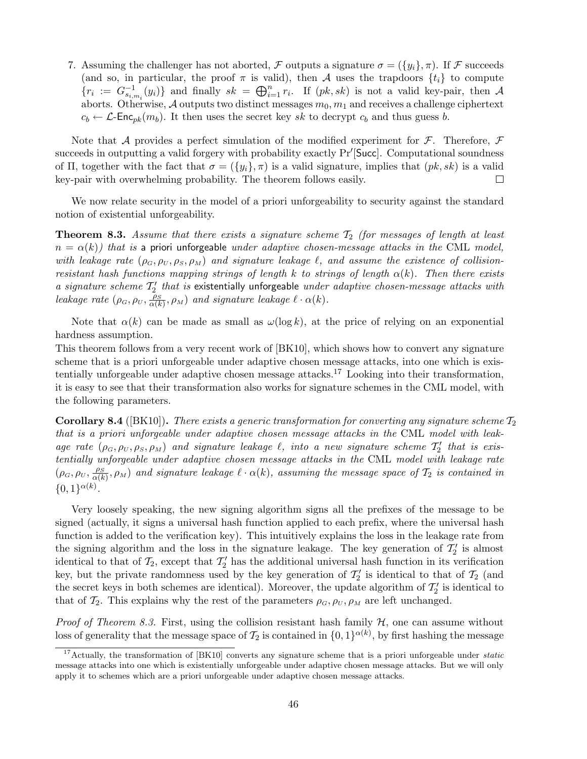7. Assuming the challenger has not aborted, $\mathcal{F}$ outputs a signature $\sigma = (\{y_i\}, \pi)$. If $\mathcal{F}$ succeeds (and so, in particular, the proof $\pi$ is valid), then $\mathcal{A}$ uses the trapdoors $\{t_i\}$ to compute $\{r_i := G^{-1}_{s_{i,m_i}}(y_i)\}$ and finally $sk = \bigoplus_{i=1}^{n} r_i$. If $(pk, sk)$ is not a valid key-pair, then $\mathcal{A}$ aborts. Otherwise, $\mathcal{A}$ outputs two distinct messages $m_0, m_1$ and receives a challenge ciphertext $c_b \leftarrow \mathcal{L}\text{-}\mathsf{Enc}_{pk}(m_b)$. It then uses the secret key $sk$ to decrypt $c_b$ and thus guess $b$.

Note that $\mathcal{A}$ provides a perfect simulation of the modified experiment for $\mathcal{F}$. Therefore, $\mathcal{F}$ succeeds in outputting a valid forgery with probability exactly $\Pr'[\mathsf{Succ}]$. Computational soundness of $\Pi$, together with the fact that $\sigma = (\{y_i\}, \pi)$ is a valid signature, implies that $(pk, sk)$ is a valid key-pair with overwhelming probability. The theorem follows easily. □

We now relate security in the model of a priori unforgeability to security against the standard notion of existential unforgeability.

**Theorem 8.3.** *Assume that there exists a signature scheme $\mathcal{T}_2$ (for messages of length at least $n = \alpha(k)$) that is* a priori unforgeable *under adaptive chosen-message attacks in the* CML *model, with leakage rate $(\rho_G, \rho_U, \rho_S, \rho_M)$ and signature leakage $\ell$, and assume the existence of collision-resistant hash functions mapping strings of length $k$ to strings of length $\alpha(k)$. Then there exists a signature scheme $\mathcal{T}_2'$ that is* existentially unforgeable *under adaptive chosen-message attacks with leakage rate $(\rho_G, \rho_U, \frac{\rho_S}{\alpha(k)}, \rho_M)$ and signature leakage $\ell \cdot \alpha(k)$.*

Note that $\alpha(k)$ can be made as small as $\omega(\log k)$, at the price of relying on an exponential hardness assumption.

This theorem follows from a very recent work of [BK10], which shows how to convert any signature scheme that is a priori unforgeable under adaptive chosen message attacks, into one which is existentially unforgeable under adaptive chosen message attacks.[17] Looking into their transformation, it is easy to see that their transformation also works for signature schemes in the CML model, with the following parameters.

**Corollary 8.4** ([BK10])**.** *There exists a generic transformation for converting any signature scheme $\mathcal{T}_2$ that is a priori unforgeable under adaptive chosen message attacks in the* CML *model with leakage rate $(\rho_G, \rho_U, \rho_S, \rho_M)$ and signature leakage $\ell$, into a new signature scheme $\mathcal{T}_2'$ that is existentially unforgeable under adaptive chosen message attacks in the* CML *model with leakage rate $(\rho_G, \rho_U, \frac{\rho_S}{\alpha(k)}, \rho_M)$ and signature leakage $\ell \cdot \alpha(k)$, assuming the message space of $\mathcal{T}_2$ is contained in $\{0,1\}^{\alpha(k)}$.*

Very loosely speaking, the new signing algorithm signs all the prefixes of the message to be signed (actually, it signs a universal hash function applied to each prefix, where the universal hash function is added to the verification key). This intuitively explains the loss in the leakage rate from the signing algorithm and the loss in the signature leakage. The key generation of $\mathcal{T}_2'$ is almost identical to that of $\mathcal{T}_2$, except that $\mathcal{T}_2'$ has the additional universal hash function in its verification key, but the private randomness used by the key generation of $\mathcal{T}_2'$ is identical to that of $\mathcal{T}_2$ (and the secret keys in both schemes are identical). Moreover, the update algorithm of $\mathcal{T}_2'$ is identical to that of $\mathcal{T}_2$. This explains why the rest of the parameters $\rho_G, \rho_U, \rho_M$ are left unchanged.

*Proof of Theorem 8.3.* First, using the collision resistant hash family $\mathcal{H}$, one can assume without loss of generality that the message space of $\mathcal{T}_2$ is contained in $\{0,1\}^{\alpha(k)}$, by first hashing the message

[17] Actually, the transformation of [BK10] converts any signature scheme that is a priori unforgeable under *static* message attacks into one which is existentially unforgeable under adaptive chosen message attacks. But we will only apply it to schemes which are a priori unforgeable under adaptive chosen message attacks.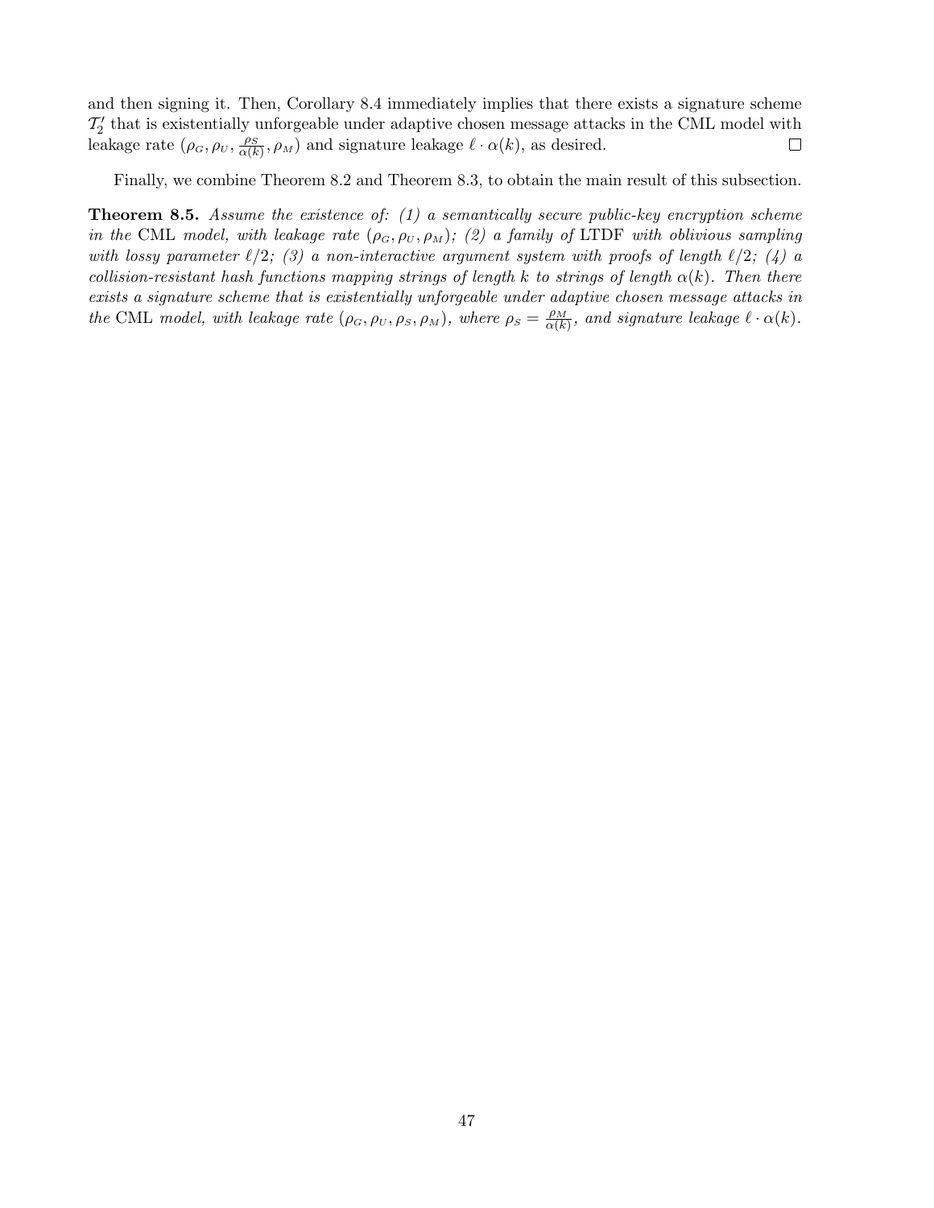and then signing it. Then, Corollary 8.4 immediately implies that there exists a signature scheme $\mathcal{T}_2'$ that is existentially unforgeable under adaptive chosen message attacks in the CML model with leakage rate $(\rho_G, \rho_U, \frac{\rho_S}{\alpha(k)}, \rho_M)$ and signature leakage $\ell \cdot \alpha(k)$, as desired. □

Finally, we combine Theorem 8.2 and Theorem 8.3, to obtain the main result of this subsection.

**Theorem 8.5.** *Assume the existence of: (1) a semantically secure public-key encryption scheme in the* CML *model, with leakage rate $(\rho_G, \rho_U, \rho_M)$; (2) a family of* LTDF *with oblivious sampling with lossy parameter $\ell/2$; (3) a non-interactive argument system with proofs of length $\ell/2$; (4) a collision-resistant hash functions mapping strings of length $k$ to strings of length $\alpha(k)$. Then there exists a signature scheme that is existentially unforgeable under adaptive chosen message attacks in the* CML *model, with leakage rate $(\rho_G, \rho_U, \rho_S, \rho_M)$, where $\rho_S = \frac{\rho_M}{\alpha(k)}$, and signature leakage $\ell \cdot \alpha(k)$.*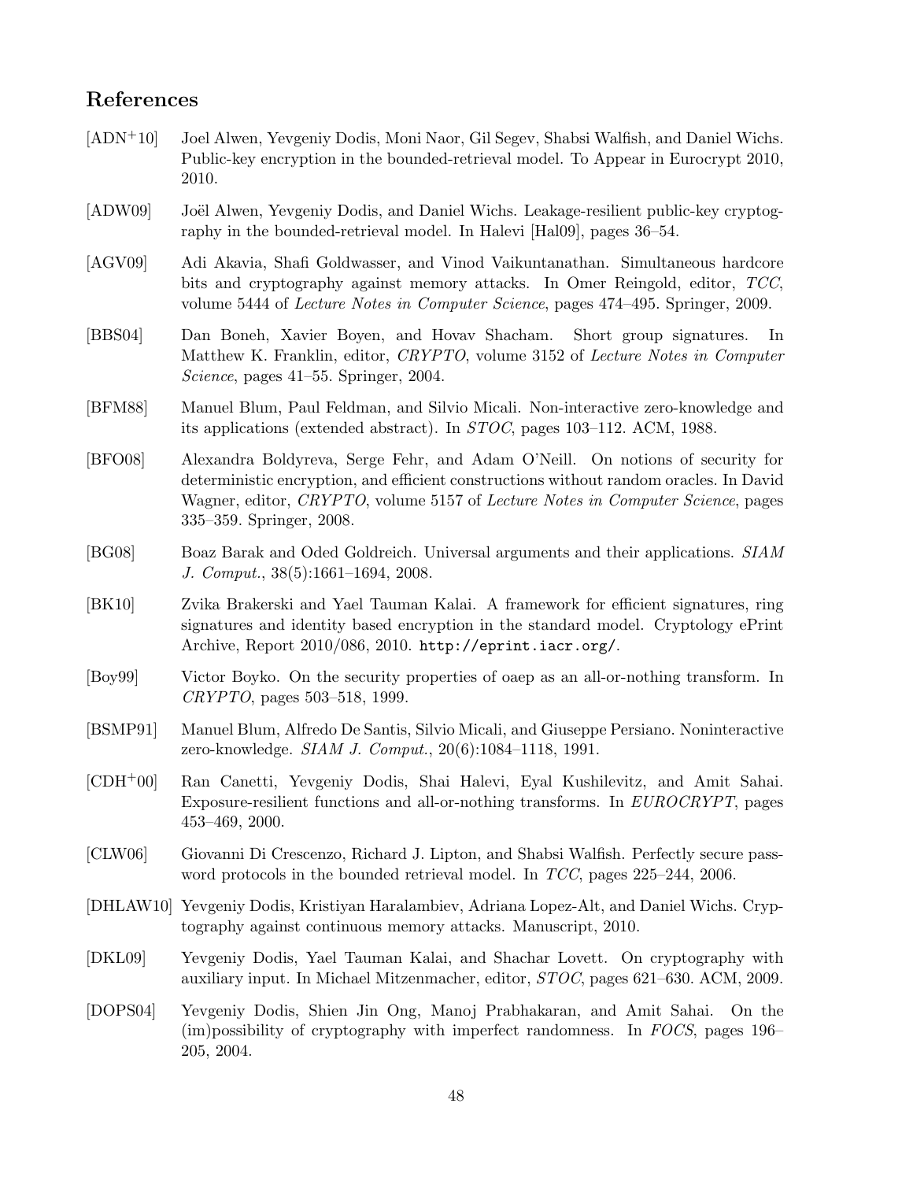## References

[ADN+10] Joel Alwen, Yevgeniy Dodis, Moni Naor, Gil Segev, Shabsi Walfish, and Daniel Wichs. Public-key encryption in the bounded-retrieval model. To Appear in Eurocrypt 2010, 2010.

[ADW09] Joël Alwen, Yevgeniy Dodis, and Daniel Wichs. Leakage-resilient public-key cryptography in the bounded-retrieval model. In Halevi [Hal09], pages 36–54.

[AGV09] Adi Akavia, Shafi Goldwasser, and Vinod Vaikuntanathan. Simultaneous hardcore bits and cryptography against memory attacks. In Omer Reingold, editor, *TCC*, volume 5444 of *Lecture Notes in Computer Science*, pages 474–495. Springer, 2009.

[BBS04] Dan Boneh, Xavier Boyen, and Hovav Shacham. Short group signatures. In Matthew K. Franklin, editor, *CRYPTO*, volume 3152 of *Lecture Notes in Computer Science*, pages 41–55. Springer, 2004.

[BFM88] Manuel Blum, Paul Feldman, and Silvio Micali. Non-interactive zero-knowledge and its applications (extended abstract). In *STOC*, pages 103–112. ACM, 1988.

[BFO08] Alexandra Boldyreva, Serge Fehr, and Adam O'Neill. On notions of security for deterministic encryption, and efficient constructions without random oracles. In David Wagner, editor, *CRYPTO*, volume 5157 of *Lecture Notes in Computer Science*, pages 335–359. Springer, 2008.

[BG08] Boaz Barak and Oded Goldreich. Universal arguments and their applications. *SIAM J. Comput.*, 38(5):1661–1694, 2008.

[BK10] Zvika Brakerski and Yael Tauman Kalai. A framework for efficient signatures, ring signatures and identity based encryption in the standard model. Cryptology ePrint Archive, Report 2010/086, 2010. `http://eprint.iacr.org/`.

[Boy99] Victor Boyko. On the security properties of oaep as an all-or-nothing transform. In *CRYPTO*, pages 503–518, 1999.

[BSMP91] Manuel Blum, Alfredo De Santis, Silvio Micali, and Giuseppe Persiano. Noninteractive zero-knowledge. *SIAM J. Comput.*, 20(6):1084–1118, 1991.

[CDH+00] Ran Canetti, Yevgeniy Dodis, Shai Halevi, Eyal Kushilevitz, and Amit Sahai. Exposure-resilient functions and all-or-nothing transforms. In *EUROCRYPT*, pages 453–469, 2000.

[CLW06] Giovanni Di Crescenzo, Richard J. Lipton, and Shabsi Walfish. Perfectly secure password protocols in the bounded retrieval model. In *TCC*, pages 225–244, 2006.

[DHLAW10] Yevgeniy Dodis, Kristiyan Haralambiev, Adriana Lopez-Alt, and Daniel Wichs. Cryptography against continuous memory attacks. Manuscript, 2010.

[DKL09] Yevgeniy Dodis, Yael Tauman Kalai, and Shachar Lovett. On cryptography with auxiliary input. In Michael Mitzenmacher, editor, *STOC*, pages 621–630. ACM, 2009.

[DOPS04] Yevgeniy Dodis, Shien Jin Ong, Manoj Prabhakaran, and Amit Sahai. On the (im)possibility of cryptography with imperfect randomness. In *FOCS*, pages 196–205, 2004.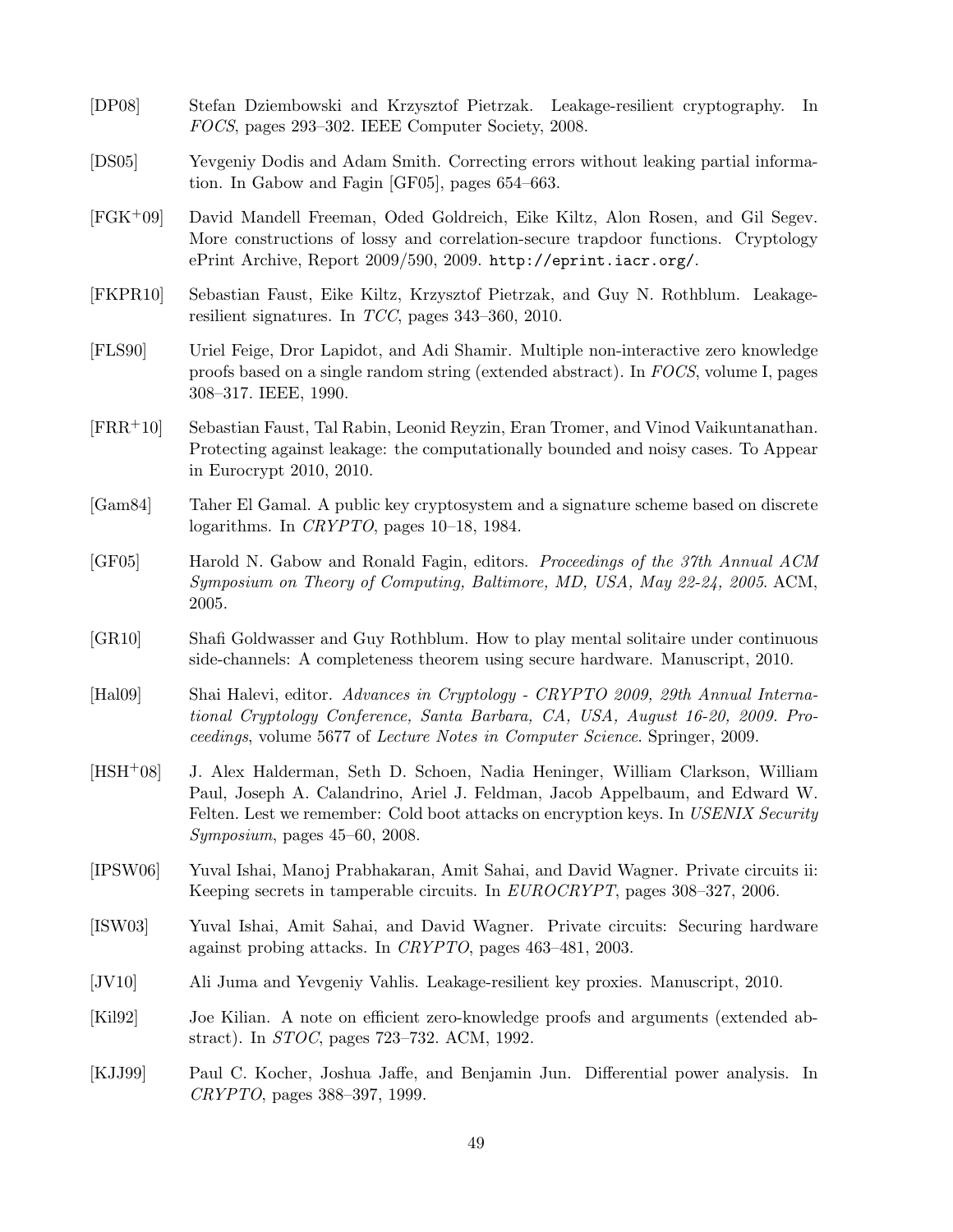[DP08] Stefan Dziembowski and Krzysztof Pietrzak. Leakage-resilient cryptography. In *FOCS*, pages 293–302. IEEE Computer Society, 2008.

[DS05] Yevgeniy Dodis and Adam Smith. Correcting errors without leaking partial information. In Gabow and Fagin [GF05], pages 654–663.

[FGK+09] David Mandell Freeman, Oded Goldreich, Eike Kiltz, Alon Rosen, and Gil Segev. More constructions of lossy and correlation-secure trapdoor functions. Cryptology ePrint Archive, Report 2009/590, 2009. `http://eprint.iacr.org/`.

[FKPR10] Sebastian Faust, Eike Kiltz, Krzysztof Pietrzak, and Guy N. Rothblum. Leakage-resilient signatures. In *TCC*, pages 343–360, 2010.

[FLS90] Uriel Feige, Dror Lapidot, and Adi Shamir. Multiple non-interactive zero knowledge proofs based on a single random string (extended abstract). In *FOCS*, volume I, pages 308–317. IEEE, 1990.

[FRR+10] Sebastian Faust, Tal Rabin, Leonid Reyzin, Eran Tromer, and Vinod Vaikuntanathan. Protecting against leakage: the computationally bounded and noisy cases. To Appear in Eurocrypt 2010, 2010.

[Gam84] Taher El Gamal. A public key cryptosystem and a signature scheme based on discrete logarithms. In *CRYPTO*, pages 10–18, 1984.

[GF05] Harold N. Gabow and Ronald Fagin, editors. *Proceedings of the 37th Annual ACM Symposium on Theory of Computing, Baltimore, MD, USA, May 22-24, 2005*. ACM, 2005.

[GR10] Shafi Goldwasser and Guy Rothblum. How to play mental solitaire under continuous side-channels: A completeness theorem using secure hardware. Manuscript, 2010.

[Hal09] Shai Halevi, editor. *Advances in Cryptology - CRYPTO 2009, 29th Annual International Cryptology Conference, Santa Barbara, CA, USA, August 16-20, 2009. Proceedings*, volume 5677 of *Lecture Notes in Computer Science*. Springer, 2009.

[HSH+08] J. Alex Halderman, Seth D. Schoen, Nadia Heninger, William Clarkson, William Paul, Joseph A. Calandrino, Ariel J. Feldman, Jacob Appelbaum, and Edward W. Felten. Lest we remember: Cold boot attacks on encryption keys. In *USENIX Security Symposium*, pages 45–60, 2008.

[IPSW06] Yuval Ishai, Manoj Prabhakaran, Amit Sahai, and David Wagner. Private circuits ii: Keeping secrets in tamperable circuits. In *EUROCRYPT*, pages 308–327, 2006.

[ISW03] Yuval Ishai, Amit Sahai, and David Wagner. Private circuits: Securing hardware against probing attacks. In *CRYPTO*, pages 463–481, 2003.

[JV10] Ali Juma and Yevgeniy Vahlis. Leakage-resilient key proxies. Manuscript, 2010.

[Kil92] Joe Kilian. A note on efficient zero-knowledge proofs and arguments (extended abstract). In *STOC*, pages 723–732. ACM, 1992.

[KJJ99] Paul C. Kocher, Joshua Jaffe, and Benjamin Jun. Differential power analysis. In *CRYPTO*, pages 388–397, 1999.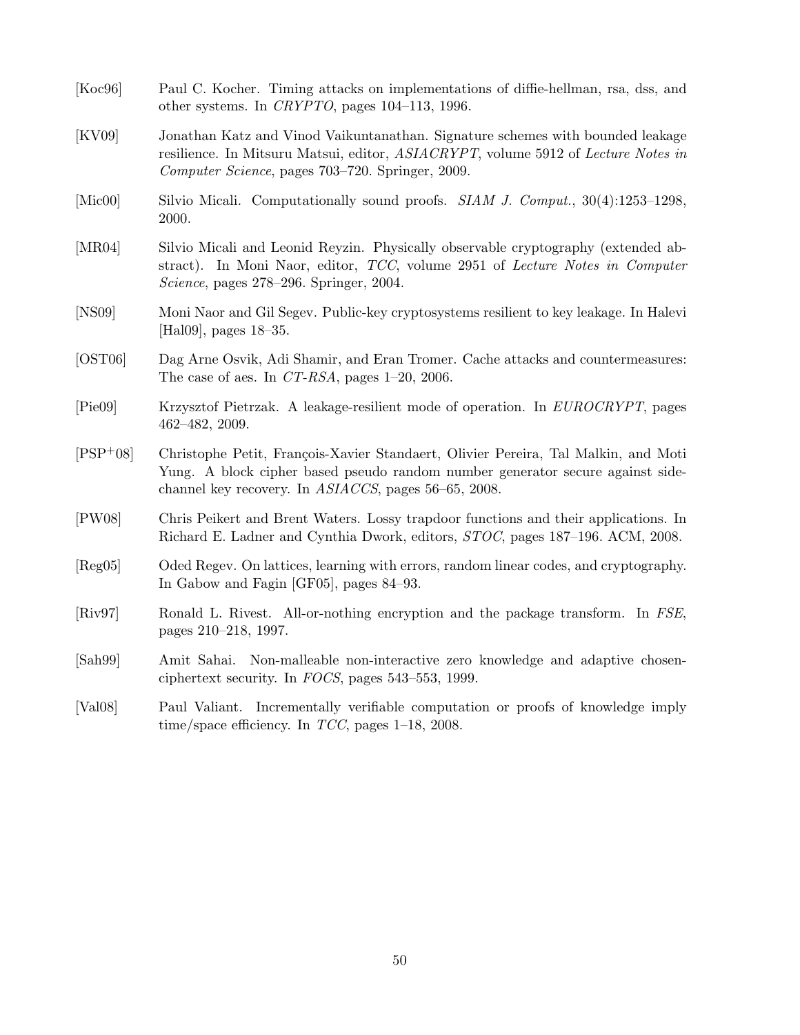[Koc96] Paul C. Kocher. Timing attacks on implementations of diffie-hellman, rsa, dss, and other systems. In *CRYPTO*, pages 104–113, 1996.

[KV09] Jonathan Katz and Vinod Vaikuntanathan. Signature schemes with bounded leakage resilience. In Mitsuru Matsui, editor, *ASIACRYPT*, volume 5912 of *Lecture Notes in Computer Science*, pages 703–720. Springer, 2009.

[Mic00] Silvio Micali. Computationally sound proofs. *SIAM J. Comput.*, 30(4):1253–1298, 2000.

[MR04] Silvio Micali and Leonid Reyzin. Physically observable cryptography (extended abstract). In Moni Naor, editor, *TCC*, volume 2951 of *Lecture Notes in Computer Science*, pages 278–296. Springer, 2004.

[NS09] Moni Naor and Gil Segev. Public-key cryptosystems resilient to key leakage. In Halevi [Hal09], pages 18–35.

[OST06] Dag Arne Osvik, Adi Shamir, and Eran Tromer. Cache attacks and countermeasures: The case of aes. In *CT-RSA*, pages 1–20, 2006.

[Pie09] Krzysztof Pietrzak. A leakage-resilient mode of operation. In *EUROCRYPT*, pages 462–482, 2009.

[PSP+08] Christophe Petit, François-Xavier Standaert, Olivier Pereira, Tal Malkin, and Moti Yung. A block cipher based pseudo random number generator secure against side-channel key recovery. In *ASIACCS*, pages 56–65, 2008.

[PW08] Chris Peikert and Brent Waters. Lossy trapdoor functions and their applications. In Richard E. Ladner and Cynthia Dwork, editors, *STOC*, pages 187–196. ACM, 2008.

[Reg05] Oded Regev. On lattices, learning with errors, random linear codes, and cryptography. In Gabow and Fagin [GF05], pages 84–93.

[Riv97] Ronald L. Rivest. All-or-nothing encryption and the package transform. In *FSE*, pages 210–218, 1997.

[Sah99] Amit Sahai. Non-malleable non-interactive zero knowledge and adaptive chosen-ciphertext security. In *FOCS*, pages 543–553, 1999.

[Val08] Paul Valiant. Incrementally verifiable computation or proofs of knowledge imply time/space efficiency. In *TCC*, pages 1–18, 2008.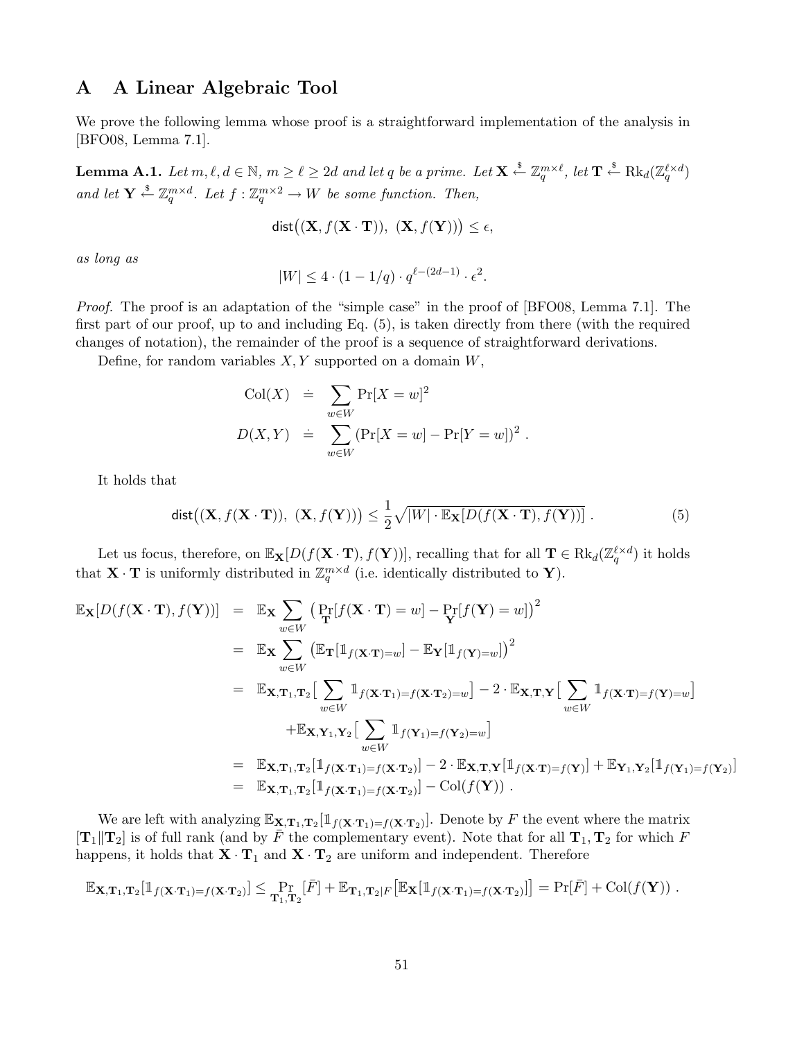# A A Linear Algebraic Tool

We prove the following lemma whose proof is a straightforward implementation of the analysis in [BFO08, Lemma 7.1].

**Lemma A.1.** *Let $m, \ell, d \in \mathbb{N}$, $m \geq \ell \geq 2d$ and let $q$ be a prime. Let $\mathbf{X} \xleftarrow{\$} \mathbb{Z}_q^{m \times \ell}$, let $\mathbf{T} \xleftarrow{\$} \mathrm{Rk}_d(\mathbb{Z}_q^{\ell \times d})$ and let $\mathbf{Y} \xleftarrow{\$} \mathbb{Z}_q^{m \times d}$. Let $f : \mathbb{Z}_q^{m \times 2} \to W$ be some function. Then,*

$$\mathsf{dist}\big((\mathbf{X}, f(\mathbf{X} \cdot \mathbf{T})),\ (\mathbf{X}, f(\mathbf{Y}))\big) \leq \epsilon,$$

*as long as*

$$|W| \leq 4 \cdot (1 - 1/q) \cdot q^{\ell - (2d-1)} \cdot \epsilon^2 .$$

*Proof.* The proof is an adaptation of the "simple case" in the proof of [BFO08, Lemma 7.1]. The first part of our proof, up to and including Eq. (5), is taken directly from there (with the required changes of notation), the remainder of the proof is a sequence of straightforward derivations.

Define, for random variables $X, Y$ supported on a domain $W$,

$$\begin{aligned}
\mathrm{Col}(X) &\doteq \sum_{w \in W} \Pr[X = w]^2 \\
D(X, Y) &\doteq \sum_{w \in W} \left(\Pr[X = w] - \Pr[Y = w]\right)^2 .
\end{aligned}$$

It holds that

$$\mathsf{dist}\big((\mathbf{X}, f(\mathbf{X} \cdot \mathbf{T})),\ (\mathbf{X}, f(\mathbf{Y}))\big) \leq \frac{1}{2}\sqrt{|W| \cdot \mathbb{E}_{\mathbf{X}}[D(f(\mathbf{X} \cdot \mathbf{T}), f(\mathbf{Y}))]} \ . \tag{5}$$

Let us focus, therefore, on $\mathbb{E}_{\mathbf{X}}[D(f(\mathbf{X} \cdot \mathbf{T}), f(\mathbf{Y}))]$, recalling that for all $\mathbf{T} \in \mathrm{Rk}_d(\mathbb{Z}_q^{\ell \times d})$ it holds that $\mathbf{X} \cdot \mathbf{T}$ is uniformly distributed in $\mathbb{Z}_q^{m \times d}$ (i.e. identically distributed to $\mathbf{Y}$).

$$\begin{aligned}
\mathbb{E}_{\mathbf{X}}[D(f(\mathbf{X} \cdot \mathbf{T}), f(\mathbf{Y}))] &= \mathbb{E}_{\mathbf{X}} \sum_{w \in W} \big(\Pr_{\mathbf{T}}[f(\mathbf{X} \cdot \mathbf{T}) = w] - \Pr_{\mathbf{Y}}[f(\mathbf{Y}) = w]\big)^2 \\
&= \mathbb{E}_{\mathbf{X}} \sum_{w \in W} \big(\mathbb{E}_{\mathbf{T}}[\mathbb{1}_{f(\mathbf{X} \cdot \mathbf{T}) = w}] - \mathbb{E}_{\mathbf{Y}}[\mathbb{1}_{f(\mathbf{Y}) = w}]\big)^2 \\
&= \mathbb{E}_{\mathbf{X}, \mathbf{T}_1, \mathbf{T}_2}\big[\sum_{w \in W} \mathbb{1}_{f(\mathbf{X} \cdot \mathbf{T}_1) = f(\mathbf{X} \cdot \mathbf{T}_2) = w}\big] - 2 \cdot \mathbb{E}_{\mathbf{X}, \mathbf{T}, \mathbf{Y}}\big[\sum_{w \in W} \mathbb{1}_{f(\mathbf{X} \cdot \mathbf{T}) = f(\mathbf{Y}) = w}\big] \\
&\qquad + \mathbb{E}_{\mathbf{X}, \mathbf{Y}_1, \mathbf{Y}_2}\big[\sum_{w \in W} \mathbb{1}_{f(\mathbf{Y}_1) = f(\mathbf{Y}_2) = w}\big] \\
&= \mathbb{E}_{\mathbf{X}, \mathbf{T}_1, \mathbf{T}_2}[\mathbb{1}_{f(\mathbf{X} \cdot \mathbf{T}_1) = f(\mathbf{X} \cdot \mathbf{T}_2)}] - 2 \cdot \mathbb{E}_{\mathbf{X}, \mathbf{T}, \mathbf{Y}}[\mathbb{1}_{f(\mathbf{X} \cdot \mathbf{T}) = f(\mathbf{Y})}] + \mathbb{E}_{\mathbf{Y}_1, \mathbf{Y}_2}[\mathbb{1}_{f(\mathbf{Y}_1) = f(\mathbf{Y}_2)}] \\
&= \mathbb{E}_{\mathbf{X}, \mathbf{T}_1, \mathbf{T}_2}[\mathbb{1}_{f(\mathbf{X} \cdot \mathbf{T}_1) = f(\mathbf{X} \cdot \mathbf{T}_2)}] - \mathrm{Col}(f(\mathbf{Y})) \ .
\end{aligned}$$

We are left with analyzing $\mathbb{E}_{\mathbf{X}, \mathbf{T}_1, \mathbf{T}_2}[\mathbb{1}_{f(\mathbf{X} \cdot \mathbf{T}_1) = f(\mathbf{X} \cdot \mathbf{T}_2)}]$. Denote by $F$ the event where the matrix $[\mathbf{T}_1 \| \mathbf{T}_2]$ is of full rank (and by $\bar{F}$ the complementary event). Note that for all $\mathbf{T}_1, \mathbf{T}_2$ for which $F$ happens, it holds that $\mathbf{X} \cdot \mathbf{T}_1$ and $\mathbf{X} \cdot \mathbf{T}_2$ are uniform and independent. Therefore

$$\mathbb{E}_{\mathbf{X}, \mathbf{T}_1, \mathbf{T}_2}[\mathbb{1}_{f(\mathbf{X} \cdot \mathbf{T}_1) = f(\mathbf{X} \cdot \mathbf{T}_2)}] \leq \Pr_{\mathbf{T}_1, \mathbf{T}_2}[\bar{F}] + \mathbb{E}_{\mathbf{T}_1, \mathbf{T}_2 | F}\big[\mathbb{E}_{\mathbf{X}}[\mathbb{1}_{f(\mathbf{X} \cdot \mathbf{T}_1) = f(\mathbf{X} \cdot \mathbf{T}_2)}]\big] = \Pr[\bar{F}] + \mathrm{Col}(f(\mathbf{Y})) \ .$$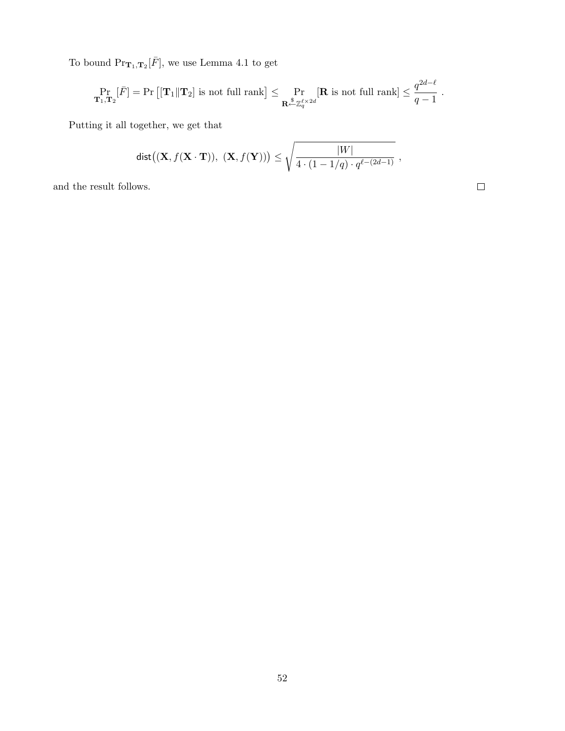To bound $\Pr_{\mathbf{T}_1,\mathbf{T}_2}[\bar{F}]$, we use Lemma 4.1 to get

$$\Pr_{\mathbf{T}_1,\mathbf{T}_2}[\bar{F}] = \Pr\big[[\mathbf{T}_1 \| \mathbf{T}_2] \text{ is not full rank}\big] \leq \Pr_{\mathbf{R} \xleftarrow{\$} \mathbb{Z}_q^{\ell \times 2d}}[\mathbf{R} \text{ is not full rank}] \leq \frac{q^{2d-\ell}}{q-1} \ .$$

Putting it all together, we get that

$$\mathsf{dist}\big((\mathbf{X}, f(\mathbf{X} \cdot \mathbf{T})),\ (\mathbf{X}, f(\mathbf{Y}))\big) \leq \sqrt{\frac{|W|}{4 \cdot (1 - 1/q) \cdot q^{\ell - (2d-1)}}} \ ,$$

and the result follows. $\square$